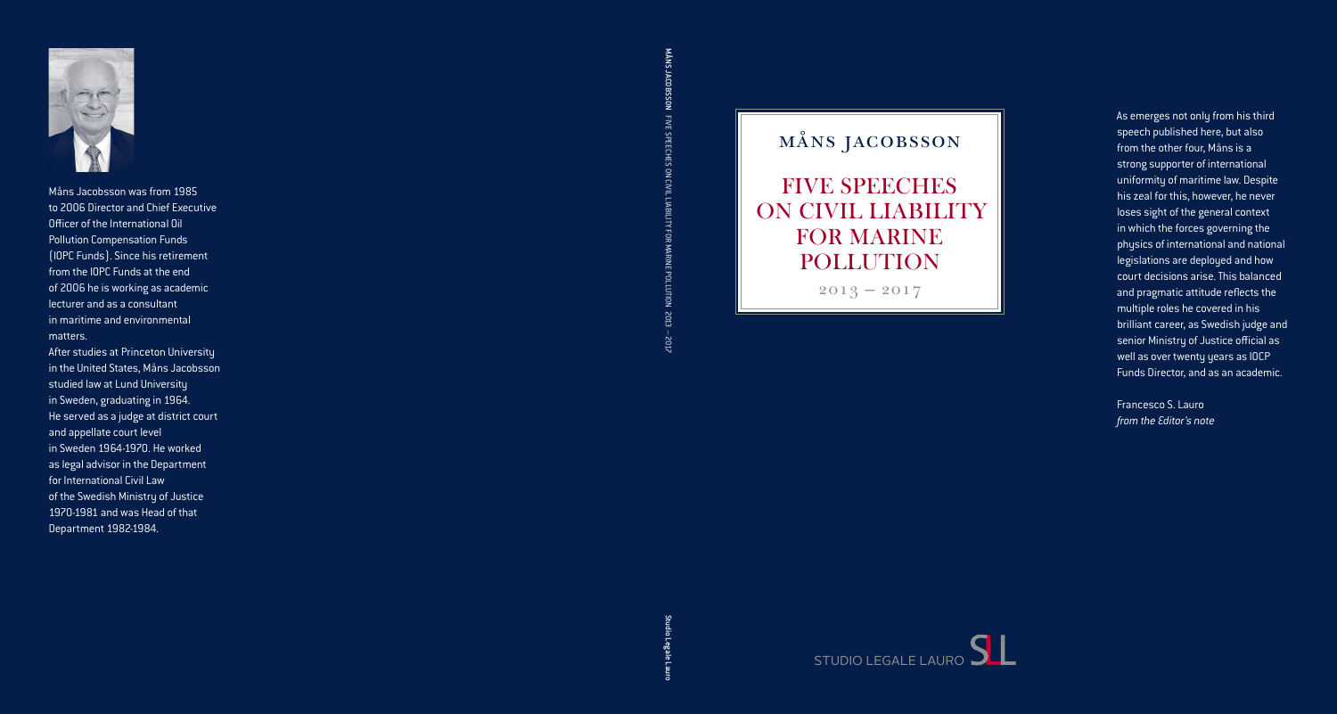Måns Jacobsson was from 1985 to 2006 Director and Chief Executive Officer of the International Oil Pollution Compensation Funds (IOPC Funds). Since his retirement from the IOPC Funds at the end of 2006 he is working as academic lecturer and as a consultant in maritime and environmental matters.

After studies at Princeton University in the United States, Måns Jacobsson studied law at Lund University in Sweden, graduating in 1964. He served as a judge at district court and appellate court level in Sweden 1964-1970. He worked as legal advisor in the Department for International Civil Law of the Swedish Ministry of Justice 1970-1981 and was Head of that Department 1982-1984.

MÅNS JACOBSSON FIVE SPEECHES ON CIVIL LIABILITY FOR MARINE POLLUTION 2013 – 2017

Studio Legale Lauro

## MÅNS JACOBSSON

# FIVE SPEECHES ON CIVIL LIABILITY FOR MARINE POLLUTION

2013 – 2017

STUDIO LEGALE LAURO SLL

As emerges not only from his third speech published here, but also from the other four, Måns is a strong supporter of international uniformity of maritime law. Despite his zeal for this, however, he never loses sight of the general context in which the forces governing the physics of international and national legislations are deployed and how court decisions arise. This balanced and pragmatic attitude reflects the multiple roles he covered in his brilliant career, as Swedish judge and senior Ministry of Justice official as well as over twenty years as IOCP Funds Director, and as an academic.

Francesco S. Lauro
*from the Editor's note*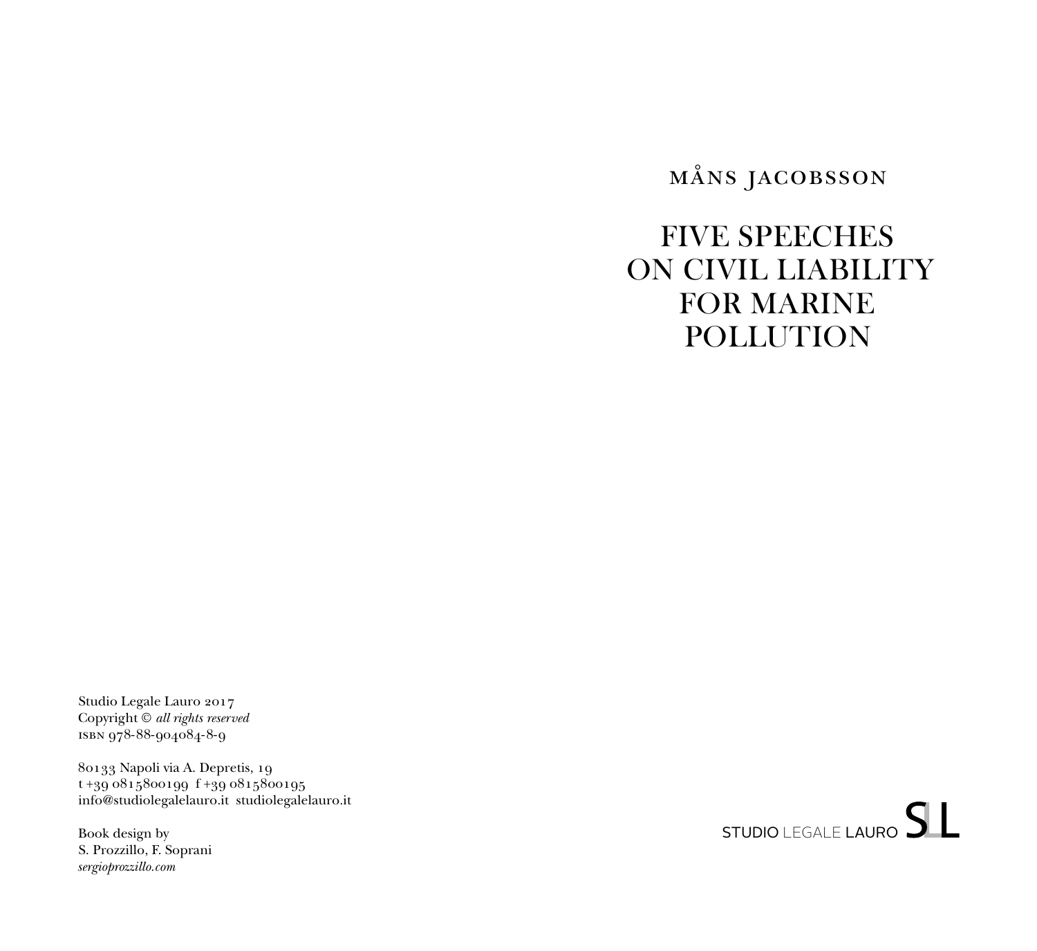MÅNS JACOBSSON

# FIVE SPEECHES ON CIVIL LIABILITY FOR MARINE POLLUTION

Studio Legale Lauro 2017
Copyright © *all rights reserved*
ISBN 978-88-904084-8-9

80133 Napoli via A. Depretis, 19
t +39 0815800199 f +39 0815800195
info@studiolegalelauro.it studiolegalelauro.it

Book design by
S. Prozzillo, F. Soprani
*sergioprozzillo.com*

STUDIO LEGALE LAURO SLL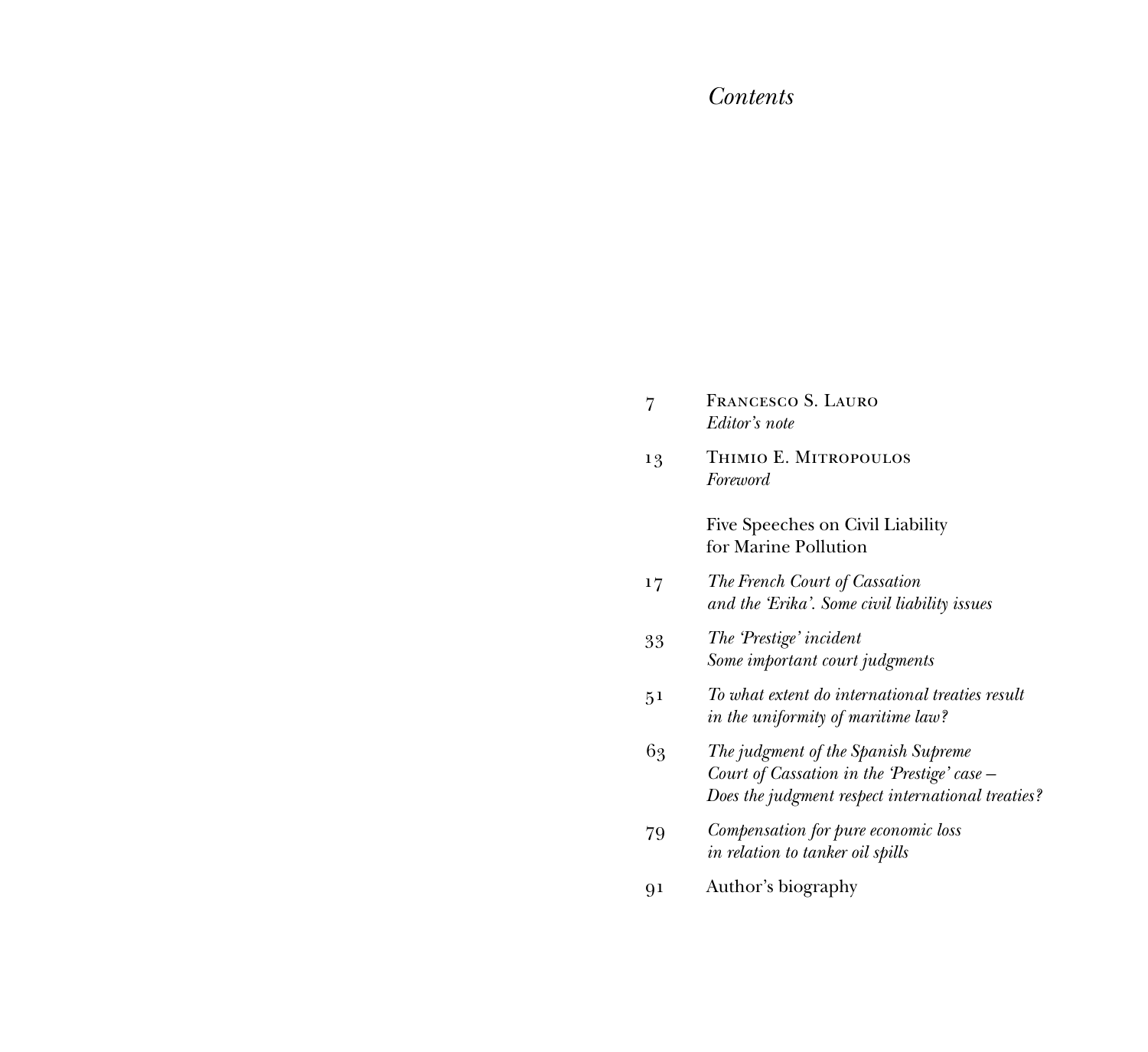# *Contents*

| | |
|---|---|
| 7 | Francesco S. Lauro<br>*Editor's note* |
| 13 | Thimio E. Mitropoulos<br>*Foreword* |
| | Five Speeches on Civil Liability for Marine Pollution |
| 17 | *The French Court of Cassation and the 'Erika'. Some civil liability issues* |
| 33 | *The 'Prestige' incident Some important court judgments* |
| 51 | *To what extent do international treaties result in the uniformity of maritime law?* |
| 63 | *The judgment of the Spanish Supreme Court of Cassation in the 'Prestige' case – Does the judgment respect international treaties?* |
| 79 | *Compensation for pure economic loss in relation to tanker oil spills* |
| 91 | Author's biography |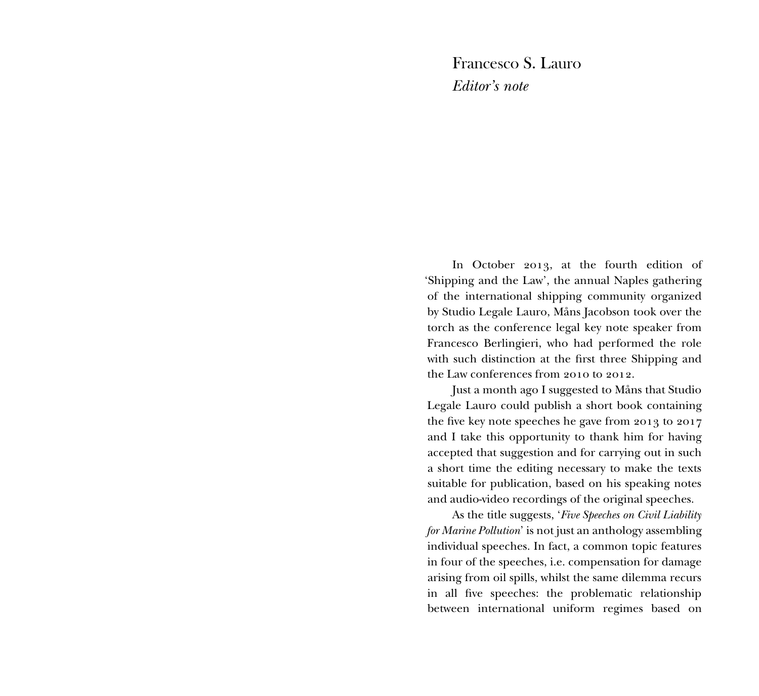# Francesco S. Lauro

## *Editor's note*

In October 2013, at the fourth edition of 'Shipping and the Law', the annual Naples gathering of the international shipping community organized by Studio Legale Lauro, Måns Jacobson took over the torch as the conference legal key note speaker from Francesco Berlingieri, who had performed the role with such distinction at the first three Shipping and the Law conferences from 2010 to 2012.

Just a month ago I suggested to Måns that Studio Legale Lauro could publish a short book containing the five key note speeches he gave from 2013 to 2017 and I take this opportunity to thank him for having accepted that suggestion and for carrying out in such a short time the editing necessary to make the texts suitable for publication, based on his speaking notes and audio-video recordings of the original speeches.

As the title suggests, '*Five Speeches on Civil Liability for Marine Pollution*' is not just an anthology assembling individual speeches. In fact, a common topic features in four of the speeches, i.e. compensation for damage arising from oil spills, whilst the same dilemma recurs in all five speeches: the problematic relationship between international uniform regimes based on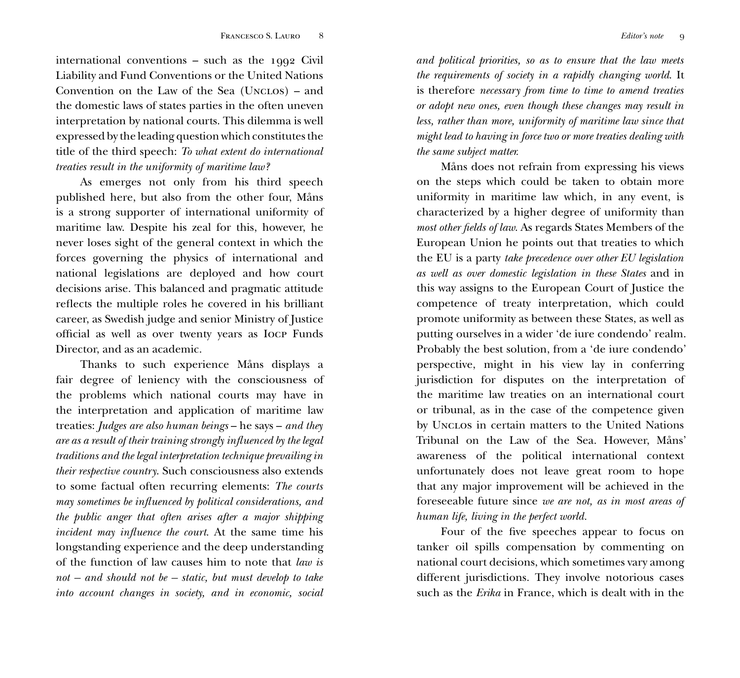international conventions – such as the 1992 Civil Liability and Fund Conventions or the United Nations Convention on the Law of the Sea (UNCLOS) – and the domestic laws of states parties in the often uneven interpretation by national courts. This dilemma is well expressed by the leading question which constitutes the title of the third speech: *To what extent do international treaties result in the uniformity of maritime law?*

As emerges not only from his third speech published here, but also from the other four, Måns is a strong supporter of international uniformity of maritime law. Despite his zeal for this, however, he never loses sight of the general context in which the forces governing the physics of international and national legislations are deployed and how court decisions arise. This balanced and pragmatic attitude reflects the multiple roles he covered in his brilliant career, as Swedish judge and senior Ministry of Justice official as well as over twenty years as IOPC Funds Director, and as an academic.

Thanks to such experience Måns displays a fair degree of leniency with the consciousness of the problems which national courts may have in the interpretation and application of maritime law treaties: *Judges are also human beings* – he says – *and they are as a result of their training strongly influenced by the legal traditions and the legal interpretation technique prevailing in their respective country.* Such consciousness also extends to some factual often recurring elements: *The courts may sometimes be influenced by political considerations, and the public anger that often arises after a major shipping incident may influence the court.* At the same time his longstanding experience and the deep understanding of the function of law causes him to note that *law is not – and should not be – static, but must develop to take into account changes in society, and in economic, social and political priorities, so as to ensure that the law meets the requirements of society in a rapidly changing world.* It is therefore *necessary from time to time to amend treaties or adopt new ones, even though these changes may result in less, rather than more, uniformity of maritime law since that might lead to having in force two or more treaties dealing with the same subject matter.*

Måns does not refrain from expressing his views on the steps which could be taken to obtain more uniformity in maritime law which, in any event, is characterized by a higher degree of uniformity than *most other fields of law.* As regards States Members of the European Union he points out that treaties to which the EU is a party *take precedence over other EU legislation as well as over domestic legislation in these States* and in this way assigns to the European Court of Justice the competence of treaty interpretation, which could promote uniformity as between these States, as well as putting ourselves in a wider 'de iure condendo' realm. Probably the best solution, from a 'de iure condendo' perspective, might in his view lay in conferring jurisdiction for disputes on the interpretation of the maritime law treaties on an international court or tribunal, as in the case of the competence given by UNCLOS in certain matters to the United Nations Tribunal on the Law of the Sea. However, Måns' awareness of the political international context unfortunately does not leave great room to hope that any major improvement will be achieved in the foreseeable future since *we are not, as in most areas of human life, living in the perfect world.*

Four of the five speeches appear to focus on tanker oil spills compensation by commenting on national court decisions, which sometimes vary among different jurisdictions. They involve notorious cases such as the *Erika* in France, which is dealt with in the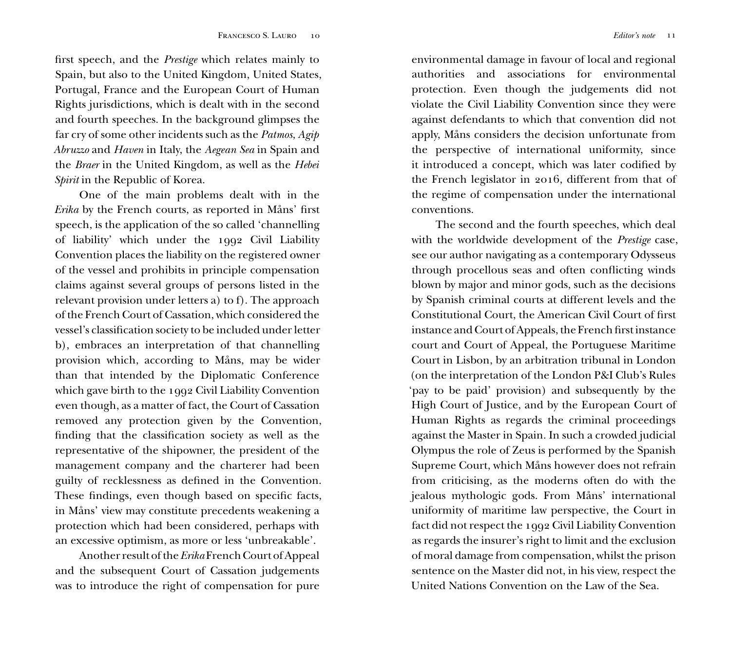first speech, and the *Prestige* which relates mainly to Spain, but also to the United Kingdom, United States, Portugal, France and the European Court of Human Rights jurisdictions, which is dealt with in the second and fourth speeches. In the background glimpses the far cry of some other incidents such as the *Patmos*, *Agip Abruzzo* and *Haven* in Italy, the *Aegean Sea* in Spain and the *Braer* in the United Kingdom, as well as the *Hebei Spirit* in the Republic of Korea.

One of the main problems dealt with in the *Erika* by the French courts, as reported in Måns' first speech, is the application of the so called 'channelling of liability' which under the 1992 Civil Liability Convention places the liability on the registered owner of the vessel and prohibits in principle compensation claims against several groups of persons listed in the relevant provision under letters a) to f). The approach of the French Court of Cassation, which considered the vessel's classification society to be included under letter b), embraces an interpretation of that channelling provision which, according to Måns, may be wider than that intended by the Diplomatic Conference which gave birth to the 1992 Civil Liability Convention even though, as a matter of fact, the Court of Cassation removed any protection given by the Convention, finding that the classification society as well as the representative of the shipowner, the president of the management company and the charterer had been guilty of recklessness as defined in the Convention. These findings, even though based on specific facts, in Måns' view may constitute precedents weakening a protection which had been considered, perhaps with an excessive optimism, as more or less 'unbreakable'.

Another result of the *Erika* French Court of Appeal and the subsequent Court of Cassation judgements was to introduce the right of compensation for pure environmental damage in favour of local and regional authorities and associations for environmental protection. Even though the judgements did not violate the Civil Liability Convention since they were against defendants to which that convention did not apply, Måns considers the decision unfortunate from the perspective of international uniformity, since it introduced a concept, which was later codified by the French legislator in 2016, different from that of the regime of compensation under the international conventions.

The second and the fourth speeches, which deal with the worldwide development of the *Prestige* case, see our author navigating as a contemporary Odysseus through procellous seas and often conflicting winds blown by major and minor gods, such as the decisions by Spanish criminal courts at different levels and the Constitutional Court, the American Civil Court of first instance and Court of Appeals, the French first instance court and Court of Appeal, the Portuguese Maritime Court in Lisbon, by an arbitration tribunal in London (on the interpretation of the London P&I Club's Rules 'pay to be paid' provision) and subsequently by the High Court of Justice, and by the European Court of Human Rights as regards the criminal proceedings against the Master in Spain. In such a crowded judicial Olympus the role of Zeus is performed by the Spanish Supreme Court, which Måns however does not refrain from criticising, as the moderns often do with the jealous mythologic gods. From Måns' international uniformity of maritime law perspective, the Court in fact did not respect the 1992 Civil Liability Convention as regards the insurer's right to limit and the exclusion of moral damage from compensation, whilst the prison sentence on the Master did not, in his view, respect the United Nations Convention on the Law of the Sea.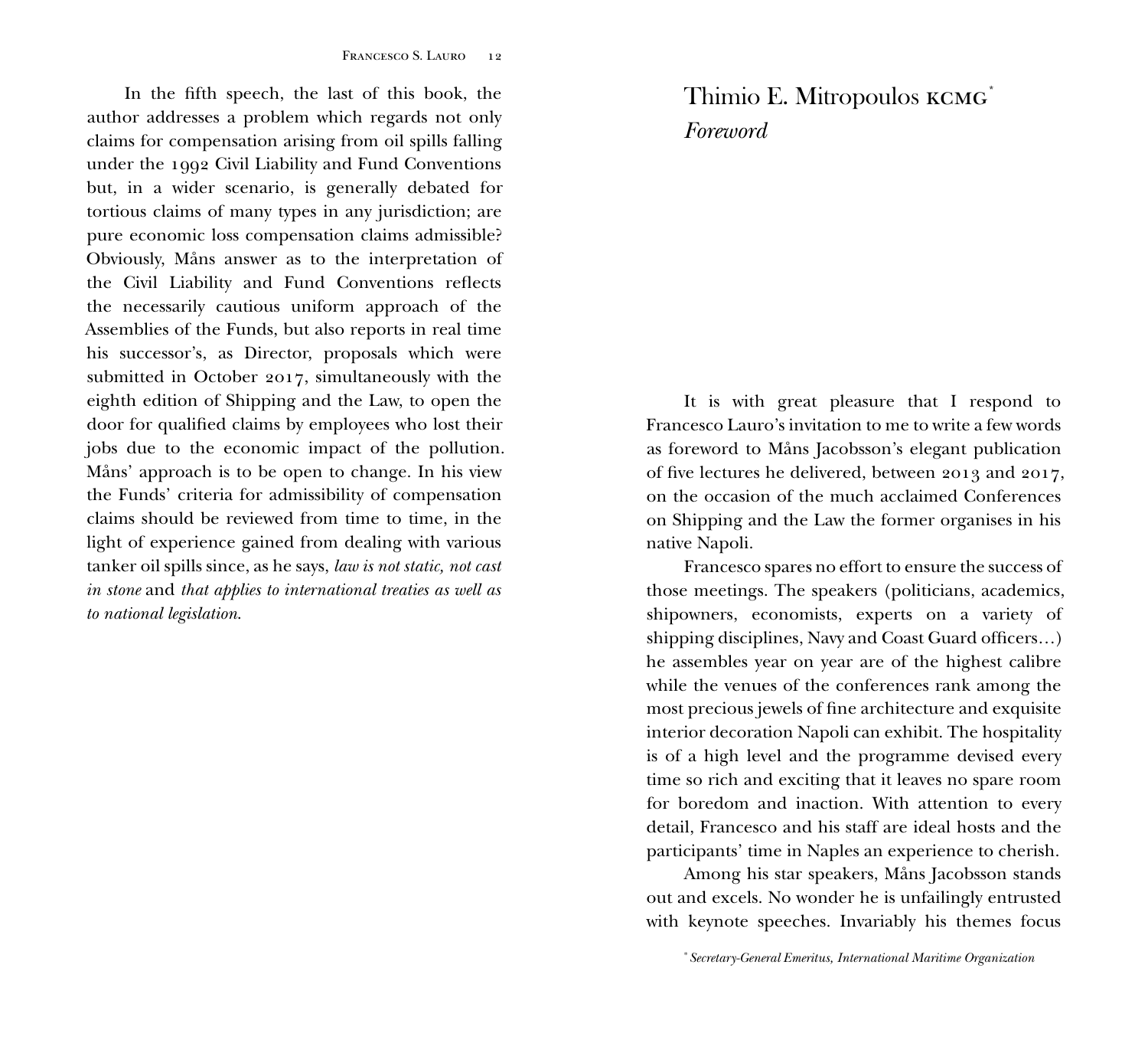In the fifth speech, the last of this book, the author addresses a problem which regards not only claims for compensation arising from oil spills falling under the 1992 Civil Liability and Fund Conventions but, in a wider scenario, is generally debated for tortious claims of many types in any jurisdiction; are pure economic loss compensation claims admissible? Obviously, Måns answer as to the interpretation of the Civil Liability and Fund Conventions reflects the necessarily cautious uniform approach of the Assemblies of the Funds, but also reports in real time his successor's, as Director, proposals which were submitted in October 2017, simultaneously with the eighth edition of Shipping and the Law, to open the door for qualified claims by employees who lost their jobs due to the economic impact of the pollution. Måns' approach is to be open to change. In his view the Funds' criteria for admissibility of compensation claims should be reviewed from time to time, in the light of experience gained from dealing with various tanker oil spills since, as he says, *law is not static, not cast in stone* and *that applies to international treaties as well as to national legislation.*

# Thimio E. Mitropoulos KCMG[*]

## *Foreword*

It is with great pleasure that I respond to Francesco Lauro's invitation to me to write a few words as foreword to Måns Jacobsson's elegant publication of five lectures he delivered, between 2013 and 2017, on the occasion of the much acclaimed Conferences on Shipping and the Law the former organises in his native Napoli.

Francesco spares no effort to ensure the success of those meetings. The speakers (politicians, academics, shipowners, economists, experts on a variety of shipping disciplines, Navy and Coast Guard officers…) he assembles year on year are of the highest calibre while the venues of the conferences rank among the most precious jewels of fine architecture and exquisite interior decoration Napoli can exhibit. The hospitality is of a high level and the programme devised every time so rich and exciting that it leaves no spare room for boredom and inaction. With attention to every detail, Francesco and his staff are ideal hosts and the participants' time in Naples an experience to cherish.

Among his star speakers, Måns Jacobsson stands out and excels. No wonder he is unfailingly entrusted with keynote speeches. Invariably his themes focus

[*] *Secretary-General Emeritus, International Maritime Organization*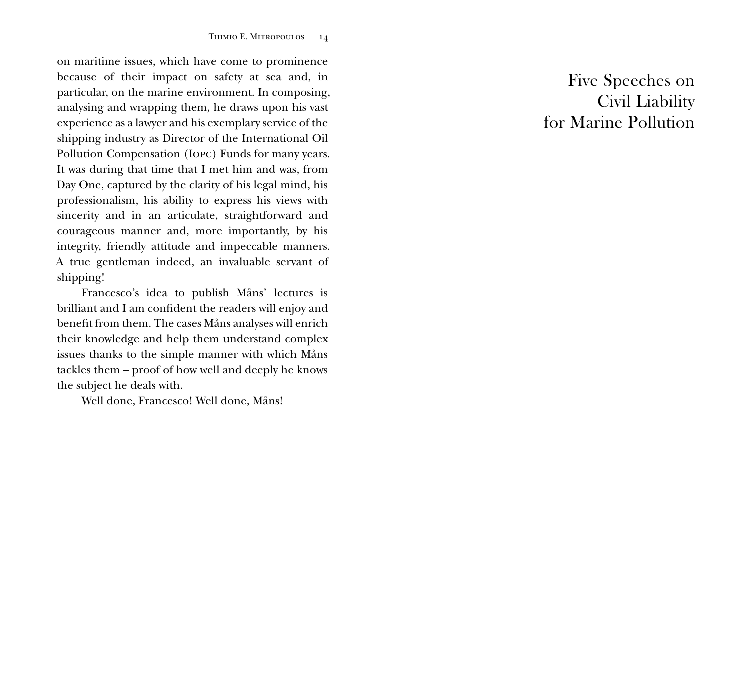on maritime issues, which have come to prominence because of their impact on safety at sea and, in particular, on the marine environment. In composing, analysing and wrapping them, he draws upon his vast experience as a lawyer and his exemplary service of the shipping industry as Director of the International Oil Pollution Compensation (IOPC) Funds for many years. It was during that time that I met him and was, from Day One, captured by the clarity of his legal mind, his professionalism, his ability to express his views with sincerity and in an articulate, straightforward and courageous manner and, more importantly, by his integrity, friendly attitude and impeccable manners. A true gentleman indeed, an invaluable servant of shipping!

Francesco's idea to publish Måns' lectures is brilliant and I am confident the readers will enjoy and benefit from them. The cases Måns analyses will enrich their knowledge and help them understand complex issues thanks to the simple manner with which Måns tackles them – proof of how well and deeply he knows the subject he deals with.

Well done, Francesco! Well done, Måns!

# Five Speeches on Civil Liability for Marine Pollution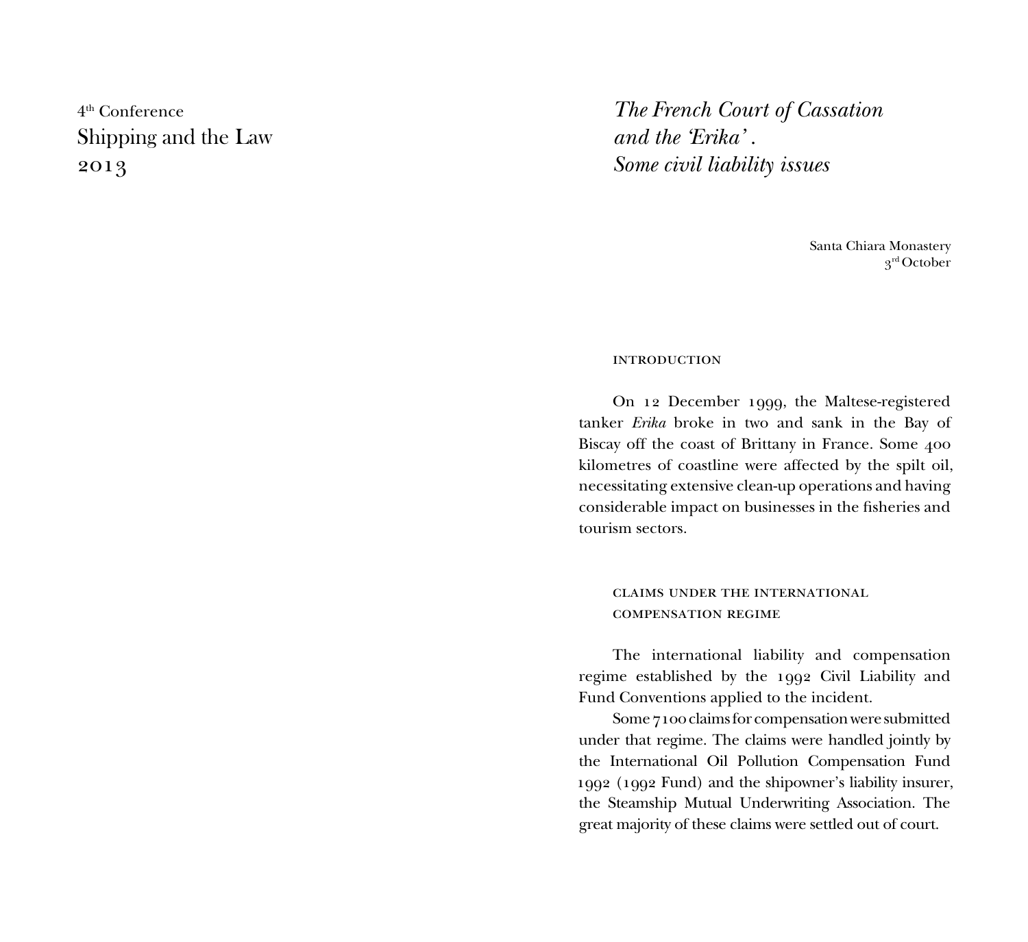4th Conference
Shipping and the Law
2013

# *The French Court of Cassation and the 'Erika'. Some civil liability issues*

Santa Chiara Monastery
3rd October

## INTRODUCTION

On 12 December 1999, the Maltese-registered tanker *Erika* broke in two and sank in the Bay of Biscay off the coast of Brittany in France. Some 400 kilometres of coastline were affected by the spilt oil, necessitating extensive clean-up operations and having considerable impact on businesses in the fisheries and tourism sectors.

## CLAIMS UNDER THE INTERNATIONAL COMPENSATION REGIME

The international liability and compensation regime established by the 1992 Civil Liability and Fund Conventions applied to the incident.

Some 7100 claims for compensation were submitted under that regime. The claims were handled jointly by the International Oil Pollution Compensation Fund 1992 (1992 Fund) and the shipowner's liability insurer, the Steamship Mutual Underwriting Association. The great majority of these claims were settled out of court.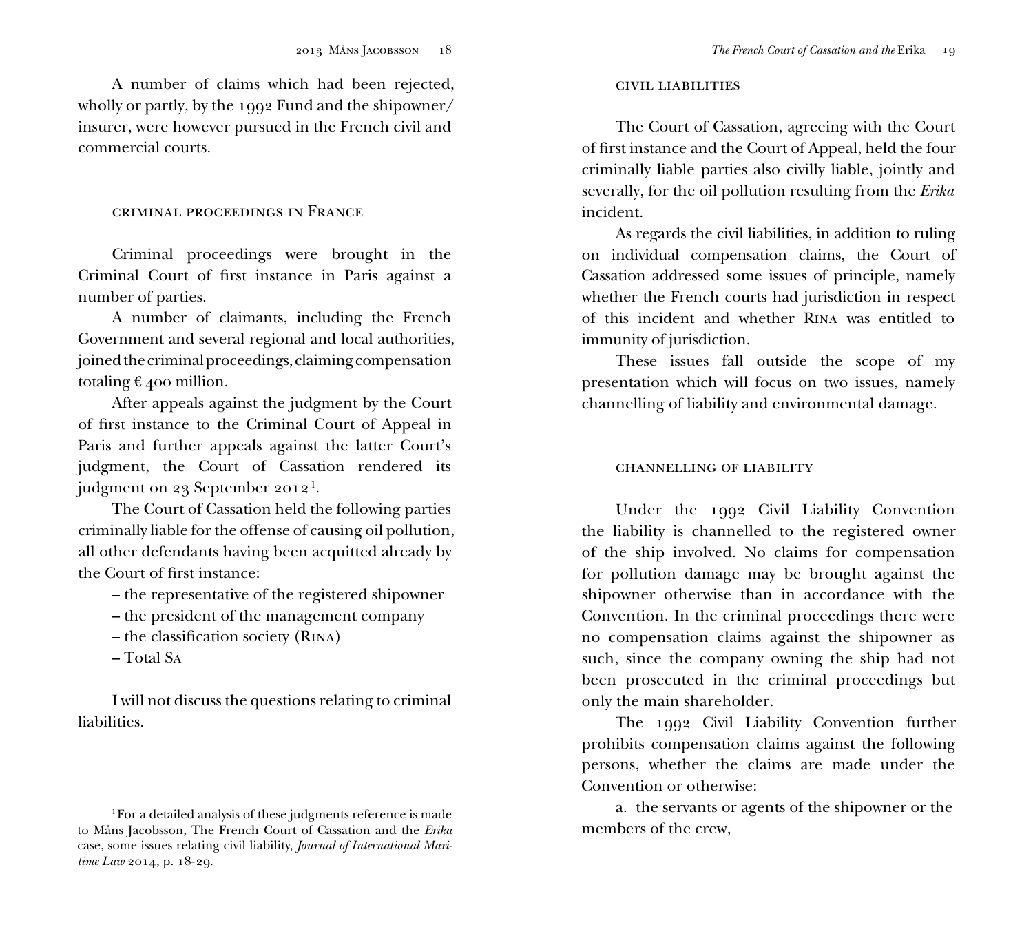A number of claims which had been rejected, wholly or partly, by the 1992 Fund and the shipowner/insurer, were however pursued in the French civil and commercial courts.

## CRIMINAL PROCEEDINGS IN FRANCE

Criminal proceedings were brought in the Criminal Court of first instance in Paris against a number of parties.

A number of claimants, including the French Government and several regional and local authorities, joined the criminal proceedings, claiming compensation totaling € 400 million.

After appeals against the judgment by the Court of first instance to the Criminal Court of Appeal in Paris and further appeals against the latter Court's judgment, the Court of Cassation rendered its judgment on 23 September 2012[1].

The Court of Cassation held the following parties criminally liable for the offense of causing oil pollution, all other defendants having been acquitted already by the Court of first instance:

– the representative of the registered shipowner
– the president of the management company
– the classification society (RINA)
– Total SA

I will not discuss the questions relating to criminal liabilities.

[1] For a detailed analysis of these judgments reference is made to Måns Jacobsson, The French Court of Cassation and the *Erika* case, some issues relating civil liability, *Journal of International Maritime Law* 2014, p. 18-29.

## CIVIL LIABILITIES

The Court of Cassation, agreeing with the Court of first instance and the Court of Appeal, held the four criminally liable parties also civilly liable, jointly and severally, for the oil pollution resulting from the *Erika* incident.

As regards the civil liabilities, in addition to ruling on individual compensation claims, the Court of Cassation addressed some issues of principle, namely whether the French courts had jurisdiction in respect of this incident and whether RINA was entitled to immunity of jurisdiction.

These issues fall outside the scope of my presentation which will focus on two issues, namely channelling of liability and environmental damage.

## CHANNELLING OF LIABILITY

Under the 1992 Civil Liability Convention the liability is channelled to the registered owner of the ship involved. No claims for compensation for pollution damage may be brought against the shipowner otherwise than in accordance with the Convention. In the criminal proceedings there were no compensation claims against the shipowner as such, since the company owning the ship had not been prosecuted in the criminal proceedings but only the main shareholder.

The 1992 Civil Liability Convention further prohibits compensation claims against the following persons, whether the claims are made under the Convention or otherwise:

a. the servants or agents of the shipowner or the members of the crew,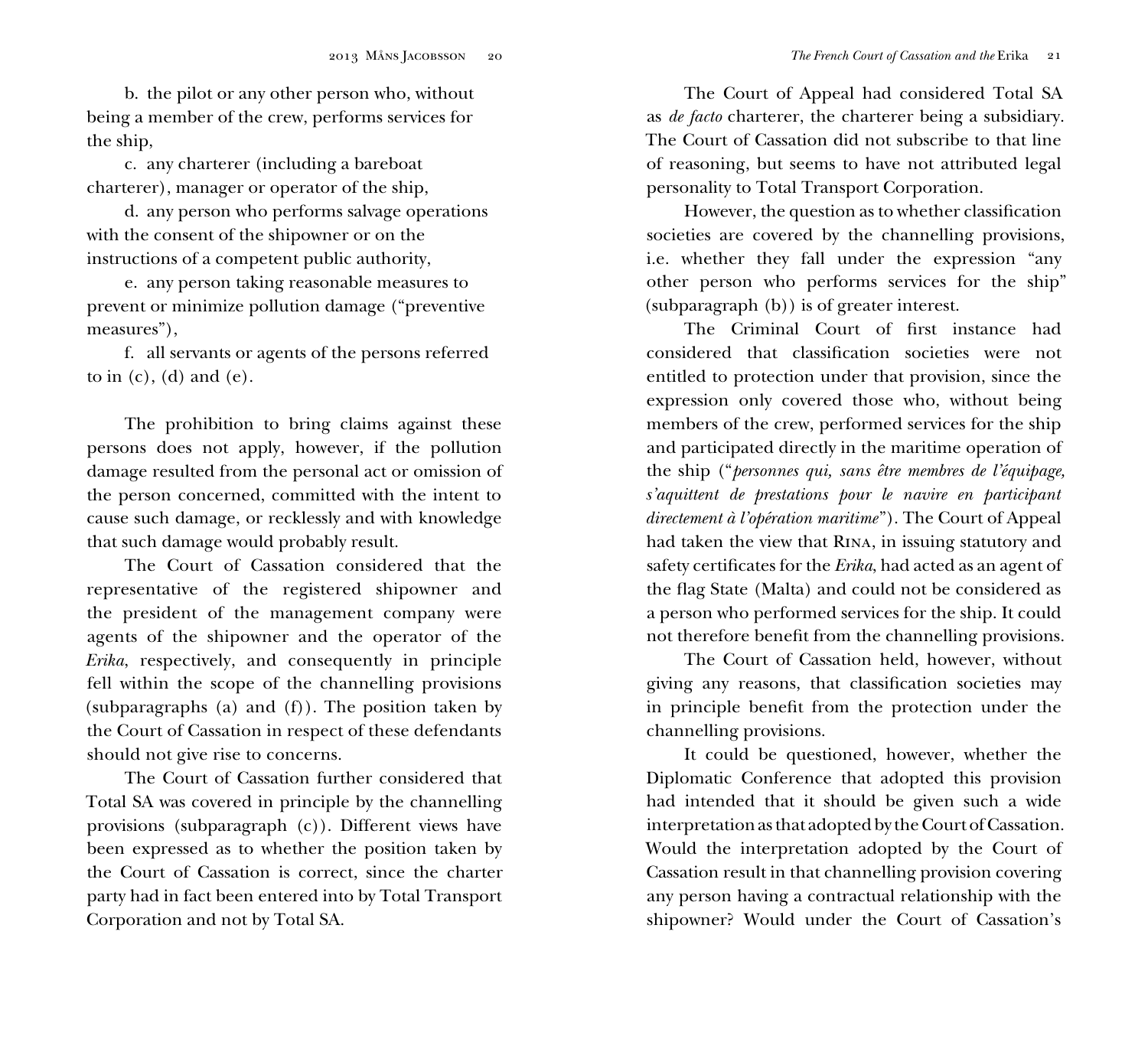b. the pilot or any other person who, without being a member of the crew, performs services for the ship,

c. any charterer (including a bareboat charterer), manager or operator of the ship,

d. any person who performs salvage operations with the consent of the shipowner or on the instructions of a competent public authority,

e. any person taking reasonable measures to prevent or minimize pollution damage ("preventive measures"),

f. all servants or agents of the persons referred to in (c), (d) and (e).

The prohibition to bring claims against these persons does not apply, however, if the pollution damage resulted from the personal act or omission of the person concerned, committed with the intent to cause such damage, or recklessly and with knowledge that such damage would probably result.

The Court of Cassation considered that the representative of the registered shipowner and the president of the management company were agents of the shipowner and the operator of the *Erika*, respectively, and consequently in principle fell within the scope of the channelling provisions (subparagraphs (a) and (f)). The position taken by the Court of Cassation in respect of these defendants should not give rise to concerns.

The Court of Cassation further considered that Total SA was covered in principle by the channelling provisions (subparagraph (c)). Different views have been expressed as to whether the position taken by the Court of Cassation is correct, since the charter party had in fact been entered into by Total Transport Corporation and not by Total SA.

The Court of Appeal had considered Total SA as *de facto* charterer, the charterer being a subsidiary. The Court of Cassation did not subscribe to that line of reasoning, but seems to have not attributed legal personality to Total Transport Corporation.

However, the question as to whether classification societies are covered by the channelling provisions, i.e. whether they fall under the expression "any other person who performs services for the ship" (subparagraph (b)) is of greater interest.

The Criminal Court of first instance had considered that classification societies were not entitled to protection under that provision, since the expression only covered those who, without being members of the crew, performed services for the ship and participated directly in the maritime operation of the ship ("*personnes qui, sans être membres de l'équipage, s'aquittent de prestations pour le navire en participant directement à l'opération maritime*"). The Court of Appeal had taken the view that RINA, in issuing statutory and safety certificates for the *Erika*, had acted as an agent of the flag State (Malta) and could not be considered as a person who performed services for the ship. It could not therefore benefit from the channelling provisions.

The Court of Cassation held, however, without giving any reasons, that classification societies may in principle benefit from the protection under the channelling provisions.

It could be questioned, however, whether the Diplomatic Conference that adopted this provision had intended that it should be given such a wide interpretation as that adopted by the Court of Cassation. Would the interpretation adopted by the Court of Cassation result in that channelling provision covering any person having a contractual relationship with the shipowner? Would under the Court of Cassation's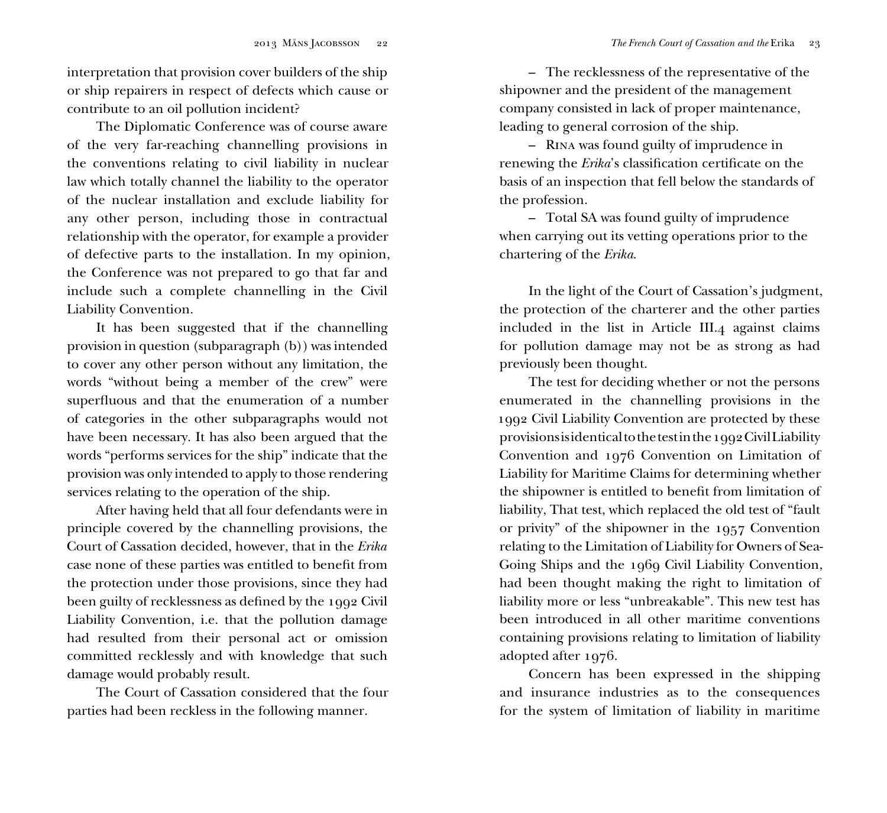interpretation that provision cover builders of the ship or ship repairers in respect of defects which cause or contribute to an oil pollution incident?

The Diplomatic Conference was of course aware of the very far-reaching channelling provisions in the conventions relating to civil liability in nuclear law which totally channel the liability to the operator of the nuclear installation and exclude liability for any other person, including those in contractual relationship with the operator, for example a provider of defective parts to the installation. In my opinion, the Conference was not prepared to go that far and include such a complete channelling in the Civil Liability Convention.

It has been suggested that if the channelling provision in question (subparagraph (b)) was intended to cover any other person without any limitation, the words "without being a member of the crew" were superfluous and that the enumeration of a number of categories in the other subparagraphs would not have been necessary. It has also been argued that the words "performs services for the ship" indicate that the provision was only intended to apply to those rendering services relating to the operation of the ship.

After having held that all four defendants were in principle covered by the channelling provisions, the Court of Cassation decided, however, that in the *Erika* case none of these parties was entitled to benefit from the protection under those provisions, since they had been guilty of recklessness as defined by the 1992 Civil Liability Convention, i.e. that the pollution damage had resulted from their personal act or omission committed recklessly and with knowledge that such damage would probably result.

The Court of Cassation considered that the four parties had been reckless in the following manner.

– The recklessness of the representative of the shipowner and the president of the management company consisted in lack of proper maintenance, leading to general corrosion of the ship.

– RINA was found guilty of imprudence in renewing the *Erika*'s classification certificate on the basis of an inspection that fell below the standards of the profession.

– Total SA was found guilty of imprudence when carrying out its vetting operations prior to the chartering of the *Erika*.

In the light of the Court of Cassation's judgment, the protection of the charterer and the other parties included in the list in Article III.4 against claims for pollution damage may not be as strong as had previously been thought.

The test for deciding whether or not the persons enumerated in the channelling provisions in the 1992 Civil Liability Convention are protected by these provisions is identical to the test in the 1992 Civil Liability Convention and 1976 Convention on Limitation of Liability for Maritime Claims for determining whether the shipowner is entitled to benefit from limitation of liability, That test, which replaced the old test of "fault or privity" of the shipowner in the 1957 Convention relating to the Limitation of Liability for Owners of Sea-Going Ships and the 1969 Civil Liability Convention, had been thought making the right to limitation of liability more or less "unbreakable". This new test has been introduced in all other maritime conventions containing provisions relating to limitation of liability adopted after 1976.

Concern has been expressed in the shipping and insurance industries as to the consequences for the system of limitation of liability in maritime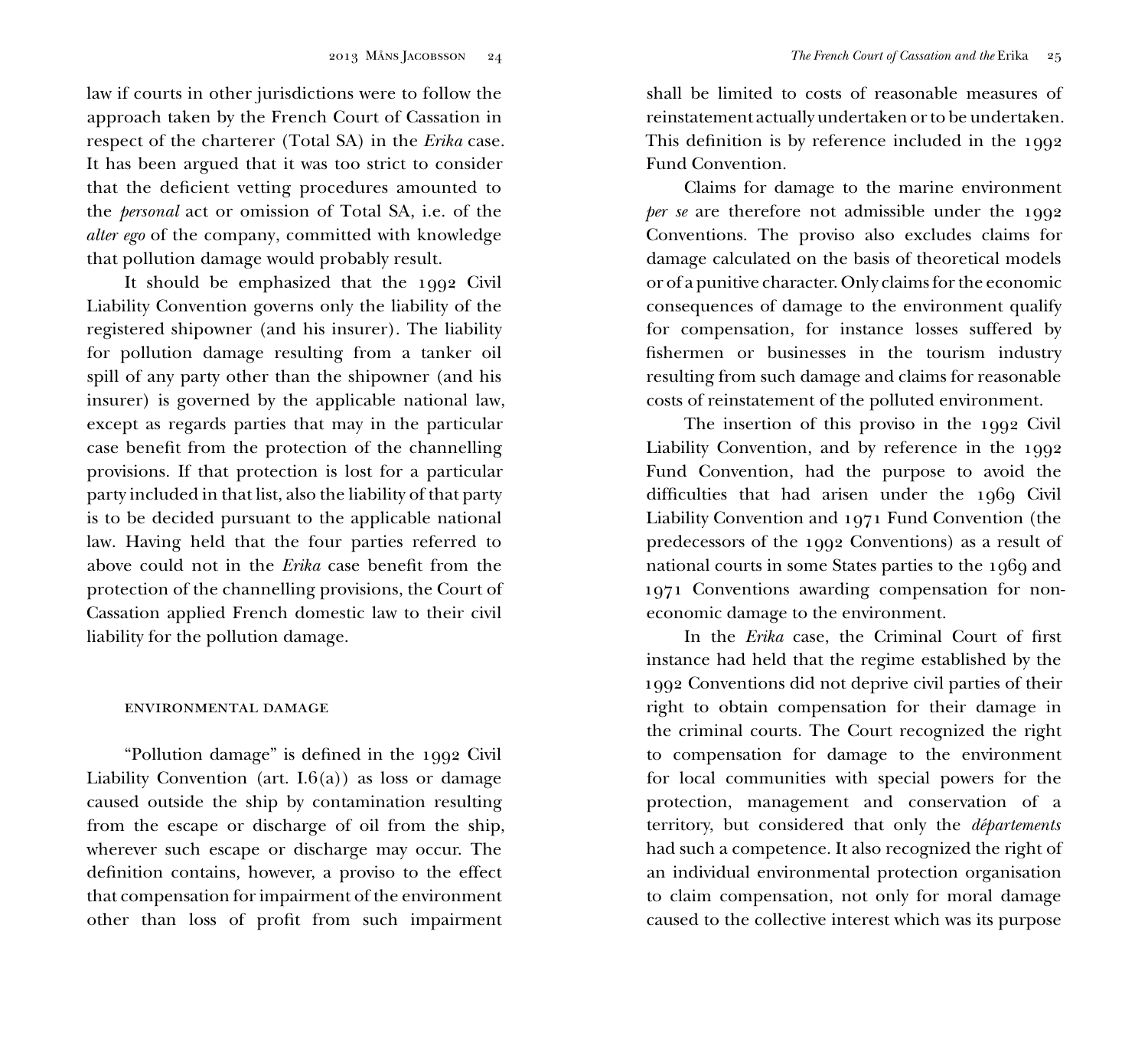law if courts in other jurisdictions were to follow the approach taken by the French Court of Cassation in respect of the charterer (Total SA) in the *Erika* case. It has been argued that it was too strict to consider that the deficient vetting procedures amounted to the *personal* act or omission of Total SA, i.e. of the *alter ego* of the company, committed with knowledge that pollution damage would probably result.

It should be emphasized that the 1992 Civil Liability Convention governs only the liability of the registered shipowner (and his insurer). The liability for pollution damage resulting from a tanker oil spill of any party other than the shipowner (and his insurer) is governed by the applicable national law, except as regards parties that may in the particular case benefit from the protection of the channelling provisions. If that protection is lost for a particular party included in that list, also the liability of that party is to be decided pursuant to the applicable national law. Having held that the four parties referred to above could not in the *Erika* case benefit from the protection of the channelling provisions, the Court of Cassation applied French domestic law to their civil liability for the pollution damage.

## ENVIRONMENTAL DAMAGE

"Pollution damage" is defined in the 1992 Civil Liability Convention (art. I.6(a)) as loss or damage caused outside the ship by contamination resulting from the escape or discharge of oil from the ship, wherever such escape or discharge may occur. The definition contains, however, a proviso to the effect that compensation for impairment of the environment other than loss of profit from such impairment shall be limited to costs of reasonable measures of reinstatement actually undertaken or to be undertaken. This definition is by reference included in the 1992 Fund Convention.

Claims for damage to the marine environment *per se* are therefore not admissible under the 1992 Conventions. The proviso also excludes claims for damage calculated on the basis of theoretical models or of a punitive character. Only claims for the economic consequences of damage to the environment qualify for compensation, for instance losses suffered by fishermen or businesses in the tourism industry resulting from such damage and claims for reasonable costs of reinstatement of the polluted environment.

The insertion of this proviso in the 1992 Civil Liability Convention, and by reference in the 1992 Fund Convention, had the purpose to avoid the difficulties that had arisen under the 1969 Civil Liability Convention and 1971 Fund Convention (the predecessors of the 1992 Conventions) as a result of national courts in some States parties to the 1969 and 1971 Conventions awarding compensation for non-economic damage to the environment.

In the *Erika* case, the Criminal Court of first instance had held that the regime established by the 1992 Conventions did not deprive civil parties of their right to obtain compensation for their damage in the criminal courts. The Court recognized the right to compensation for damage to the environment for local communities with special powers for the protection, management and conservation of a territory, but considered that only the *départements* had such a competence. It also recognized the right of an individual environmental protection organisation to claim compensation, not only for moral damage caused to the collective interest which was its purpose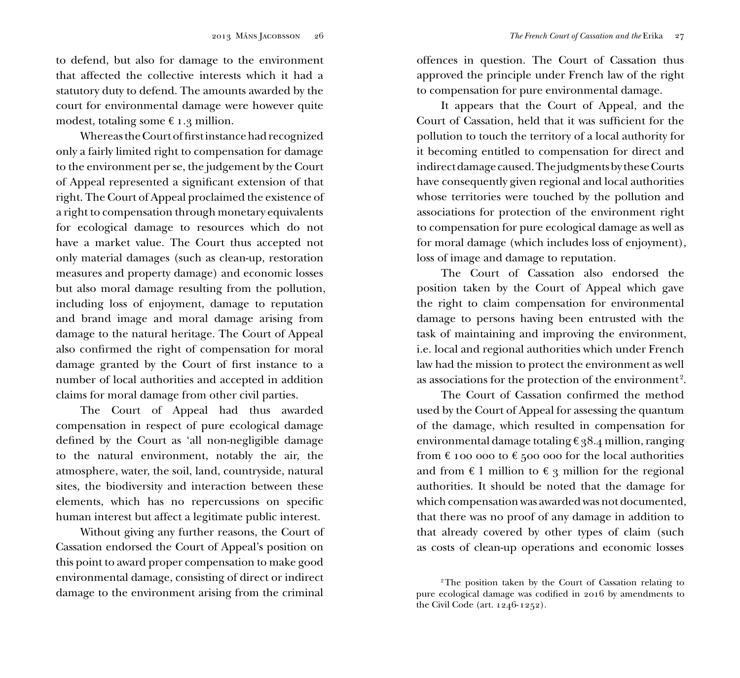to defend, but also for damage to the environment that affected the collective interests which it had a statutory duty to defend. The amounts awarded by the court for environmental damage were however quite modest, totaling some € 1.3 million.

Whereas the Court of first instance had recognized only a fairly limited right to compensation for damage to the environment per se, the judgement by the Court of Appeal represented a significant extension of that right. The Court of Appeal proclaimed the existence of a right to compensation through monetary equivalents for ecological damage to resources which do not have a market value. The Court thus accepted not only material damages (such as clean-up, restoration measures and property damage) and economic losses but also moral damage resulting from the pollution, including loss of enjoyment, damage to reputation and brand image and moral damage arising from damage to the natural heritage. The Court of Appeal also confirmed the right of compensation for moral damage granted by the Court of first instance to a number of local authorities and accepted in addition claims for moral damage from other civil parties.

The Court of Appeal had thus awarded compensation in respect of pure ecological damage defined by the Court as 'all non-negligible damage to the natural environment, notably the air, the atmosphere, water, the soil, land, countryside, natural sites, the biodiversity and interaction between these elements, which has no repercussions on specific human interest but affect a legitimate public interest.

Without giving any further reasons, the Court of Cassation endorsed the Court of Appeal's position on this point to award proper compensation to make good environmental damage, consisting of direct or indirect damage to the environment arising from the criminal offences in question. The Court of Cassation thus approved the principle under French law of the right to compensation for pure environmental damage.

It appears that the Court of Appeal, and the Court of Cassation, held that it was sufficient for the pollution to touch the territory of a local authority for it becoming entitled to compensation for direct and indirect damage caused. The judgments by these Courts have consequently given regional and local authorities whose territories were touched by the pollution and associations for protection of the environment right to compensation for pure ecological damage as well as for moral damage (which includes loss of enjoyment), loss of image and damage to reputation.

The Court of Cassation also endorsed the position taken by the Court of Appeal which gave the right to claim compensation for environmental damage to persons having been entrusted with the task of maintaining and improving the environment, i.e. local and regional authorities which under French law had the mission to protect the environment as well as associations for the protection of the environment[2].

The Court of Cassation confirmed the method used by the Court of Appeal for assessing the quantum of the damage, which resulted in compensation for environmental damage totaling € 38.4 million, ranging from € 100 000 to € 500 000 for the local authorities and from € 1 million to € 3 million for the regional authorities. It should be noted that the damage for which compensation was awarded was not documented, that there was no proof of any damage in addition to that already covered by other types of claim (such as costs of clean-up operations and economic losses

[2] The position taken by the Court of Cassation relating to pure ecological damage was codified in 2016 by amendments to the Civil Code (art. 1246-1252).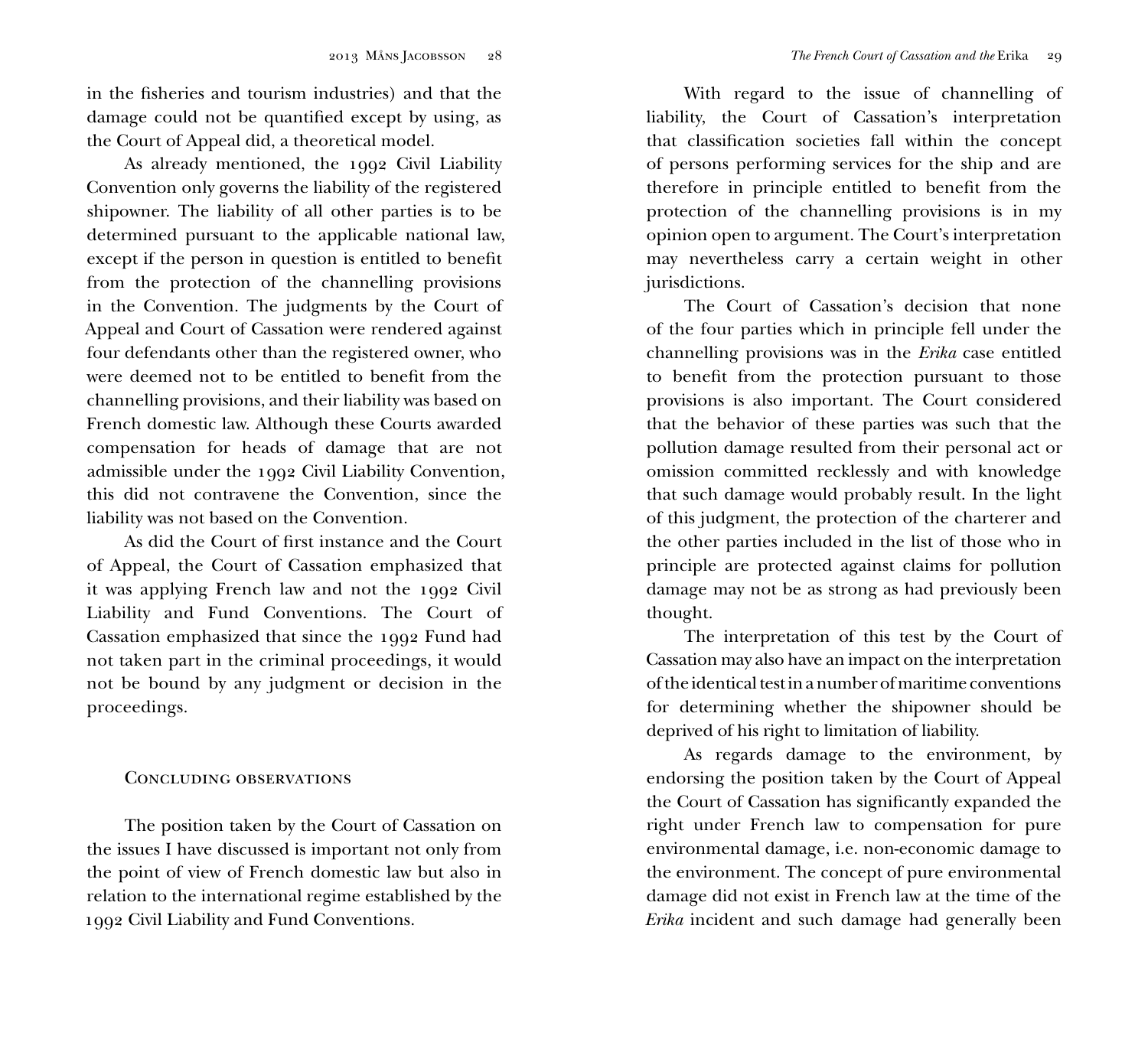in the fisheries and tourism industries) and that the damage could not be quantified except by using, as the Court of Appeal did, a theoretical model.

As already mentioned, the 1992 Civil Liability Convention only governs the liability of the registered shipowner. The liability of all other parties is to be determined pursuant to the applicable national law, except if the person in question is entitled to benefit from the protection of the channelling provisions in the Convention. The judgments by the Court of Appeal and Court of Cassation were rendered against four defendants other than the registered owner, who were deemed not to be entitled to benefit from the channelling provisions, and their liability was based on French domestic law. Although these Courts awarded compensation for heads of damage that are not admissible under the 1992 Civil Liability Convention, this did not contravene the Convention, since the liability was not based on the Convention.

As did the Court of first instance and the Court of Appeal, the Court of Cassation emphasized that it was applying French law and not the 1992 Civil Liability and Fund Conventions. The Court of Cassation emphasized that since the 1992 Fund had not taken part in the criminal proceedings, it would not be bound by any judgment or decision in the proceedings.

## Concluding observations

The position taken by the Court of Cassation on the issues I have discussed is important not only from the point of view of French domestic law but also in relation to the international regime established by the 1992 Civil Liability and Fund Conventions.

With regard to the issue of channelling of liability, the Court of Cassation's interpretation that classification societies fall within the concept of persons performing services for the ship and are therefore in principle entitled to benefit from the protection of the channelling provisions is in my opinion open to argument. The Court's interpretation may nevertheless carry a certain weight in other jurisdictions.

The Court of Cassation's decision that none of the four parties which in principle fell under the channelling provisions was in the *Erika* case entitled to benefit from the protection pursuant to those provisions is also important. The Court considered that the behavior of these parties was such that the pollution damage resulted from their personal act or omission committed recklessly and with knowledge that such damage would probably result. In the light of this judgment, the protection of the charterer and the other parties included in the list of those who in principle are protected against claims for pollution damage may not be as strong as had previously been thought.

The interpretation of this test by the Court of Cassation may also have an impact on the interpretation of the identical test in a number of maritime conventions for determining whether the shipowner should be deprived of his right to limitation of liability.

As regards damage to the environment, by endorsing the position taken by the Court of Appeal the Court of Cassation has significantly expanded the right under French law to compensation for pure environmental damage, i.e. non-economic damage to the environment. The concept of pure environmental damage did not exist in French law at the time of the *Erika* incident and such damage had generally been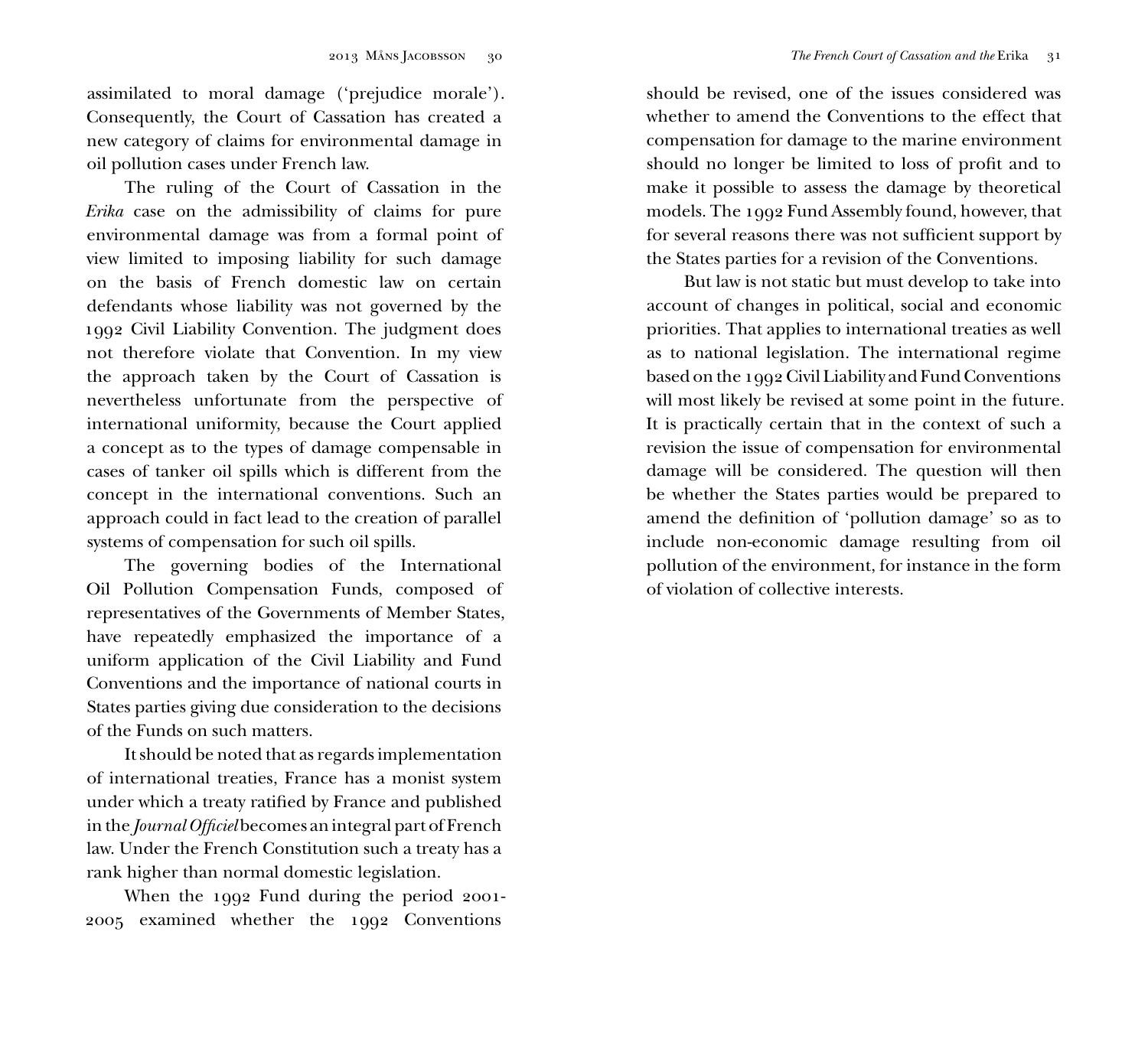assimilated to moral damage ('prejudice morale'). Consequently, the Court of Cassation has created a new category of claims for environmental damage in oil pollution cases under French law.

The ruling of the Court of Cassation in the *Erika* case on the admissibility of claims for pure environmental damage was from a formal point of view limited to imposing liability for such damage on the basis of French domestic law on certain defendants whose liability was not governed by the 1992 Civil Liability Convention. The judgment does not therefore violate that Convention. In my view the approach taken by the Court of Cassation is nevertheless unfortunate from the perspective of international uniformity, because the Court applied a concept as to the types of damage compensable in cases of tanker oil spills which is different from the concept in the international conventions. Such an approach could in fact lead to the creation of parallel systems of compensation for such oil spills.

The governing bodies of the International Oil Pollution Compensation Funds, composed of representatives of the Governments of Member States, have repeatedly emphasized the importance of a uniform application of the Civil Liability and Fund Conventions and the importance of national courts in States parties giving due consideration to the decisions of the Funds on such matters.

It should be noted that as regards implementation of international treaties, France has a monist system under which a treaty ratified by France and published in the *Journal Officiel* becomes an integral part of French law. Under the French Constitution such a treaty has a rank higher than normal domestic legislation.

When the 1992 Fund during the period 2001-2005 examined whether the 1992 Conventions should be revised, one of the issues considered was whether to amend the Conventions to the effect that compensation for damage to the marine environment should no longer be limited to loss of profit and to make it possible to assess the damage by theoretical models. The 1992 Fund Assembly found, however, that for several reasons there was not sufficient support by the States parties for a revision of the Conventions.

But law is not static but must develop to take into account of changes in political, social and economic priorities. That applies to international treaties as well as to national legislation. The international regime based on the 1992 Civil Liability and Fund Conventions will most likely be revised at some point in the future. It is practically certain that in the context of such a revision the issue of compensation for environmental damage will be considered. The question will then be whether the States parties would be prepared to amend the definition of 'pollution damage' so as to include non-economic damage resulting from oil pollution of the environment, for instance in the form of violation of collective interests.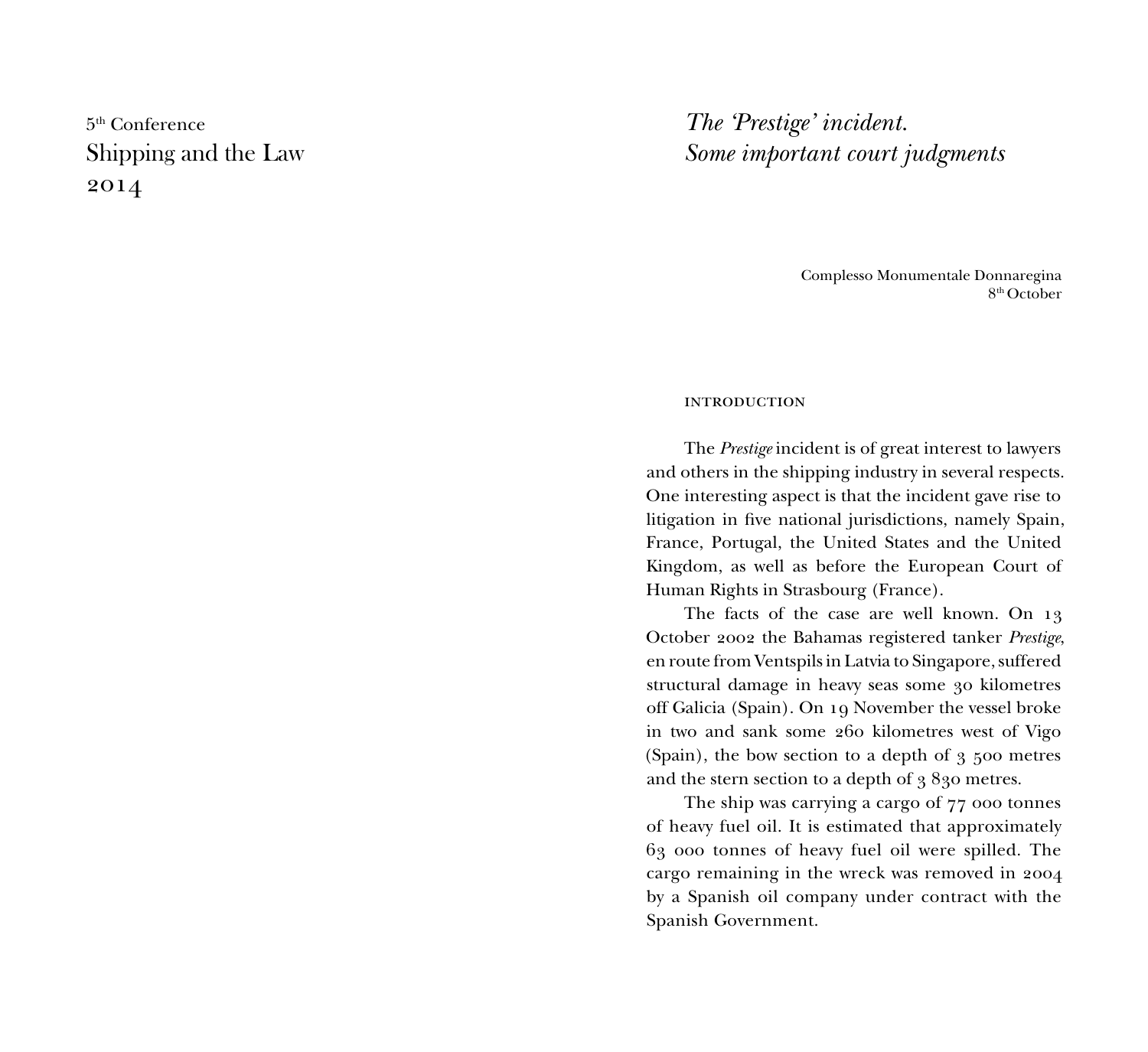5[th] Conference
Shipping and the Law
2014

# *The 'Prestige' incident. Some important court judgments*

Complesso Monumentale Donnaregina
8[th] October

## INTRODUCTION

The *Prestige* incident is of great interest to lawyers and others in the shipping industry in several respects. One interesting aspect is that the incident gave rise to litigation in five national jurisdictions, namely Spain, France, Portugal, the United States and the United Kingdom, as well as before the European Court of Human Rights in Strasbourg (France).

The facts of the case are well known. On 13 October 2002 the Bahamas registered tanker *Prestige*, en route from Ventspils in Latvia to Singapore, suffered structural damage in heavy seas some 30 kilometres off Galicia (Spain). On 19 November the vessel broke in two and sank some 260 kilometres west of Vigo (Spain), the bow section to a depth of 3 500 metres and the stern section to a depth of 3 830 metres.

The ship was carrying a cargo of 77 000 tonnes of heavy fuel oil. It is estimated that approximately 63 000 tonnes of heavy fuel oil were spilled. The cargo remaining in the wreck was removed in 2004 by a Spanish oil company under contract with the Spanish Government.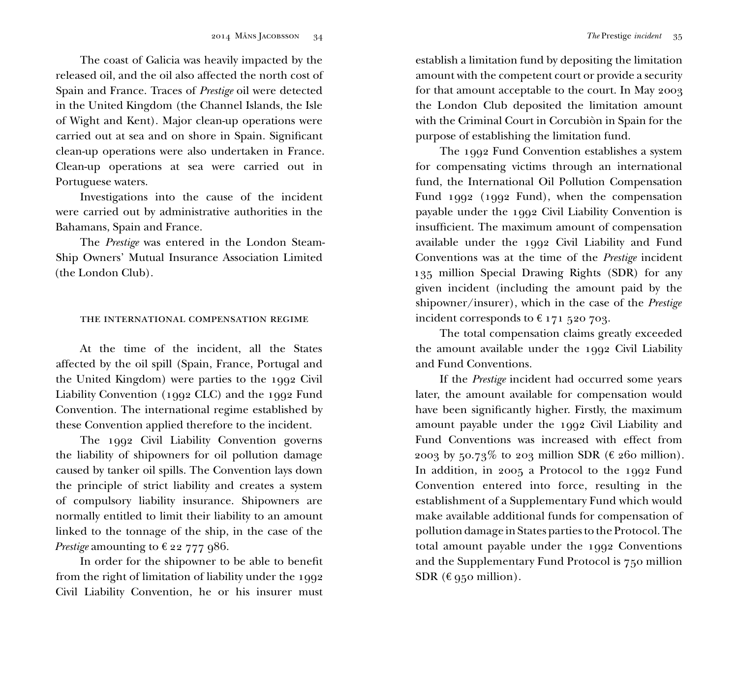The coast of Galicia was heavily impacted by the released oil, and the oil also affected the north cost of Spain and France. Traces of *Prestige* oil were detected in the United Kingdom (the Channel Islands, the Isle of Wight and Kent). Major clean-up operations were carried out at sea and on shore in Spain. Significant clean-up operations were also undertaken in France. Clean-up operations at sea were carried out in Portuguese waters.

Investigations into the cause of the incident were carried out by administrative authorities in the Bahamans, Spain and France.

The *Prestige* was entered in the London Steam-Ship Owners' Mutual Insurance Association Limited (the London Club).

## THE INTERNATIONAL COMPENSATION REGIME

At the time of the incident, all the States affected by the oil spill (Spain, France, Portugal and the United Kingdom) were parties to the 1992 Civil Liability Convention (1992 CLC) and the 1992 Fund Convention. The international regime established by these Convention applied therefore to the incident.

The 1992 Civil Liability Convention governs the liability of shipowners for oil pollution damage caused by tanker oil spills. The Convention lays down the principle of strict liability and creates a system of compulsory liability insurance. Shipowners are normally entitled to limit their liability to an amount linked to the tonnage of the ship, in the case of the *Prestige* amounting to € 22 777 986.

In order for the shipowner to be able to benefit from the right of limitation of liability under the 1992 Civil Liability Convention, he or his insurer must establish a limitation fund by depositing the limitation amount with the competent court or provide a security for that amount acceptable to the court. In May 2003 the London Club deposited the limitation amount with the Criminal Court in Corcubiòn in Spain for the purpose of establishing the limitation fund.

The 1992 Fund Convention establishes a system for compensating victims through an international fund, the International Oil Pollution Compensation Fund 1992 (1992 Fund), when the compensation payable under the 1992 Civil Liability Convention is insufficient. The maximum amount of compensation available under the 1992 Civil Liability and Fund Conventions was at the time of the *Prestige* incident 135 million Special Drawing Rights (SDR) for any given incident (including the amount paid by the shipowner/insurer), which in the case of the *Prestige* incident corresponds to € 171 520 703.

The total compensation claims greatly exceeded the amount available under the 1992 Civil Liability and Fund Conventions.

If the *Prestige* incident had occurred some years later, the amount available for compensation would have been significantly higher. Firstly, the maximum amount payable under the 1992 Civil Liability and Fund Conventions was increased with effect from 2003 by 50.73% to 203 million SDR (€ 260 million). In addition, in 2005 a Protocol to the 1992 Fund Convention entered into force, resulting in the establishment of a Supplementary Fund which would make available additional funds for compensation of pollution damage in States parties to the Protocol. The total amount payable under the 1992 Conventions and the Supplementary Fund Protocol is 750 million SDR (€ 950 million).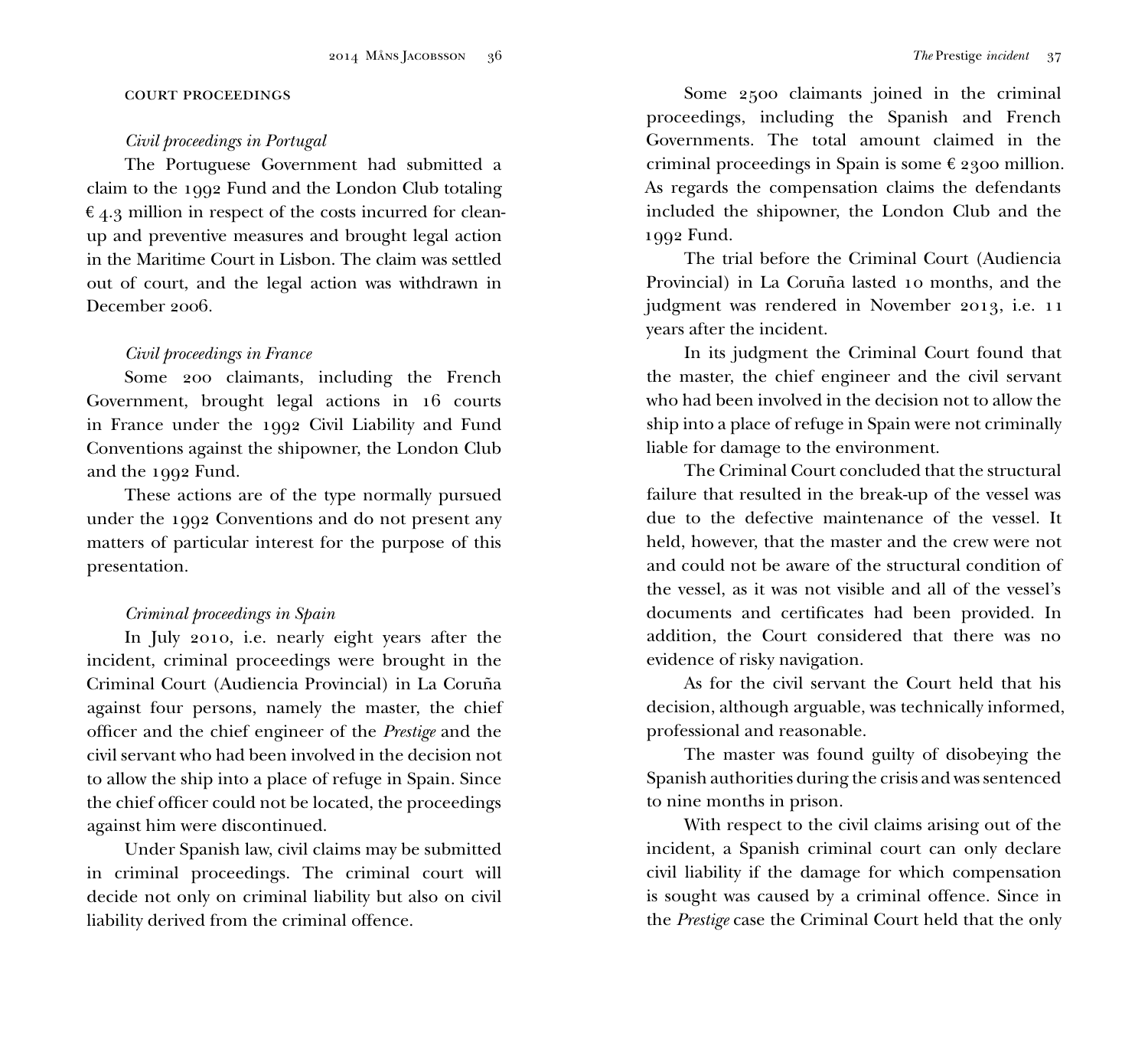## COURT PROCEEDINGS

### *Civil proceedings in Portugal*

The Portuguese Government had submitted a claim to the 1992 Fund and the London Club totaling € 4.3 million in respect of the costs incurred for clean-up and preventive measures and brought legal action in the Maritime Court in Lisbon. The claim was settled out of court, and the legal action was withdrawn in December 2006.

### *Civil proceedings in France*

Some 200 claimants, including the French Government, brought legal actions in 16 courts in France under the 1992 Civil Liability and Fund Conventions against the shipowner, the London Club and the 1992 Fund.

These actions are of the type normally pursued under the 1992 Conventions and do not present any matters of particular interest for the purpose of this presentation.

### *Criminal proceedings in Spain*

In July 2010, i.e. nearly eight years after the incident, criminal proceedings were brought in the Criminal Court (Audiencia Provincial) in La Coruña against four persons, namely the master, the chief officer and the chief engineer of the *Prestige* and the civil servant who had been involved in the decision not to allow the ship into a place of refuge in Spain. Since the chief officer could not be located, the proceedings against him were discontinued.

Under Spanish law, civil claims may be submitted in criminal proceedings. The criminal court will decide not only on criminal liability but also on civil liability derived from the criminal offence.

Some 2500 claimants joined in the criminal proceedings, including the Spanish and French Governments. The total amount claimed in the criminal proceedings in Spain is some € 2300 million. As regards the compensation claims the defendants included the shipowner, the London Club and the 1992 Fund.

The trial before the Criminal Court (Audiencia Provincial) in La Coruña lasted 10 months, and the judgment was rendered in November 2013, i.e. 11 years after the incident.

In its judgment the Criminal Court found that the master, the chief engineer and the civil servant who had been involved in the decision not to allow the ship into a place of refuge in Spain were not criminally liable for damage to the environment.

The Criminal Court concluded that the structural failure that resulted in the break-up of the vessel was due to the defective maintenance of the vessel. It held, however, that the master and the crew were not and could not be aware of the structural condition of the vessel, as it was not visible and all of the vessel's documents and certificates had been provided. In addition, the Court considered that there was no evidence of risky navigation.

As for the civil servant the Court held that his decision, although arguable, was technically informed, professional and reasonable.

The master was found guilty of disobeying the Spanish authorities during the crisis and was sentenced to nine months in prison.

With respect to the civil claims arising out of the incident, a Spanish criminal court can only declare civil liability if the damage for which compensation is sought was caused by a criminal offence. Since in the *Prestige* case the Criminal Court held that the only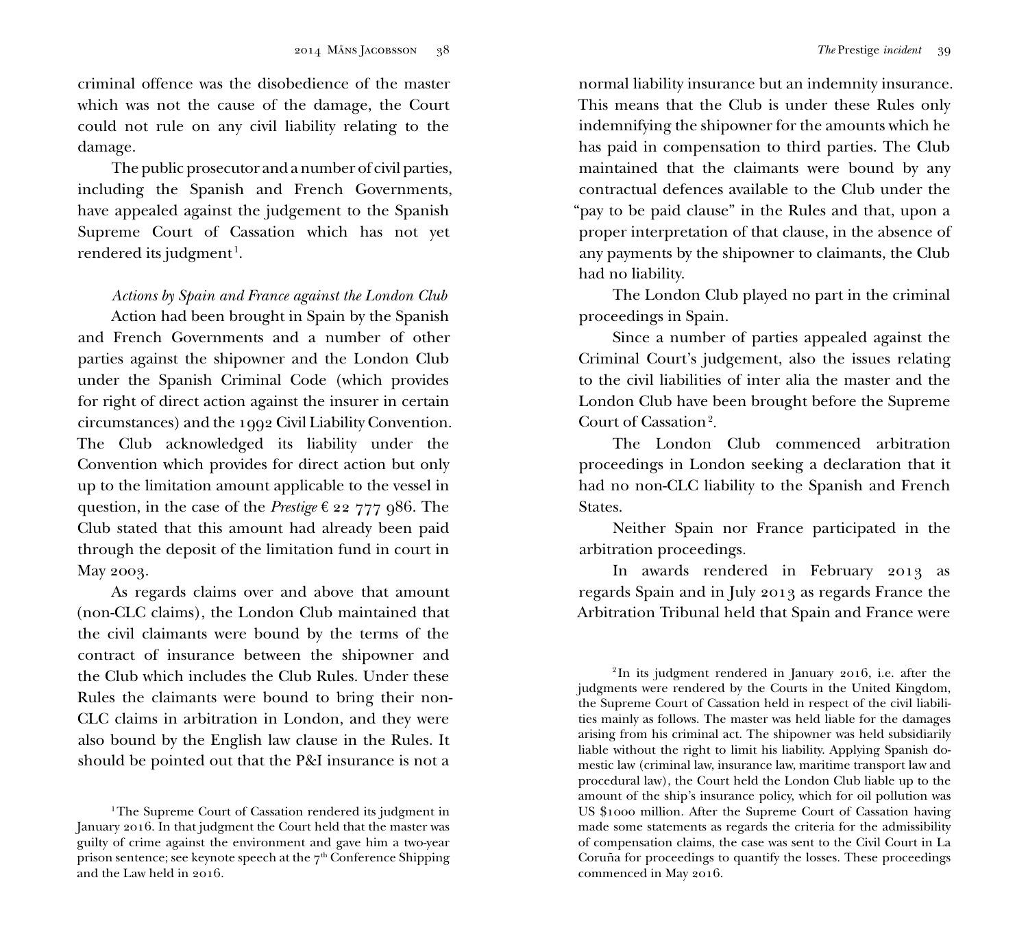criminal offence was the disobedience of the master which was not the cause of the damage, the Court could not rule on any civil liability relating to the damage.

The public prosecutor and a number of civil parties, including the Spanish and French Governments, have appealed against the judgement to the Spanish Supreme Court of Cassation which has not yet rendered its judgment[1].

*Actions by Spain and France against the London Club*

Action had been brought in Spain by the Spanish and French Governments and a number of other parties against the shipowner and the London Club under the Spanish Criminal Code (which provides for right of direct action against the insurer in certain circumstances) and the 1992 Civil Liability Convention. The Club acknowledged its liability under the Convention which provides for direct action but only up to the limitation amount applicable to the vessel in question, in the case of the *Prestige* € 22 777 986. The Club stated that this amount had already been paid through the deposit of the limitation fund in court in May 2003.

As regards claims over and above that amount (non-CLC claims), the London Club maintained that the civil claimants were bound by the terms of the contract of insurance between the shipowner and the Club which includes the Club Rules. Under these Rules the claimants were bound to bring their non-CLC claims in arbitration in London, and they were also bound by the English law clause in the Rules. It should be pointed out that the P&I insurance is not a normal liability insurance but an indemnity insurance. This means that the Club is under these Rules only indemnifying the shipowner for the amounts which he has paid in compensation to third parties. The Club maintained that the claimants were bound by any contractual defences available to the Club under the "pay to be paid clause" in the Rules and that, upon a proper interpretation of that clause, in the absence of any payments by the shipowner to claimants, the Club had no liability.

The London Club played no part in the criminal proceedings in Spain.

Since a number of parties appealed against the Criminal Court's judgement, also the issues relating to the civil liabilities of inter alia the master and the London Club have been brought before the Supreme Court of Cassation[2].

The London Club commenced arbitration proceedings in London seeking a declaration that it had no non-CLC liability to the Spanish and French States.

Neither Spain nor France participated in the arbitration proceedings.

In awards rendered in February 2013 as regards Spain and in July 2013 as regards France the Arbitration Tribunal held that Spain and France were

[1] The Supreme Court of Cassation rendered its judgment in January 2016. In that judgment the Court held that the master was guilty of crime against the environment and gave him a two-year prison sentence; see keynote speech at the 7th Conference Shipping and the Law held in 2016.

[2] In its judgment rendered in January 2016, i.e. after the judgments were rendered by the Courts in the United Kingdom, the Supreme Court of Cassation held in respect of the civil liabilities mainly as follows. The master was held liable for the damages arising from his criminal act. The shipowner was held subsidiarily liable without the right to limit his liability. Applying Spanish domestic law (criminal law, insurance law, maritime transport law and procedural law), the Court held the London Club liable up to the amount of the ship's insurance policy, which for oil pollution was US $1000 million. After the Supreme Court of Cassation having made some statements as regards the criteria for the admissibility of compensation claims, the case was sent to the Civil Court in La Coruña for proceedings to quantify the losses. These proceedings commenced in May 2016.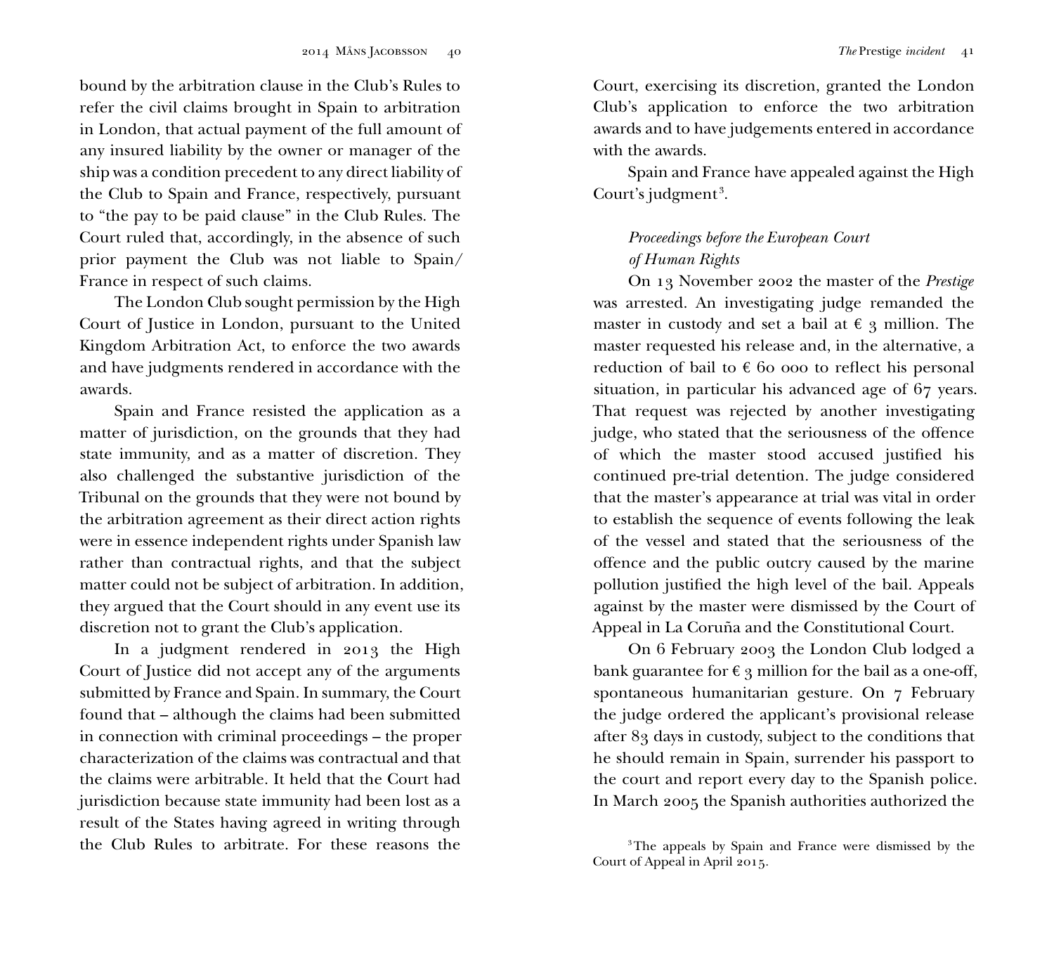bound by the arbitration clause in the Club's Rules to refer the civil claims brought in Spain to arbitration in London, that actual payment of the full amount of any insured liability by the owner or manager of the ship was a condition precedent to any direct liability of the Club to Spain and France, respectively, pursuant to "the pay to be paid clause" in the Club Rules. The Court ruled that, accordingly, in the absence of such prior payment the Club was not liable to Spain/ France in respect of such claims.

The London Club sought permission by the High Court of Justice in London, pursuant to the United Kingdom Arbitration Act, to enforce the two awards and have judgments rendered in accordance with the awards.

Spain and France resisted the application as a matter of jurisdiction, on the grounds that they had state immunity, and as a matter of discretion. They also challenged the substantive jurisdiction of the Tribunal on the grounds that they were not bound by the arbitration agreement as their direct action rights were in essence independent rights under Spanish law rather than contractual rights, and that the subject matter could not be subject of arbitration. In addition, they argued that the Court should in any event use its discretion not to grant the Club's application.

In a judgment rendered in 2013 the High Court of Justice did not accept any of the arguments submitted by France and Spain. In summary, the Court found that – although the claims had been submitted in connection with criminal proceedings – the proper characterization of the claims was contractual and that the claims were arbitrable. It held that the Court had jurisdiction because state immunity had been lost as a result of the States having agreed in writing through the Club Rules to arbitrate. For these reasons the Court, exercising its discretion, granted the London Club's application to enforce the two arbitration awards and to have judgements entered in accordance with the awards.

Spain and France have appealed against the High Court's judgment[3].

*Proceedings before the European Court of Human Rights*

On 13 November 2002 the master of the *Prestige* was arrested. An investigating judge remanded the master in custody and set a bail at € 3 million. The master requested his release and, in the alternative, a reduction of bail to € 60 000 to reflect his personal situation, in particular his advanced age of 67 years. That request was rejected by another investigating judge, who stated that the seriousness of the offence of which the master stood accused justified his continued pre-trial detention. The judge considered that the master's appearance at trial was vital in order to establish the sequence of events following the leak of the vessel and stated that the seriousness of the offence and the public outcry caused by the marine pollution justified the high level of the bail. Appeals against by the master were dismissed by the Court of Appeal in La Coruña and the Constitutional Court.

On 6 February 2003 the London Club lodged a bank guarantee for € 3 million for the bail as a one-off, spontaneous humanitarian gesture. On 7 February the judge ordered the applicant's provisional release after 83 days in custody, subject to the conditions that he should remain in Spain, surrender his passport to the court and report every day to the Spanish police. In March 2005 the Spanish authorities authorized the

[3] The appeals by Spain and France were dismissed by the Court of Appeal in April 2015.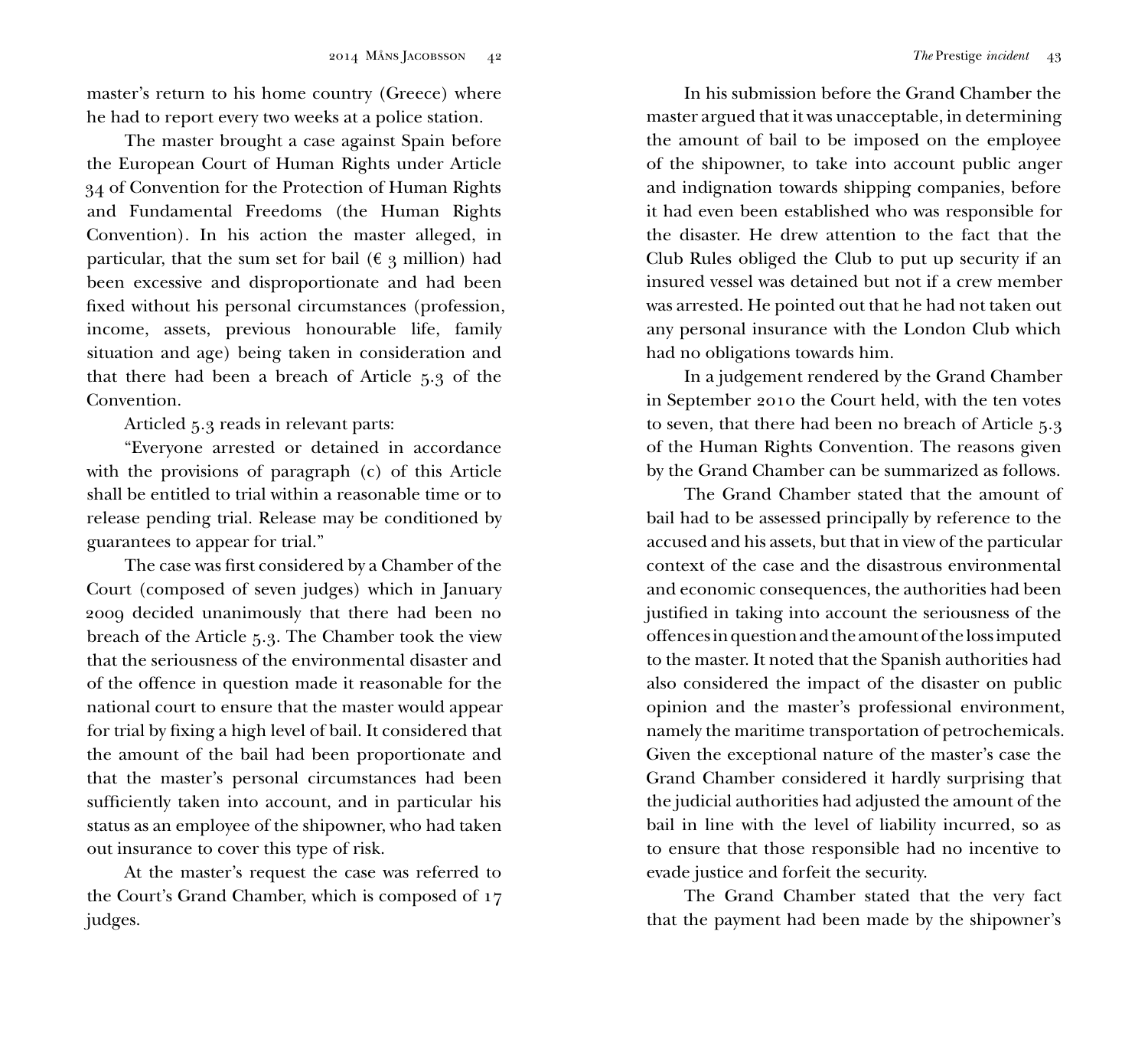master's return to his home country (Greece) where he had to report every two weeks at a police station.

The master brought a case against Spain before the European Court of Human Rights under Article 34 of Convention for the Protection of Human Rights and Fundamental Freedoms (the Human Rights Convention). In his action the master alleged, in particular, that the sum set for bail (€ 3 million) had been excessive and disproportionate and had been fixed without his personal circumstances (profession, income, assets, previous honourable life, family situation and age) being taken in consideration and that there had been a breach of Article 5.3 of the Convention.

Articled 5.3 reads in relevant parts:

"Everyone arrested or detained in accordance with the provisions of paragraph (c) of this Article shall be entitled to trial within a reasonable time or to release pending trial. Release may be conditioned by guarantees to appear for trial."

The case was first considered by a Chamber of the Court (composed of seven judges) which in January 2009 decided unanimously that there had been no breach of the Article 5.3. The Chamber took the view that the seriousness of the environmental disaster and of the offence in question made it reasonable for the national court to ensure that the master would appear for trial by fixing a high level of bail. It considered that the amount of the bail had been proportionate and that the master's personal circumstances had been sufficiently taken into account, and in particular his status as an employee of the shipowner, who had taken out insurance to cover this type of risk.

At the master's request the case was referred to the Court's Grand Chamber, which is composed of 17 judges.

In his submission before the Grand Chamber the master argued that it was unacceptable, in determining the amount of bail to be imposed on the employee of the shipowner, to take into account public anger and indignation towards shipping companies, before it had even been established who was responsible for the disaster. He drew attention to the fact that the Club Rules obliged the Club to put up security if an insured vessel was detained but not if a crew member was arrested. He pointed out that he had not taken out any personal insurance with the London Club which had no obligations towards him.

In a judgement rendered by the Grand Chamber in September 2010 the Court held, with the ten votes to seven, that there had been no breach of Article 5.3 of the Human Rights Convention. The reasons given by the Grand Chamber can be summarized as follows.

The Grand Chamber stated that the amount of bail had to be assessed principally by reference to the accused and his assets, but that in view of the particular context of the case and the disastrous environmental and economic consequences, the authorities had been justified in taking into account the seriousness of the offences in question and the amount of the loss imputed to the master. It noted that the Spanish authorities had also considered the impact of the disaster on public opinion and the master's professional environment, namely the maritime transportation of petrochemicals. Given the exceptional nature of the master's case the Grand Chamber considered it hardly surprising that the judicial authorities had adjusted the amount of the bail in line with the level of liability incurred, so as to ensure that those responsible had no incentive to evade justice and forfeit the security.

The Grand Chamber stated that the very fact that the payment had been made by the shipowner's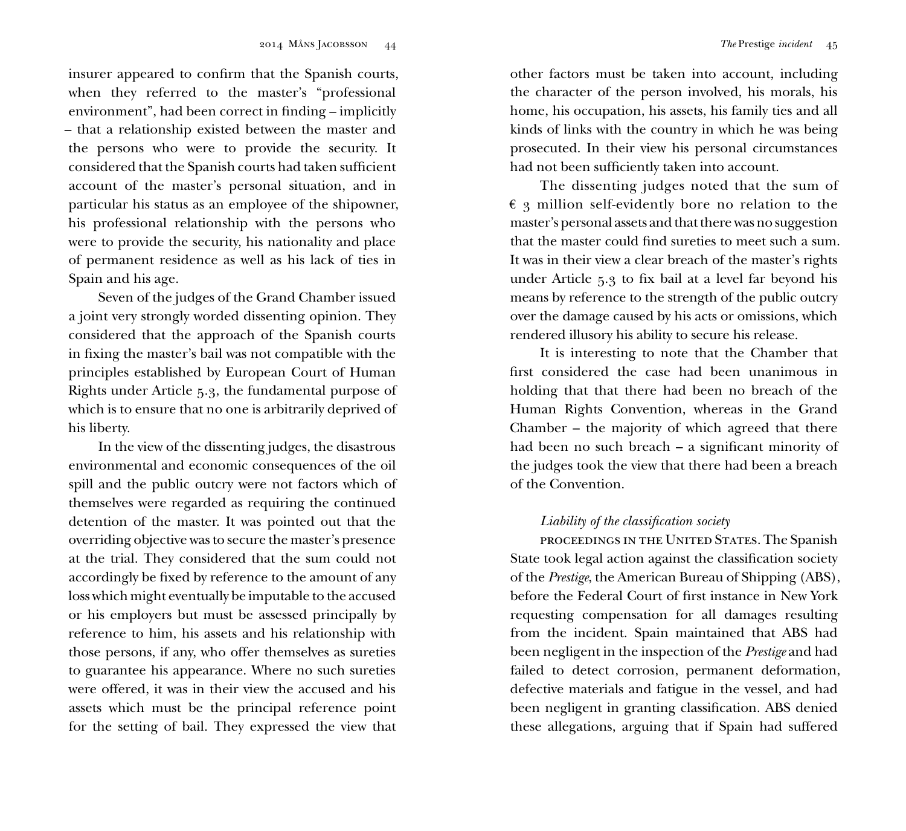insurer appeared to confirm that the Spanish courts, when they referred to the master's "professional environment", had been correct in finding – implicitly – that a relationship existed between the master and the persons who were to provide the security. It considered that the Spanish courts had taken sufficient account of the master's personal situation, and in particular his status as an employee of the shipowner, his professional relationship with the persons who were to provide the security, his nationality and place of permanent residence as well as his lack of ties in Spain and his age.

Seven of the judges of the Grand Chamber issued a joint very strongly worded dissenting opinion. They considered that the approach of the Spanish courts in fixing the master's bail was not compatible with the principles established by European Court of Human Rights under Article 5.3, the fundamental purpose of which is to ensure that no one is arbitrarily deprived of his liberty.

In the view of the dissenting judges, the disastrous environmental and economic consequences of the oil spill and the public outcry were not factors which of themselves were regarded as requiring the continued detention of the master. It was pointed out that the overriding objective was to secure the master's presence at the trial. They considered that the sum could not accordingly be fixed by reference to the amount of any loss which might eventually be imputable to the accused or his employers but must be assessed principally by reference to him, his assets and his relationship with those persons, if any, who offer themselves as sureties to guarantee his appearance. Where no such sureties were offered, it was in their view the accused and his assets which must be the principal reference point for the setting of bail. They expressed the view that other factors must be taken into account, including the character of the person involved, his morals, his home, his occupation, his assets, his family ties and all kinds of links with the country in which he was being prosecuted. In their view his personal circumstances had not been sufficiently taken into account.

The dissenting judges noted that the sum of € 3 million self-evidently bore no relation to the master's personal assets and that there was no suggestion that the master could find sureties to meet such a sum. It was in their view a clear breach of the master's rights under Article 5.3 to fix bail at a level far beyond his means by reference to the strength of the public outcry over the damage caused by his acts or omissions, which rendered illusory his ability to secure his release.

It is interesting to note that the Chamber that first considered the case had been unanimous in holding that that there had been no breach of the Human Rights Convention, whereas in the Grand Chamber – the majority of which agreed that there had been no such breach – a significant minority of the judges took the view that there had been a breach of the Convention.

### *Liability of the classification society*

PROCEEDINGS IN THE UNITED STATES. The Spanish State took legal action against the classification society of the *Prestige*, the American Bureau of Shipping (ABS), before the Federal Court of first instance in New York requesting compensation for all damages resulting from the incident. Spain maintained that ABS had been negligent in the inspection of the *Prestige* and had failed to detect corrosion, permanent deformation, defective materials and fatigue in the vessel, and had been negligent in granting classification. ABS denied these allegations, arguing that if Spain had suffered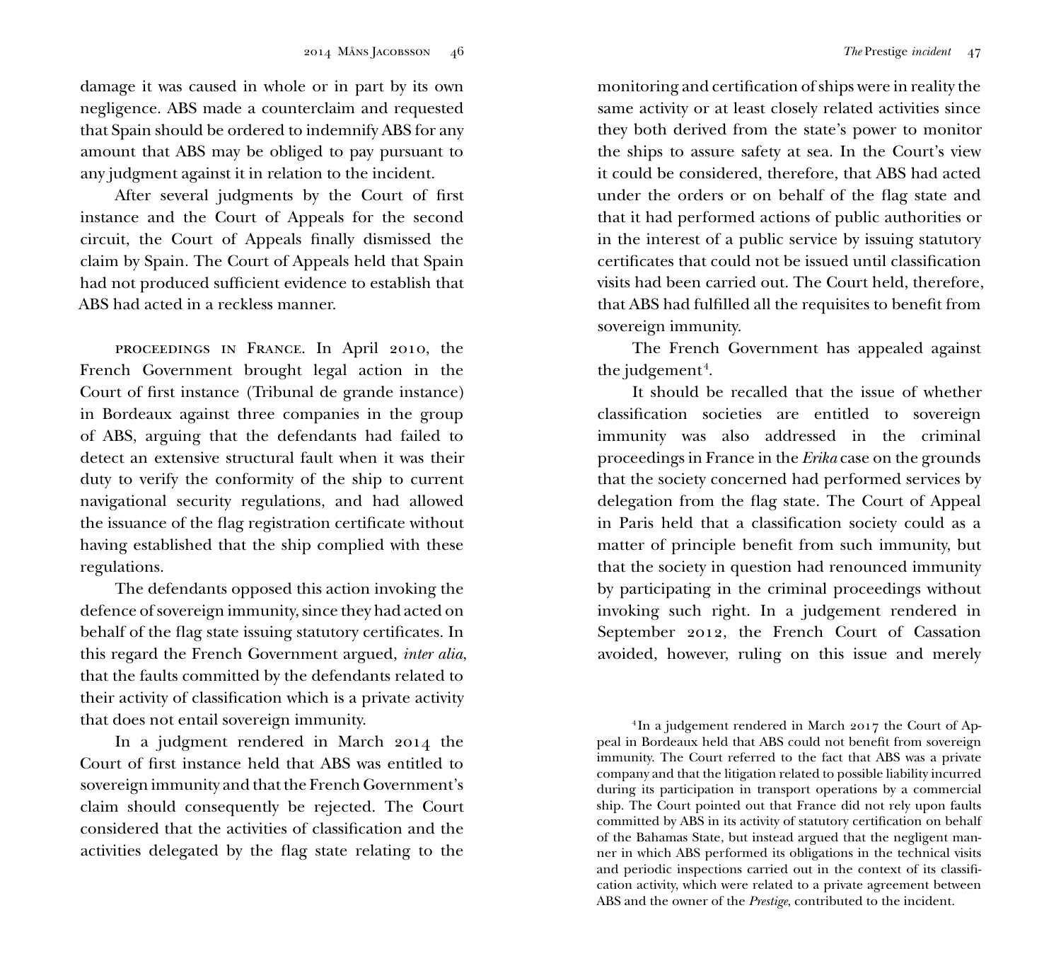damage it was caused in whole or in part by its own negligence. ABS made a counterclaim and requested that Spain should be ordered to indemnify ABS for any amount that ABS may be obliged to pay pursuant to any judgment against it in relation to the incident.

After several judgments by the Court of first instance and the Court of Appeals for the second circuit, the Court of Appeals finally dismissed the claim by Spain. The Court of Appeals held that Spain had not produced sufficient evidence to establish that ABS had acted in a reckless manner.

PROCEEDINGS IN FRANCE. In April 2010, the French Government brought legal action in the Court of first instance (Tribunal de grande instance) in Bordeaux against three companies in the group of ABS, arguing that the defendants had failed to detect an extensive structural fault when it was their duty to verify the conformity of the ship to current navigational security regulations, and had allowed the issuance of the flag registration certificate without having established that the ship complied with these regulations.

The defendants opposed this action invoking the defence of sovereign immunity, since they had acted on behalf of the flag state issuing statutory certificates. In this regard the French Government argued, *inter alia*, that the faults committed by the defendants related to their activity of classification which is a private activity that does not entail sovereign immunity.

In a judgment rendered in March 2014 the Court of first instance held that ABS was entitled to sovereign immunity and that the French Government's claim should consequently be rejected. The Court considered that the activities of classification and the activities delegated by the flag state relating to the monitoring and certification of ships were in reality the same activity or at least closely related activities since they both derived from the state's power to monitor the ships to assure safety at sea. In the Court's view it could be considered, therefore, that ABS had acted under the orders or on behalf of the flag state and that it had performed actions of public authorities or in the interest of a public service by issuing statutory certificates that could not be issued until classification visits had been carried out. The Court held, therefore, that ABS had fulfilled all the requisites to benefit from sovereign immunity.

The French Government has appealed against the judgement[4].

It should be recalled that the issue of whether classification societies are entitled to sovereign immunity was also addressed in the criminal proceedings in France in the *Erika* case on the grounds that the society concerned had performed services by delegation from the flag state. The Court of Appeal in Paris held that a classification society could as a matter of principle benefit from such immunity, but that the society in question had renounced immunity by participating in the criminal proceedings without invoking such right. In a judgement rendered in September 2012, the French Court of Cassation avoided, however, ruling on this issue and merely

[4] In a judgement rendered in March 2017 the Court of Appeal in Bordeaux held that ABS could not benefit from sovereign immunity. The Court referred to the fact that ABS was a private company and that the litigation related to possible liability incurred during its participation in transport operations by a commercial ship. The Court pointed out that France did not rely upon faults committed by ABS in its activity of statutory certification on behalf of the Bahamas State, but instead argued that the negligent manner in which ABS performed its obligations in the technical visits and periodic inspections carried out in the context of its classification activity, which were related to a private agreement between ABS and the owner of the *Prestige*, contributed to the incident.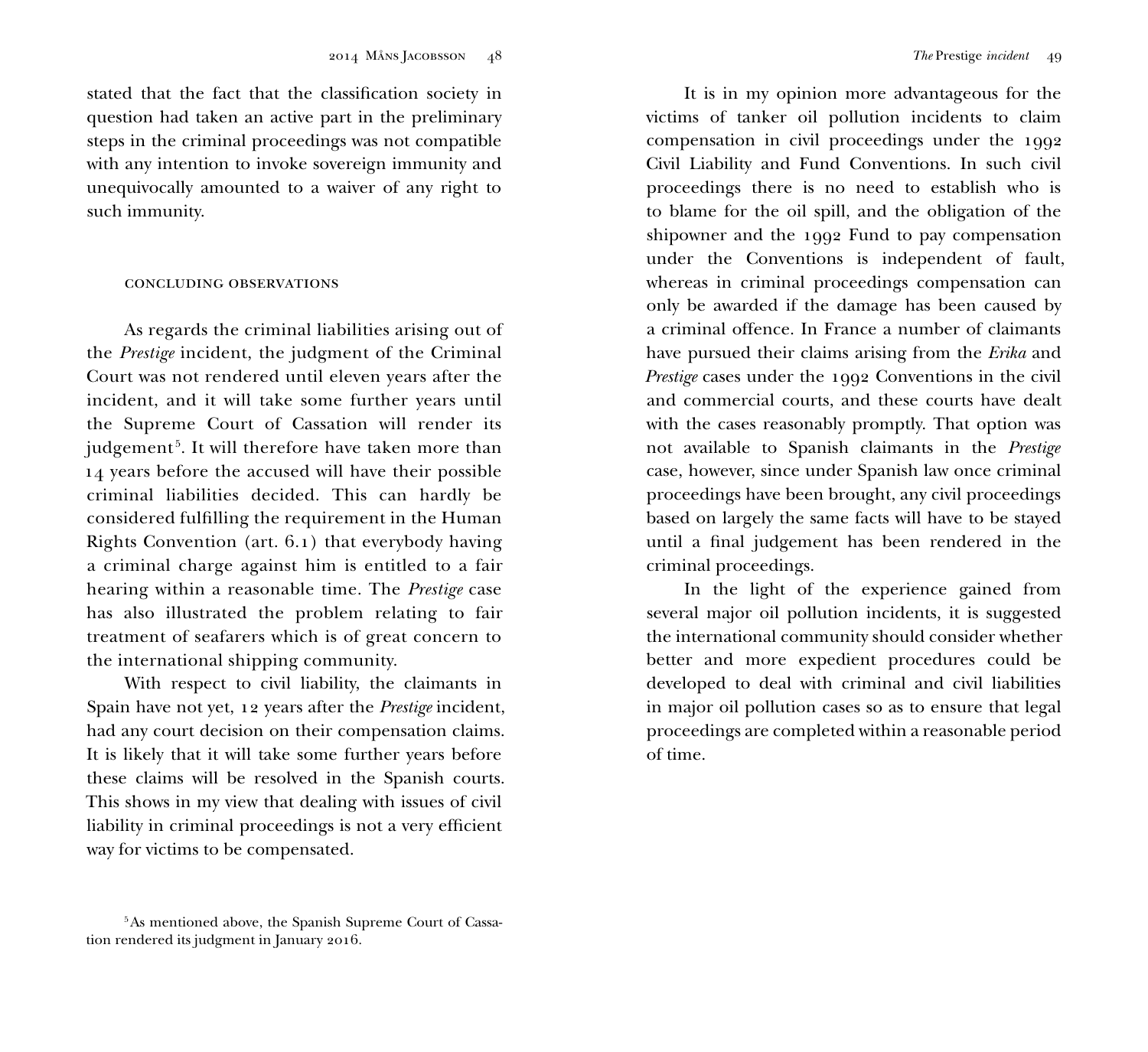stated that the fact that the classification society in question had taken an active part in the preliminary steps in the criminal proceedings was not compatible with any intention to invoke sovereign immunity and unequivocally amounted to a waiver of any right to such immunity.

## CONCLUDING OBSERVATIONS

As regards the criminal liabilities arising out of the *Prestige* incident, the judgment of the Criminal Court was not rendered until eleven years after the incident, and it will take some further years until the Supreme Court of Cassation will render its judgement[5]. It will therefore have taken more than 14 years before the accused will have their possible criminal liabilities decided. This can hardly be considered fulfilling the requirement in the Human Rights Convention (art. 6.1) that everybody having a criminal charge against him is entitled to a fair hearing within a reasonable time. The *Prestige* case has also illustrated the problem relating to fair treatment of seafarers which is of great concern to the international shipping community.

With respect to civil liability, the claimants in Spain have not yet, 12 years after the *Prestige* incident, had any court decision on their compensation claims. It is likely that it will take some further years before these claims will be resolved in the Spanish courts. This shows in my view that dealing with issues of civil liability in criminal proceedings is not a very efficient way for victims to be compensated.

It is in my opinion more advantageous for the victims of tanker oil pollution incidents to claim compensation in civil proceedings under the 1992 Civil Liability and Fund Conventions. In such civil proceedings there is no need to establish who is to blame for the oil spill, and the obligation of the shipowner and the 1992 Fund to pay compensation under the Conventions is independent of fault, whereas in criminal proceedings compensation can only be awarded if the damage has been caused by a criminal offence. In France a number of claimants have pursued their claims arising from the *Erika* and *Prestige* cases under the 1992 Conventions in the civil and commercial courts, and these courts have dealt with the cases reasonably promptly. That option was not available to Spanish claimants in the *Prestige* case, however, since under Spanish law once criminal proceedings have been brought, any civil proceedings based on largely the same facts will have to be stayed until a final judgement has been rendered in the criminal proceedings.

In the light of the experience gained from several major oil pollution incidents, it is suggested the international community should consider whether better and more expedient procedures could be developed to deal with criminal and civil liabilities in major oil pollution cases so as to ensure that legal proceedings are completed within a reasonable period of time.

[5] As mentioned above, the Spanish Supreme Court of Cassation rendered its judgment in January 2016.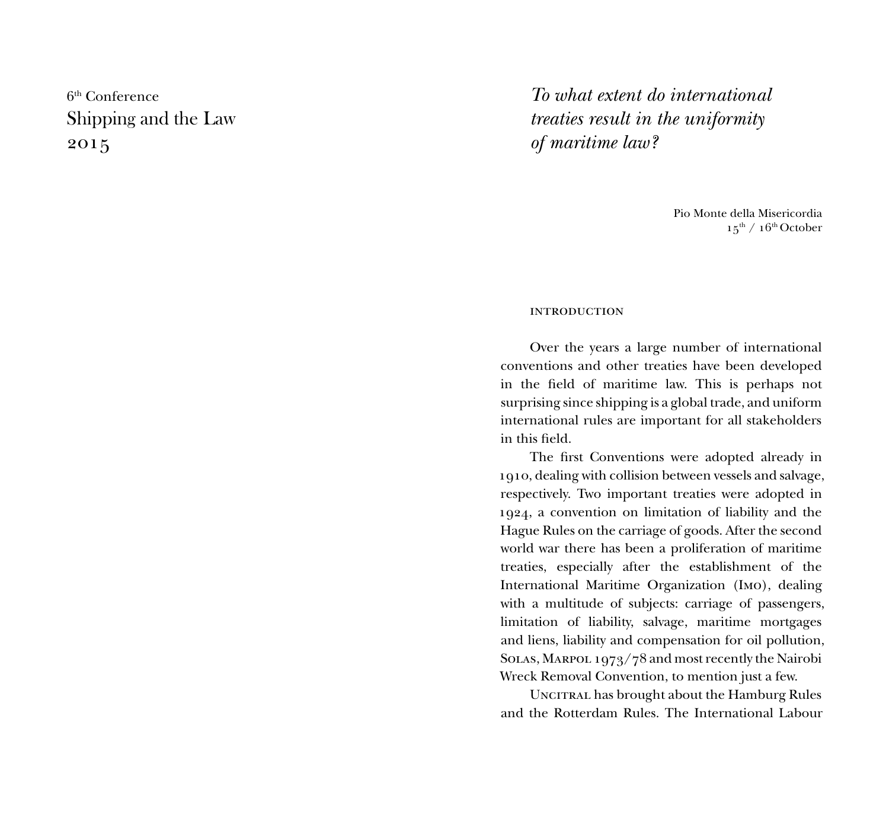6th Conference

# Shipping and the Law 2015

*To what extent do international treaties result in the uniformity of maritime law?*

Pio Monte della Misericordia
15th / 16th October

## INTRODUCTION

Over the years a large number of international conventions and other treaties have been developed in the field of maritime law. This is perhaps not surprising since shipping is a global trade, and uniform international rules are important for all stakeholders in this field.

The first Conventions were adopted already in 1910, dealing with collision between vessels and salvage, respectively. Two important treaties were adopted in 1924, a convention on limitation of liability and the Hague Rules on the carriage of goods. After the second world war there has been a proliferation of maritime treaties, especially after the establishment of the International Maritime Organization (Imo), dealing with a multitude of subjects: carriage of passengers, limitation of liability, salvage, maritime mortgages and liens, liability and compensation for oil pollution, Solas, Marpol 1973/78 and most recently the Nairobi Wreck Removal Convention, to mention just a few.

Uncitral has brought about the Hamburg Rules and the Rotterdam Rules. The International Labour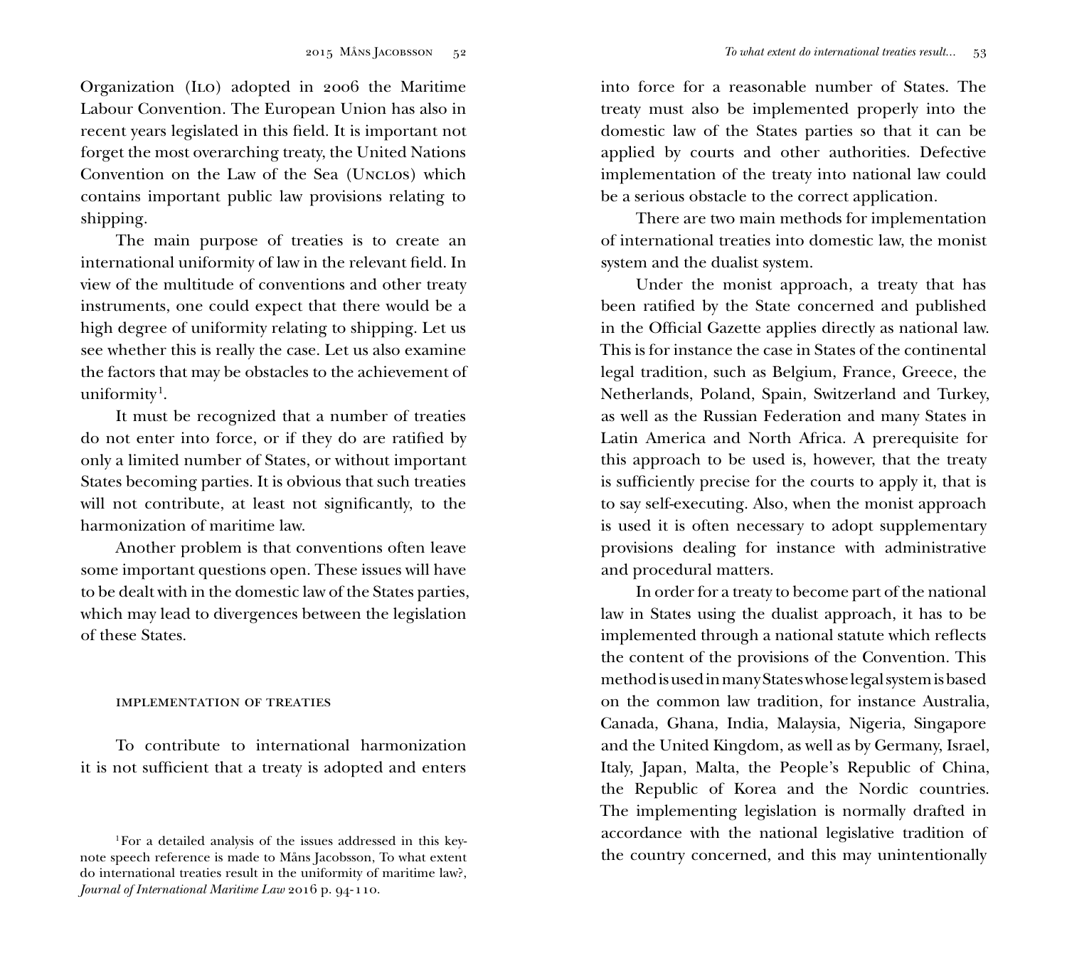Organization (ILO) adopted in 2006 the Maritime Labour Convention. The European Union has also in recent years legislated in this field. It is important not forget the most overarching treaty, the United Nations Convention on the Law of the Sea (UNCLOS) which contains important public law provisions relating to shipping.

The main purpose of treaties is to create an international uniformity of law in the relevant field. In view of the multitude of conventions and other treaty instruments, one could expect that there would be a high degree of uniformity relating to shipping. Let us see whether this is really the case. Let us also examine the factors that may be obstacles to the achievement of uniformity[1].

It must be recognized that a number of treaties do not enter into force, or if they do are ratified by only a limited number of States, or without important States becoming parties. It is obvious that such treaties will not contribute, at least not significantly, to the harmonization of maritime law.

Another problem is that conventions often leave some important questions open. These issues will have to be dealt with in the domestic law of the States parties, which may lead to divergences between the legislation of these States.

## IMPLEMENTATION OF TREATIES

To contribute to international harmonization it is not sufficient that a treaty is adopted and enters into force for a reasonable number of States. The treaty must also be implemented properly into the domestic law of the States parties so that it can be applied by courts and other authorities. Defective implementation of the treaty into national law could be a serious obstacle to the correct application.

There are two main methods for implementation of international treaties into domestic law, the monist system and the dualist system.

Under the monist approach, a treaty that has been ratified by the State concerned and published in the Official Gazette applies directly as national law. This is for instance the case in States of the continental legal tradition, such as Belgium, France, Greece, the Netherlands, Poland, Spain, Switzerland and Turkey, as well as the Russian Federation and many States in Latin America and North Africa. A prerequisite for this approach to be used is, however, that the treaty is sufficiently precise for the courts to apply it, that is to say self-executing. Also, when the monist approach is used it is often necessary to adopt supplementary provisions dealing for instance with administrative and procedural matters.

In order for a treaty to become part of the national law in States using the dualist approach, it has to be implemented through a national statute which reflects the content of the provisions of the Convention. This method is used in many States whose legal system is based on the common law tradition, for instance Australia, Canada, Ghana, India, Malaysia, Nigeria, Singapore and the United Kingdom, as well as by Germany, Israel, Italy, Japan, Malta, the People's Republic of China, the Republic of Korea and the Nordic countries. The implementing legislation is normally drafted in accordance with the national legislative tradition of the country concerned, and this may unintentionally

[1] For a detailed analysis of the issues addressed in this key-note speech reference is made to Måns Jacobsson, To what extent do international treaties result in the uniformity of maritime law?, *Journal of International Maritime Law* 2016 p. 94-110.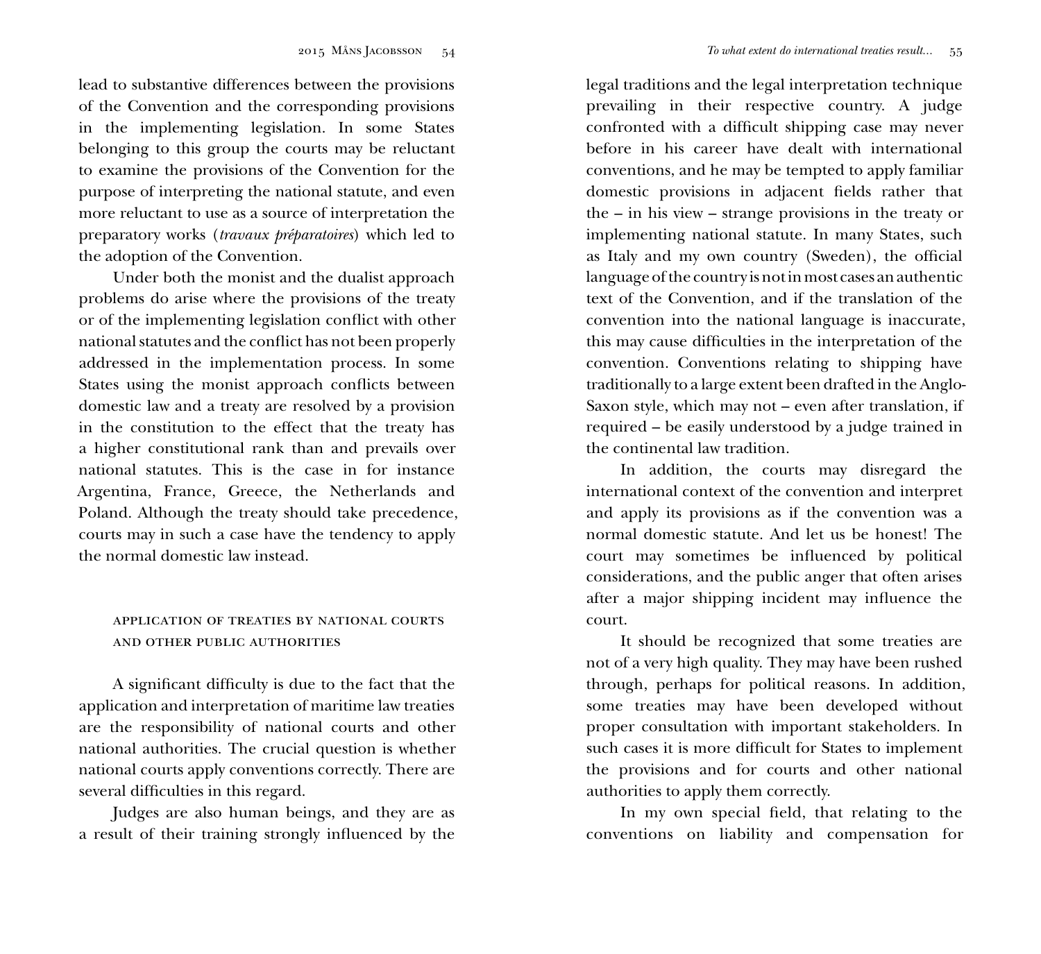lead to substantive differences between the provisions of the Convention and the corresponding provisions in the implementing legislation. In some States belonging to this group the courts may be reluctant to examine the provisions of the Convention for the purpose of interpreting the national statute, and even more reluctant to use as a source of interpretation the preparatory works (*travaux préparatoires*) which led to the adoption of the Convention.

Under both the monist and the dualist approach problems do arise where the provisions of the treaty or of the implementing legislation conflict with other national statutes and the conflict has not been properly addressed in the implementation process. In some States using the monist approach conflicts between domestic law and a treaty are resolved by a provision in the constitution to the effect that the treaty has a higher constitutional rank than and prevails over national statutes. This is the case in for instance Argentina, France, Greece, the Netherlands and Poland. Although the treaty should take precedence, courts may in such a case have the tendency to apply the normal domestic law instead.

## Application of treaties by national courts and other public authorities

A significant difficulty is due to the fact that the application and interpretation of maritime law treaties are the responsibility of national courts and other national authorities. The crucial question is whether national courts apply conventions correctly. There are several difficulties in this regard.

Judges are also human beings, and they are as a result of their training strongly influenced by the legal traditions and the legal interpretation technique prevailing in their respective country. A judge confronted with a difficult shipping case may never before in his career have dealt with international conventions, and he may be tempted to apply familiar domestic provisions in adjacent fields rather that the – in his view – strange provisions in the treaty or implementing national statute. In many States, such as Italy and my own country (Sweden), the official language of the country is not in most cases an authentic text of the Convention, and if the translation of the convention into the national language is inaccurate, this may cause difficulties in the interpretation of the convention. Conventions relating to shipping have traditionally to a large extent been drafted in the Anglo-Saxon style, which may not – even after translation, if required – be easily understood by a judge trained in the continental law tradition.

In addition, the courts may disregard the international context of the convention and interpret and apply its provisions as if the convention was a normal domestic statute. And let us be honest! The court may sometimes be influenced by political considerations, and the public anger that often arises after a major shipping incident may influence the court.

It should be recognized that some treaties are not of a very high quality. They may have been rushed through, perhaps for political reasons. In addition, some treaties may have been developed without proper consultation with important stakeholders. In such cases it is more difficult for States to implement the provisions and for courts and other national authorities to apply them correctly.

In my own special field, that relating to the conventions on liability and compensation for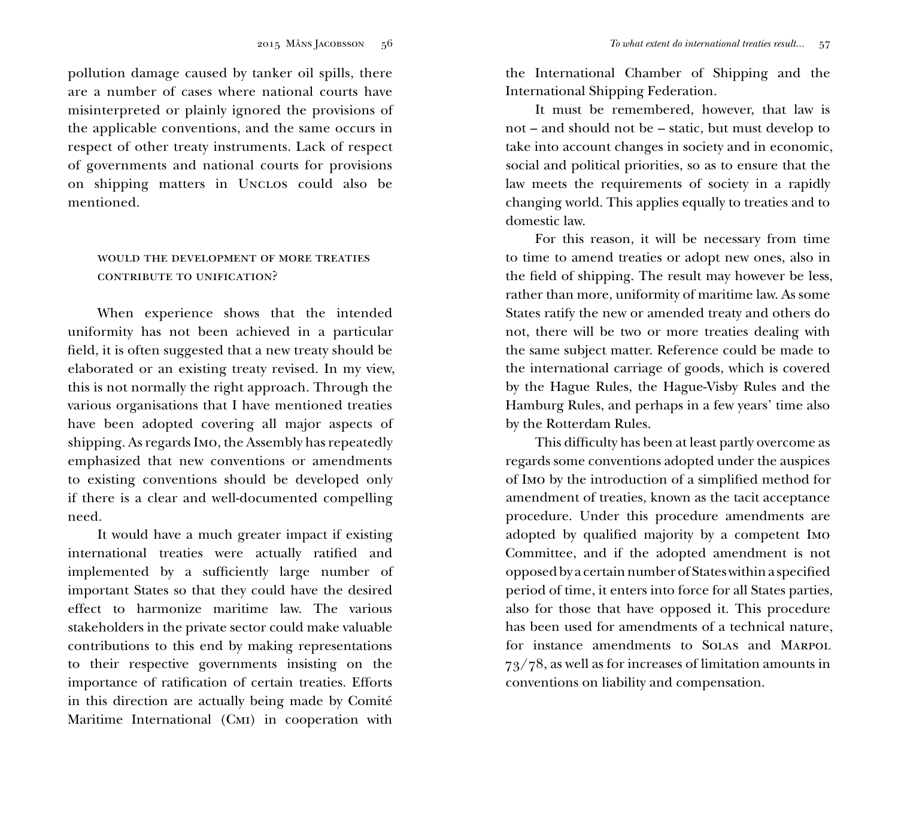pollution damage caused by tanker oil spills, there are a number of cases where national courts have misinterpreted or plainly ignored the provisions of the applicable conventions, and the same occurs in respect of other treaty instruments. Lack of respect of governments and national courts for provisions on shipping matters in UNCLOS could also be mentioned.

### WOULD THE DEVELOPMENT OF MORE TREATIES CONTRIBUTE TO UNIFICATION?

When experience shows that the intended uniformity has not been achieved in a particular field, it is often suggested that a new treaty should be elaborated or an existing treaty revised. In my view, this is not normally the right approach. Through the various organisations that I have mentioned treaties have been adopted covering all major aspects of shipping. As regards IMO, the Assembly has repeatedly emphasized that new conventions or amendments to existing conventions should be developed only if there is a clear and well-documented compelling need.

It would have a much greater impact if existing international treaties were actually ratified and implemented by a sufficiently large number of important States so that they could have the desired effect to harmonize maritime law. The various stakeholders in the private sector could make valuable contributions to this end by making representations to their respective governments insisting on the importance of ratification of certain treaties. Efforts in this direction are actually being made by Comité Maritime International (CMI) in cooperation with the International Chamber of Shipping and the International Shipping Federation.

It must be remembered, however, that law is not – and should not be – static, but must develop to take into account changes in society and in economic, social and political priorities, so as to ensure that the law meets the requirements of society in a rapidly changing world. This applies equally to treaties and to domestic law.

For this reason, it will be necessary from time to time to amend treaties or adopt new ones, also in the field of shipping. The result may however be less, rather than more, uniformity of maritime law. As some States ratify the new or amended treaty and others do not, there will be two or more treaties dealing with the same subject matter. Reference could be made to the international carriage of goods, which is covered by the Hague Rules, the Hague-Visby Rules and the Hamburg Rules, and perhaps in a few years' time also by the Rotterdam Rules.

This difficulty has been at least partly overcome as regards some conventions adopted under the auspices of IMO by the introduction of a simplified method for amendment of treaties, known as the tacit acceptance procedure. Under this procedure amendments are adopted by qualified majority by a competent IMO Committee, and if the adopted amendment is not opposed by a certain number of States within a specified period of time, it enters into force for all States parties, also for those that have opposed it. This procedure has been used for amendments of a technical nature, for instance amendments to SOLAS and MARPOL 73/78, as well as for increases of limitation amounts in conventions on liability and compensation.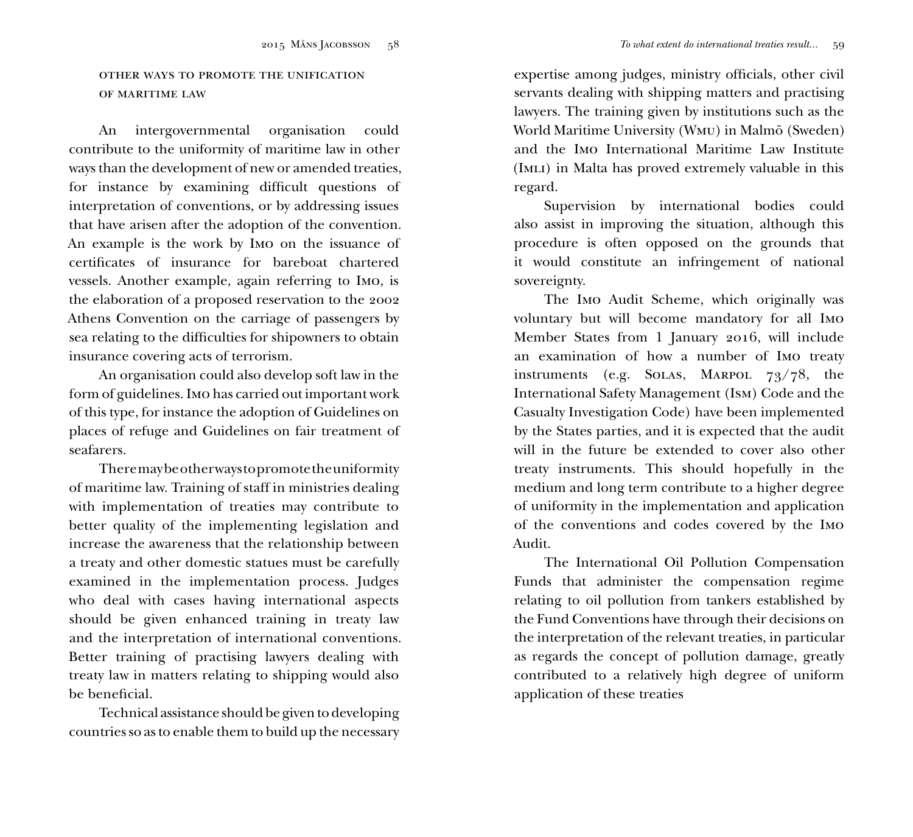## Other ways to promote the unification of maritime law

An intergovernmental organisation could contribute to the uniformity of maritime law in other ways than the development of new or amended treaties, for instance by examining difficult questions of interpretation of conventions, or by addressing issues that have arisen after the adoption of the convention. An example is the work by IMO on the issuance of certificates of insurance for bareboat chartered vessels. Another example, again referring to IMO, is the elaboration of a proposed reservation to the 2002 Athens Convention on the carriage of passengers by sea relating to the difficulties for shipowners to obtain insurance covering acts of terrorism.

An organisation could also develop soft law in the form of guidelines. IMO has carried out important work of this type, for instance the adoption of Guidelines on places of refuge and Guidelines on fair treatment of seafarers.

There may be other ways to promote the uniformity of maritime law. Training of staff in ministries dealing with implementation of treaties may contribute to better quality of the implementing legislation and increase the awareness that the relationship between a treaty and other domestic statues must be carefully examined in the implementation process. Judges who deal with cases having international aspects should be given enhanced training in treaty law and the interpretation of international conventions. Better training of practising lawyers dealing with treaty law in matters relating to shipping would also be beneficial.

Technical assistance should be given to developing countries so as to enable them to build up the necessary expertise among judges, ministry officials, other civil servants dealing with shipping matters and practising lawyers. The training given by institutions such as the World Maritime University (WMU) in Malmö (Sweden) and the IMO International Maritime Law Institute (IMLI) in Malta has proved extremely valuable in this regard.

Supervision by international bodies could also assist in improving the situation, although this procedure is often opposed on the grounds that it would constitute an infringement of national sovereignty.

The IMO Audit Scheme, which originally was voluntary but will become mandatory for all IMO Member States from 1 January 2016, will include an examination of how a number of IMO treaty instruments (e.g. SOLAS, MARPOL 73/78, the International Safety Management (ISM) Code and the Casualty Investigation Code) have been implemented by the States parties, and it is expected that the audit will in the future be extended to cover also other treaty instruments. This should hopefully in the medium and long term contribute to a higher degree of uniformity in the implementation and application of the conventions and codes covered by the IMO Audit.

The International Oil Pollution Compensation Funds that administer the compensation regime relating to oil pollution from tankers established by the Fund Conventions have through their decisions on the interpretation of the relevant treaties, in particular as regards the concept of pollution damage, greatly contributed to a relatively high degree of uniform application of these treaties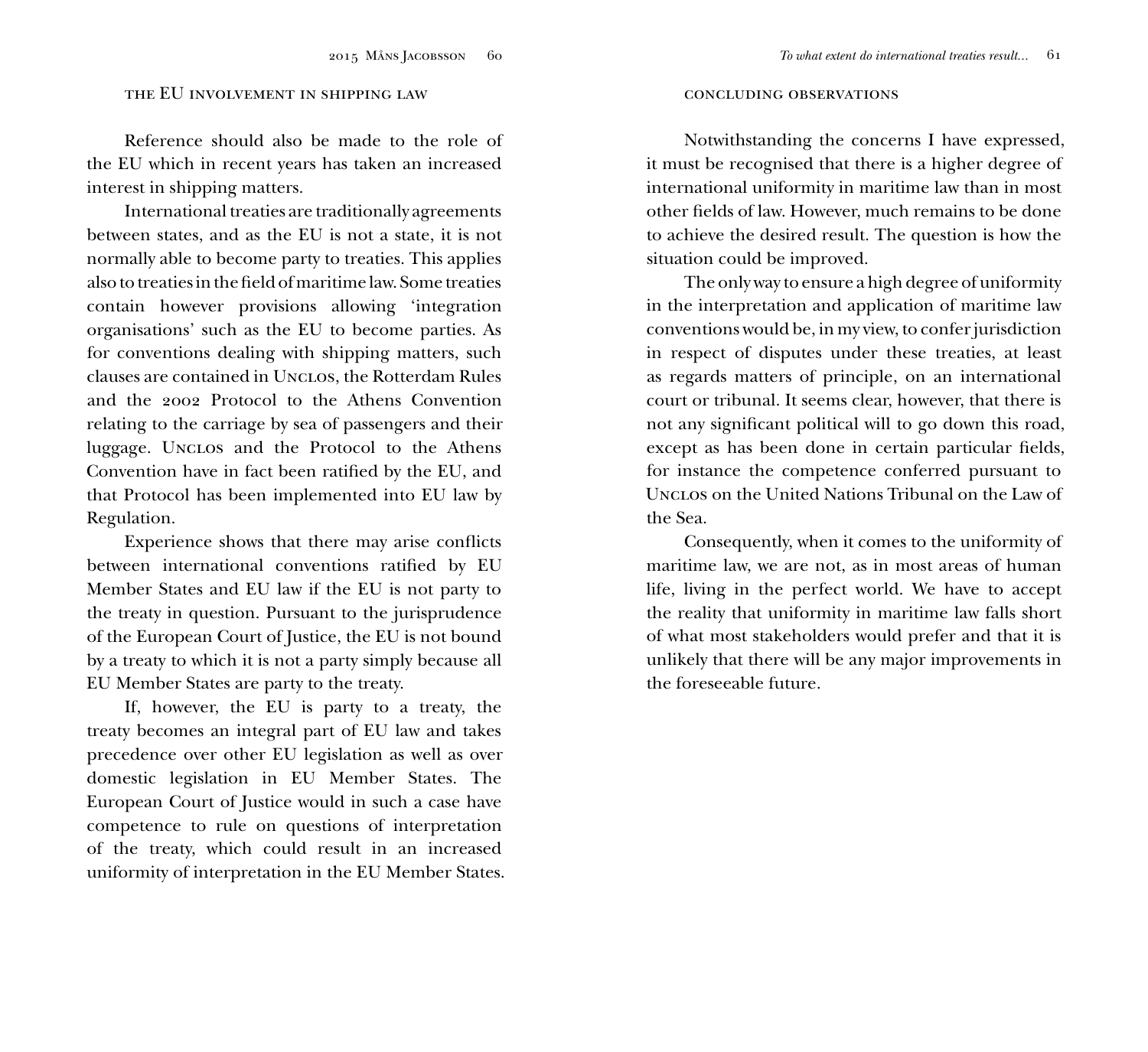## The EU involvement in shipping law

Reference should also be made to the role of the EU which in recent years has taken an increased interest in shipping matters.

International treaties are traditionally agreements between states, and as the EU is not a state, it is not normally able to become party to treaties. This applies also to treaties in the field of maritime law. Some treaties contain however provisions allowing 'integration organisations' such as the EU to become parties. As for conventions dealing with shipping matters, such clauses are contained in Unclos, the Rotterdam Rules and the 2002 Protocol to the Athens Convention relating to the carriage by sea of passengers and their luggage. Unclos and the Protocol to the Athens Convention have in fact been ratified by the EU, and that Protocol has been implemented into EU law by Regulation.

Experience shows that there may arise conflicts between international conventions ratified by EU Member States and EU law if the EU is not party to the treaty in question. Pursuant to the jurisprudence of the European Court of Justice, the EU is not bound by a treaty to which it is not a party simply because all EU Member States are party to the treaty.

If, however, the EU is party to a treaty, the treaty becomes an integral part of EU law and takes precedence over other EU legislation as well as over domestic legislation in EU Member States. The European Court of Justice would in such a case have competence to rule on questions of interpretation of the treaty, which could result in an increased uniformity of interpretation in the EU Member States.

## Concluding observations

Notwithstanding the concerns I have expressed, it must be recognised that there is a higher degree of international uniformity in maritime law than in most other fields of law. However, much remains to be done to achieve the desired result. The question is how the situation could be improved.

The only way to ensure a high degree of uniformity in the interpretation and application of maritime law conventions would be, in my view, to confer jurisdiction in respect of disputes under these treaties, at least as regards matters of principle, on an international court or tribunal. It seems clear, however, that there is not any significant political will to go down this road, except as has been done in certain particular fields, for instance the competence conferred pursuant to Unclos on the United Nations Tribunal on the Law of the Sea.

Consequently, when it comes to the uniformity of maritime law, we are not, as in most areas of human life, living in the perfect world. We have to accept the reality that uniformity in maritime law falls short of what most stakeholders would prefer and that it is unlikely that there will be any major improvements in the foreseeable future.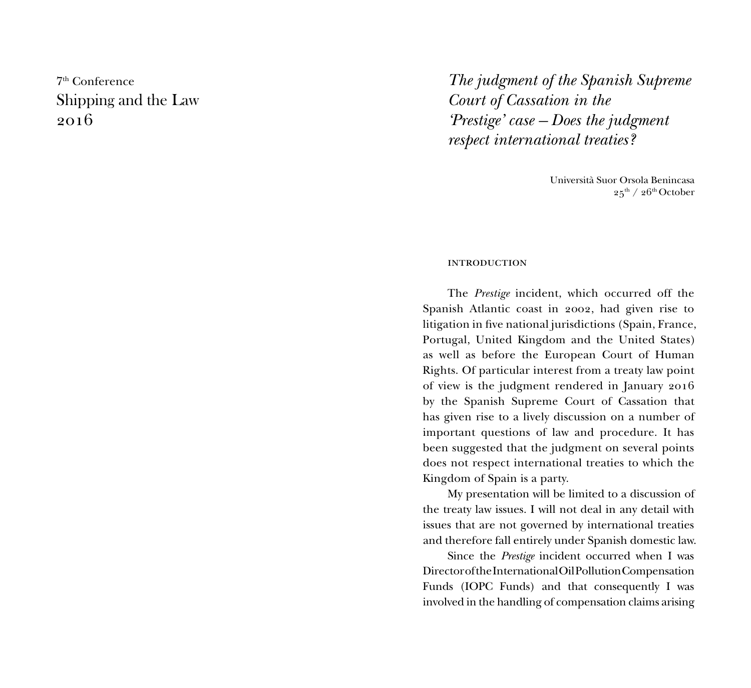7th Conference

Shipping and the Law

2016

# *The judgment of the Spanish Supreme Court of Cassation in the 'Prestige' case – Does the judgment respect international treaties?*

Università Suor Orsola Benincasa
25th / 26th October

## INTRODUCTION

The *Prestige* incident, which occurred off the Spanish Atlantic coast in 2002, had given rise to litigation in five national jurisdictions (Spain, France, Portugal, United Kingdom and the United States) as well as before the European Court of Human Rights. Of particular interest from a treaty law point of view is the judgment rendered in January 2016 by the Spanish Supreme Court of Cassation that has given rise to a lively discussion on a number of important questions of law and procedure. It has been suggested that the judgment on several points does not respect international treaties to which the Kingdom of Spain is a party.

My presentation will be limited to a discussion of the treaty law issues. I will not deal in any detail with issues that are not governed by international treaties and therefore fall entirely under Spanish domestic law.

Since the *Prestige* incident occurred when I was Director of the International Oil Pollution Compensation Funds (IOPC Funds) and that consequently I was involved in the handling of compensation claims arising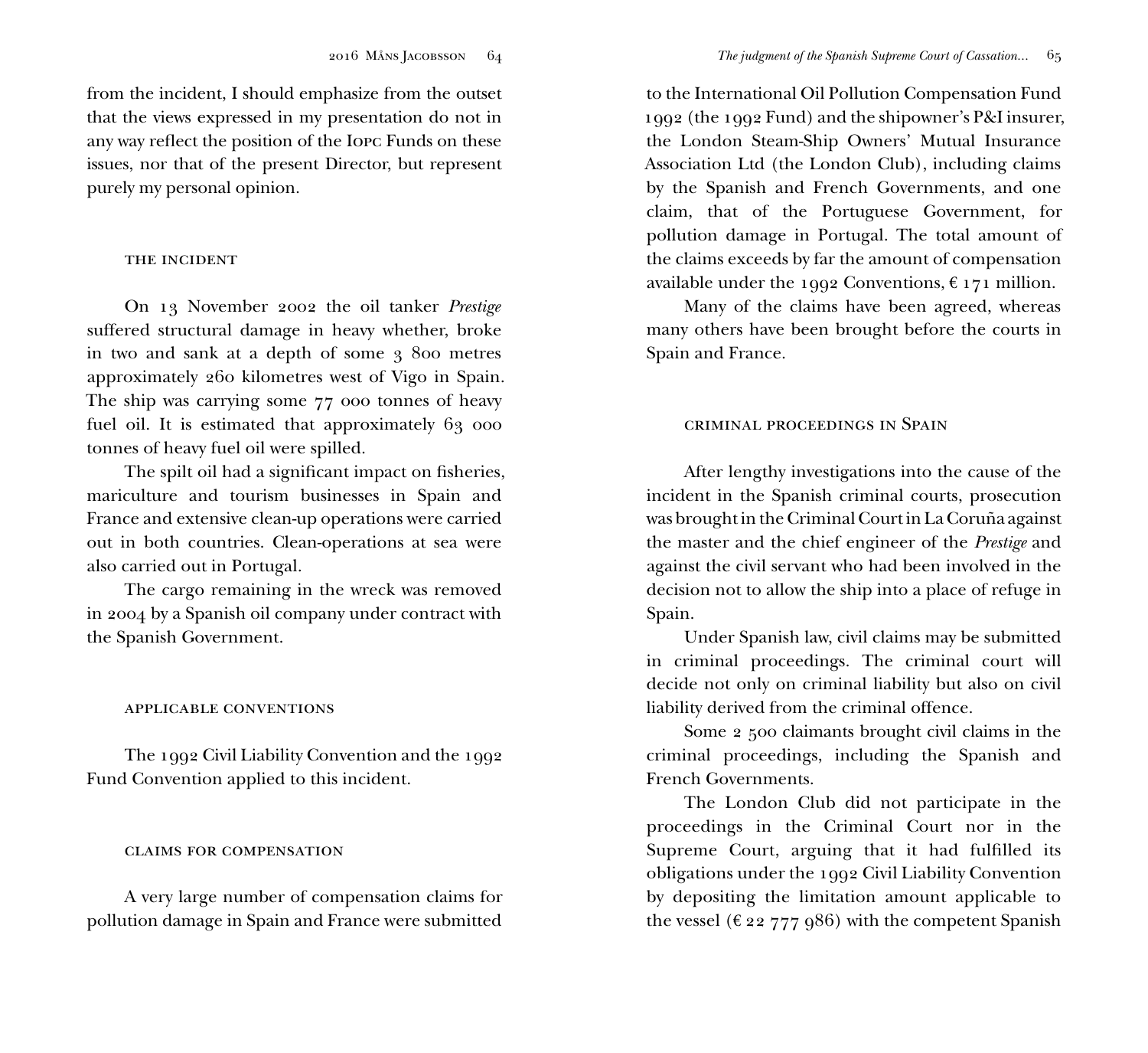from the incident, I should emphasize from the outset that the views expressed in my presentation do not in any way reflect the position of the IOPC Funds on these issues, nor that of the present Director, but represent purely my personal opinion.

## THE INCIDENT

On 13 November 2002 the oil tanker *Prestige* suffered structural damage in heavy whether, broke in two and sank at a depth of some 3 800 metres approximately 260 kilometres west of Vigo in Spain. The ship was carrying some 77 000 tonnes of heavy fuel oil. It is estimated that approximately 63 000 tonnes of heavy fuel oil were spilled.

The spilt oil had a significant impact on fisheries, mariculture and tourism businesses in Spain and France and extensive clean-up operations were carried out in both countries. Clean-operations at sea were also carried out in Portugal.

The cargo remaining in the wreck was removed in 2004 by a Spanish oil company under contract with the Spanish Government.

## APPLICABLE CONVENTIONS

The 1992 Civil Liability Convention and the 1992 Fund Convention applied to this incident.

## CLAIMS FOR COMPENSATION

A very large number of compensation claims for pollution damage in Spain and France were submitted to the International Oil Pollution Compensation Fund 1992 (the 1992 Fund) and the shipowner's P&I insurer, the London Steam-Ship Owners' Mutual Insurance Association Ltd (the London Club), including claims by the Spanish and French Governments, and one claim, that of the Portuguese Government, for pollution damage in Portugal. The total amount of the claims exceeds by far the amount of compensation available under the 1992 Conventions, € 171 million.

Many of the claims have been agreed, whereas many others have been brought before the courts in Spain and France.

## CRIMINAL PROCEEDINGS IN SPAIN

After lengthy investigations into the cause of the incident in the Spanish criminal courts, prosecution was brought in the Criminal Court in La Coruña against the master and the chief engineer of the *Prestige* and against the civil servant who had been involved in the decision not to allow the ship into a place of refuge in Spain.

Under Spanish law, civil claims may be submitted in criminal proceedings. The criminal court will decide not only on criminal liability but also on civil liability derived from the criminal offence.

Some 2 500 claimants brought civil claims in the criminal proceedings, including the Spanish and French Governments.

The London Club did not participate in the proceedings in the Criminal Court nor in the Supreme Court, arguing that it had fulfilled its obligations under the 1992 Civil Liability Convention by depositing the limitation amount applicable to the vessel (€ 22 777 986) with the competent Spanish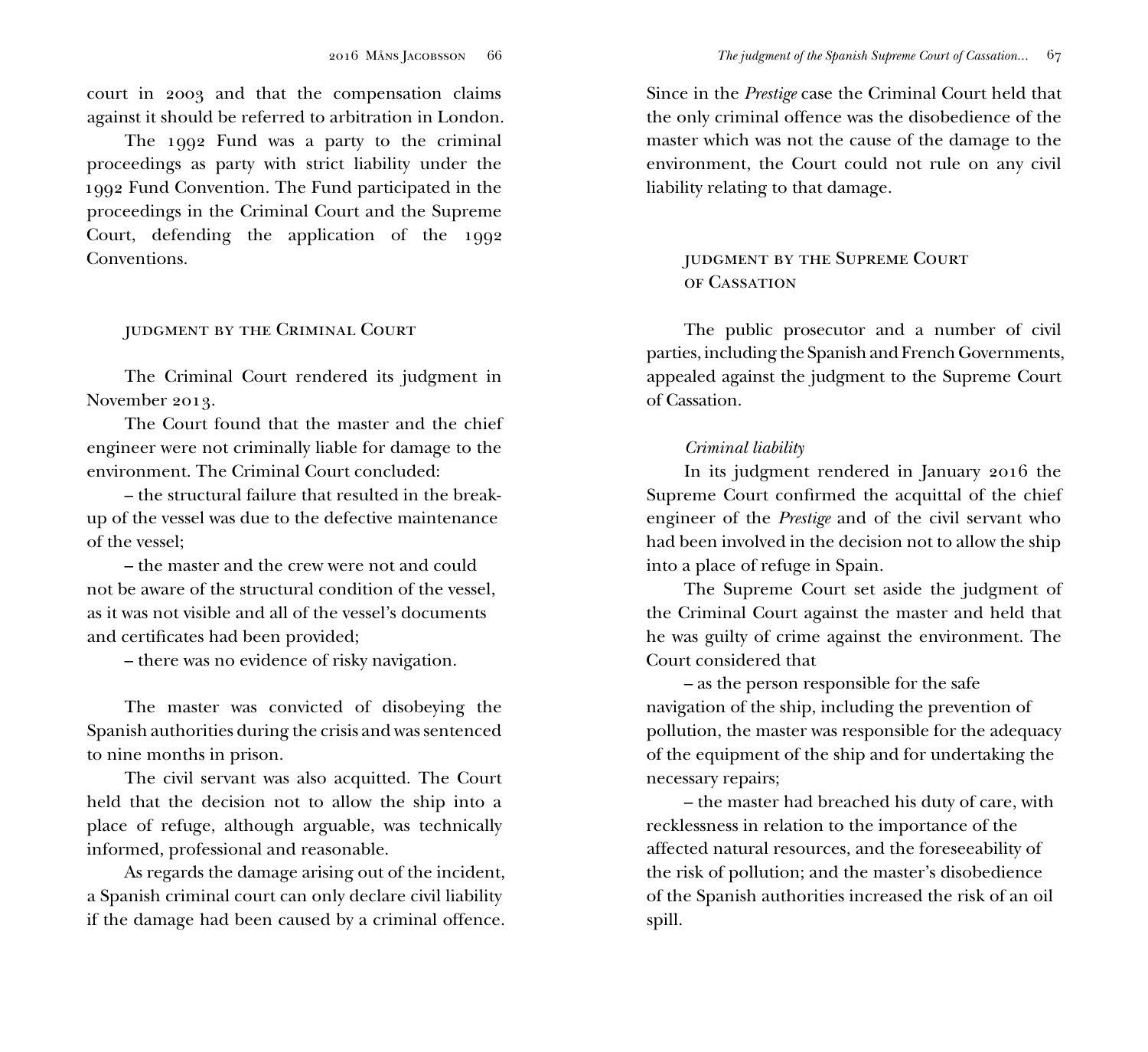court in 2003 and that the compensation claims against it should be referred to arbitration in London.

The 1992 Fund was a party to the criminal proceedings as party with strict liability under the 1992 Fund Convention. The Fund participated in the proceedings in the Criminal Court and the Supreme Court, defending the application of the 1992 Conventions.

## Judgment by the Criminal Court

The Criminal Court rendered its judgment in November 2013.

The Court found that the master and the chief engineer were not criminally liable for damage to the environment. The Criminal Court concluded:

– the structural failure that resulted in the break-up of the vessel was due to the defective maintenance of the vessel;

– the master and the crew were not and could not be aware of the structural condition of the vessel, as it was not visible and all of the vessel's documents and certificates had been provided;

– there was no evidence of risky navigation.

The master was convicted of disobeying the Spanish authorities during the crisis and was sentenced to nine months in prison.

The civil servant was also acquitted. The Court held that the decision not to allow the ship into a place of refuge, although arguable, was technically informed, professional and reasonable.

As regards the damage arising out of the incident, a Spanish criminal court can only declare civil liability if the damage had been caused by a criminal offence. Since in the *Prestige* case the Criminal Court held that the only criminal offence was the disobedience of the master which was not the cause of the damage to the environment, the Court could not rule on any civil liability relating to that damage.

## Judgment by the Supreme Court of Cassation

The public prosecutor and a number of civil parties, including the Spanish and French Governments, appealed against the judgment to the Supreme Court of Cassation.

*Criminal liability*

In its judgment rendered in January 2016 the Supreme Court confirmed the acquittal of the chief engineer of the *Prestige* and of the civil servant who had been involved in the decision not to allow the ship into a place of refuge in Spain.

The Supreme Court set aside the judgment of the Criminal Court against the master and held that he was guilty of crime against the environment. The Court considered that

– as the person responsible for the safe navigation of the ship, including the prevention of pollution, the master was responsible for the adequacy of the equipment of the ship and for undertaking the necessary repairs;

– the master had breached his duty of care, with recklessness in relation to the importance of the affected natural resources, and the foreseeability of the risk of pollution; and the master's disobedience of the Spanish authorities increased the risk of an oil spill.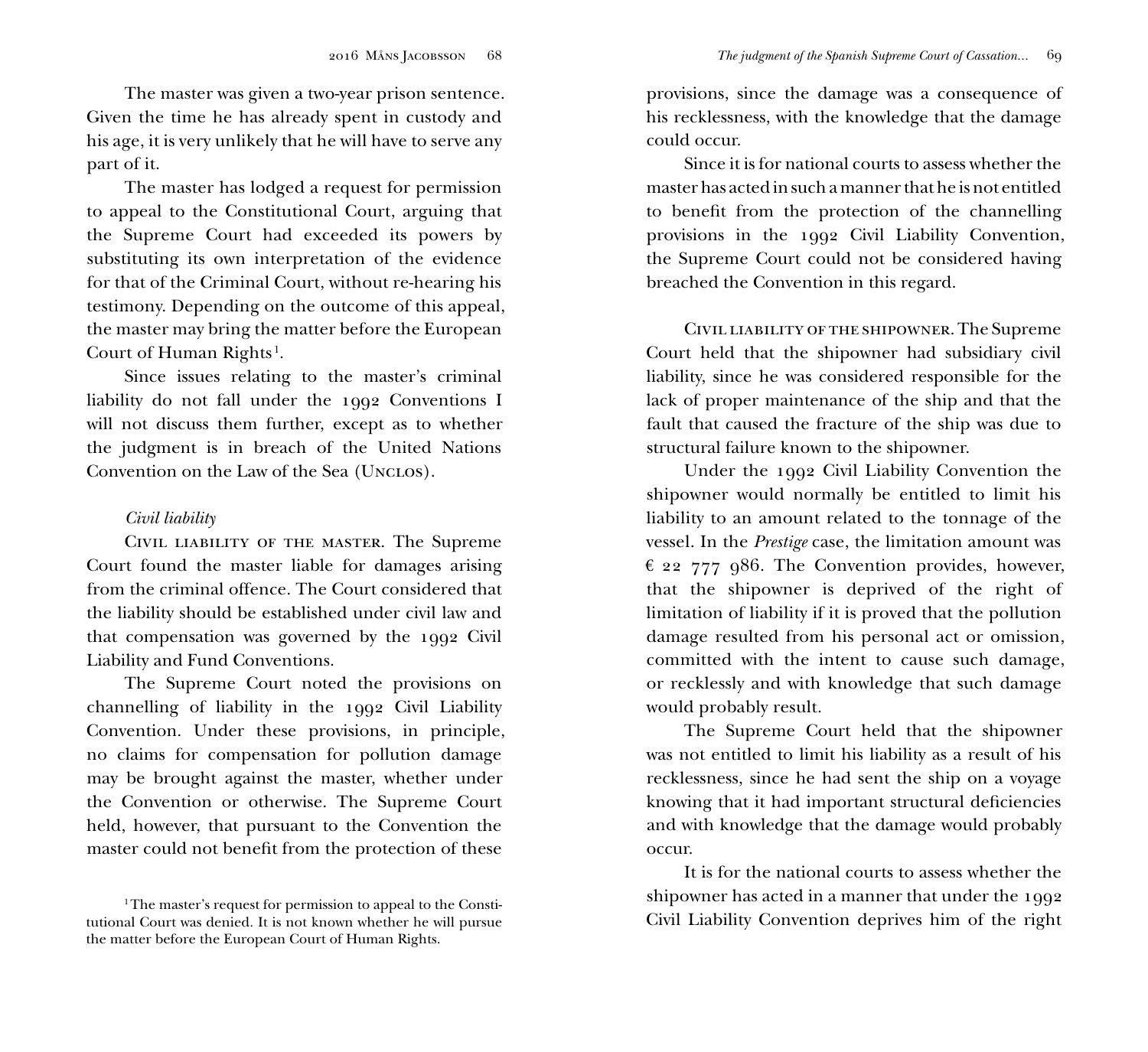The master was given a two-year prison sentence. Given the time he has already spent in custody and his age, it is very unlikely that he will have to serve any part of it.

The master has lodged a request for permission to appeal to the Constitutional Court, arguing that the Supreme Court had exceeded its powers by substituting its own interpretation of the evidence for that of the Criminal Court, without re-hearing his testimony. Depending on the outcome of this appeal, the master may bring the matter before the European Court of Human Rights[1].

Since issues relating to the master's criminal liability do not fall under the 1992 Conventions I will not discuss them further, except as to whether the judgment is in breach of the United Nations Convention on the Law of the Sea (UNCLOS).

*Civil liability*

CIVIL LIABILITY OF THE MASTER. The Supreme Court found the master liable for damages arising from the criminal offence. The Court considered that the liability should be established under civil law and that compensation was governed by the 1992 Civil Liability and Fund Conventions.

The Supreme Court noted the provisions on channelling of liability in the 1992 Civil Liability Convention. Under these provisions, in principle, no claims for compensation for pollution damage may be brought against the master, whether under the Convention or otherwise. The Supreme Court held, however, that pursuant to the Convention the master could not benefit from the protection of these provisions, since the damage was a consequence of his recklessness, with the knowledge that the damage could occur.

Since it is for national courts to assess whether the master has acted in such a manner that he is not entitled to benefit from the protection of the channelling provisions in the 1992 Civil Liability Convention, the Supreme Court could not be considered having breached the Convention in this regard.

CIVIL LIABILITY OF THE SHIPOWNER. The Supreme Court held that the shipowner had subsidiary civil liability, since he was considered responsible for the lack of proper maintenance of the ship and that the fault that caused the fracture of the ship was due to structural failure known to the shipowner.

Under the 1992 Civil Liability Convention the shipowner would normally be entitled to limit his liability to an amount related to the tonnage of the vessel. In the *Prestige* case, the limitation amount was € 22 777 986. The Convention provides, however, that the shipowner is deprived of the right of limitation of liability if it is proved that the pollution damage resulted from his personal act or omission, committed with the intent to cause such damage, or recklessly and with knowledge that such damage would probably result.

The Supreme Court held that the shipowner was not entitled to limit his liability as a result of his recklessness, since he had sent the ship on a voyage knowing that it had important structural deficiencies and with knowledge that the damage would probably occur.

It is for the national courts to assess whether the shipowner has acted in a manner that under the 1992 Civil Liability Convention deprives him of the right

[1] The master's request for permission to appeal to the Constitutional Court was denied. It is not known whether he will pursue the matter before the European Court of Human Rights.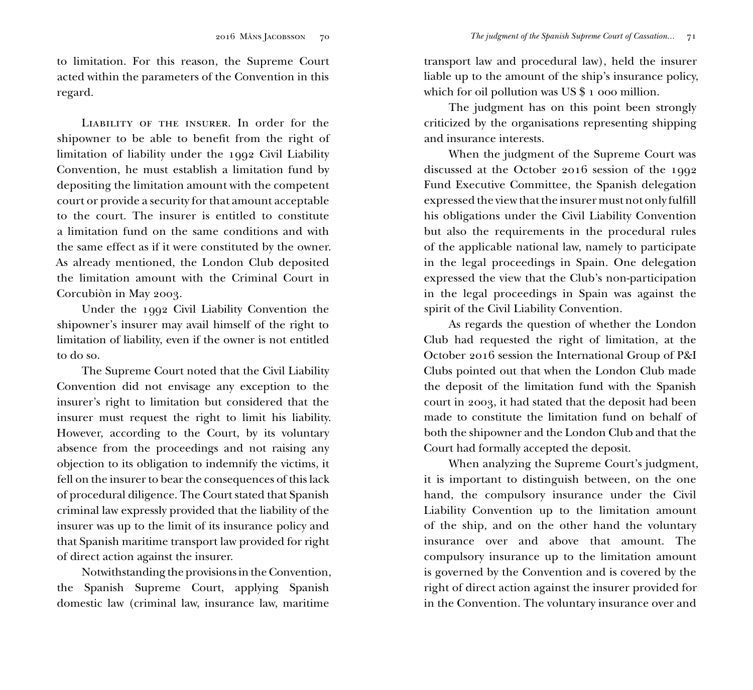to limitation. For this reason, the Supreme Court acted within the parameters of the Convention in this regard.

Liability of the insurer. In order for the shipowner to be able to benefit from the right of limitation of liability under the 1992 Civil Liability Convention, he must establish a limitation fund by depositing the limitation amount with the competent court or provide a security for that amount acceptable to the court. The insurer is entitled to constitute a limitation fund on the same conditions and with the same effect as if it were constituted by the owner. As already mentioned, the London Club deposited the limitation amount with the Criminal Court in Corcubiòn in May 2003.

Under the 1992 Civil Liability Convention the shipowner's insurer may avail himself of the right to limitation of liability, even if the owner is not entitled to do so.

The Supreme Court noted that the Civil Liability Convention did not envisage any exception to the insurer's right to limitation but considered that the insurer must request the right to limit his liability. However, according to the Court, by its voluntary absence from the proceedings and not raising any objection to its obligation to indemnify the victims, it fell on the insurer to bear the consequences of this lack of procedural diligence. The Court stated that Spanish criminal law expressly provided that the liability of the insurer was up to the limit of its insurance policy and that Spanish maritime transport law provided for right of direct action against the insurer.

Notwithstanding the provisions in the Convention, the Spanish Supreme Court, applying Spanish domestic law (criminal law, insurance law, maritime transport law and procedural law), held the insurer liable up to the amount of the ship's insurance policy, which for oil pollution was US $ 1 000 million.

The judgment has on this point been strongly criticized by the organisations representing shipping and insurance interests.

When the judgment of the Supreme Court was discussed at the October 2016 session of the 1992 Fund Executive Committee, the Spanish delegation expressed the view that the insurer must not only fulfill his obligations under the Civil Liability Convention but also the requirements in the procedural rules of the applicable national law, namely to participate in the legal proceedings in Spain. One delegation expressed the view that the Club's non-participation in the legal proceedings in Spain was against the spirit of the Civil Liability Convention.

As regards the question of whether the London Club had requested the right of limitation, at the October 2016 session the International Group of P&I Clubs pointed out that when the London Club made the deposit of the limitation fund with the Spanish court in 2003, it had stated that the deposit had been made to constitute the limitation fund on behalf of both the shipowner and the London Club and that the Court had formally accepted the deposit.

When analyzing the Supreme Court's judgment, it is important to distinguish between, on the one hand, the compulsory insurance under the Civil Liability Convention up to the limitation amount of the ship, and on the other hand the voluntary insurance over and above that amount. The compulsory insurance up to the limitation amount is governed by the Convention and is covered by the right of direct action against the insurer provided for in the Convention. The voluntary insurance over and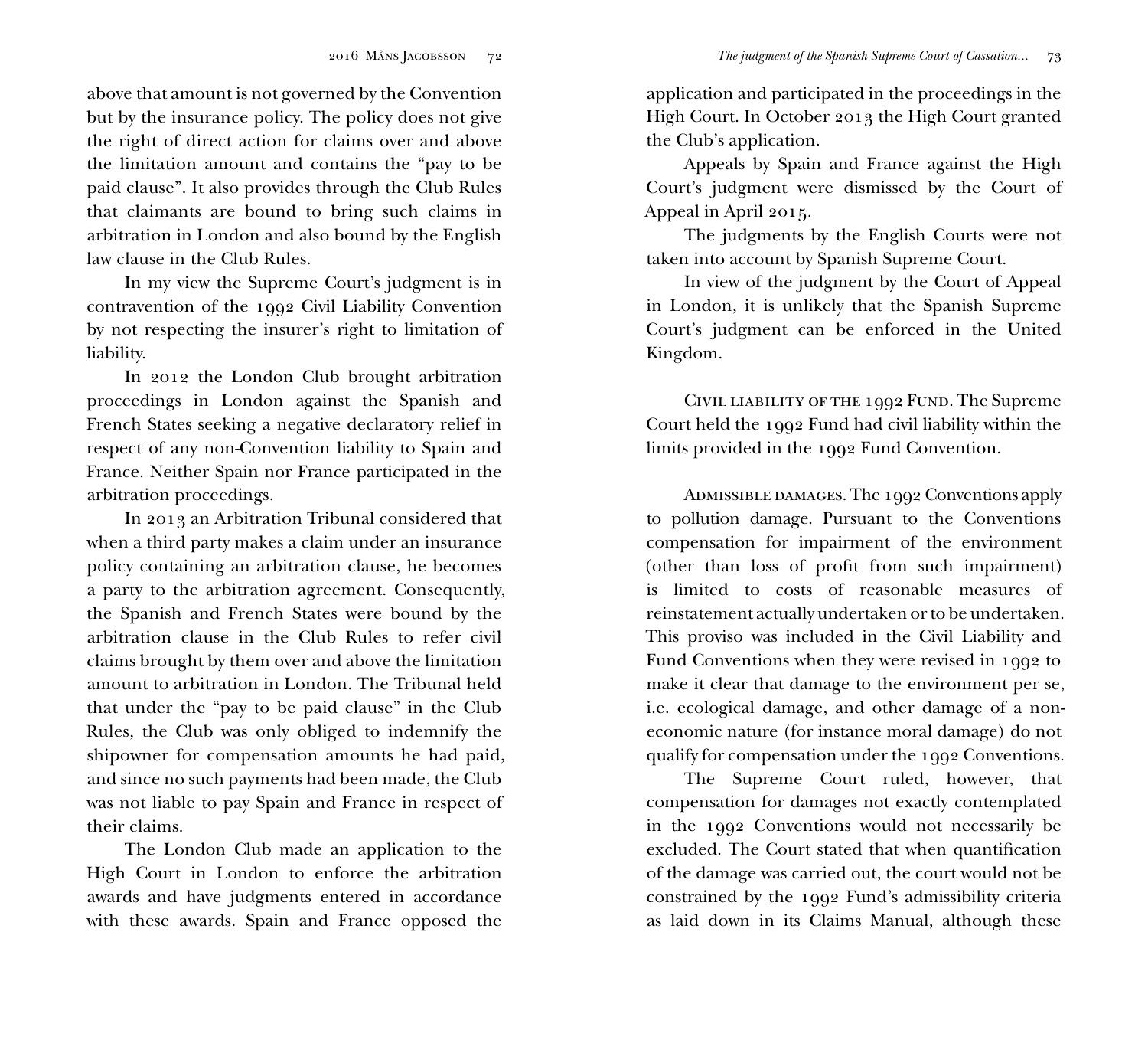above that amount is not governed by the Convention but by the insurance policy. The policy does not give the right of direct action for claims over and above the limitation amount and contains the "pay to be paid clause". It also provides through the Club Rules that claimants are bound to bring such claims in arbitration in London and also bound by the English law clause in the Club Rules.

In my view the Supreme Court's judgment is in contravention of the 1992 Civil Liability Convention by not respecting the insurer's right to limitation of liability.

In 2012 the London Club brought arbitration proceedings in London against the Spanish and French States seeking a negative declaratory relief in respect of any non-Convention liability to Spain and France. Neither Spain nor France participated in the arbitration proceedings.

In 2013 an Arbitration Tribunal considered that when a third party makes a claim under an insurance policy containing an arbitration clause, he becomes a party to the arbitration agreement. Consequently, the Spanish and French States were bound by the arbitration clause in the Club Rules to refer civil claims brought by them over and above the limitation amount to arbitration in London. The Tribunal held that under the "pay to be paid clause" in the Club Rules, the Club was only obliged to indemnify the shipowner for compensation amounts he had paid, and since no such payments had been made, the Club was not liable to pay Spain and France in respect of their claims.

The London Club made an application to the High Court in London to enforce the arbitration awards and have judgments entered in accordance with these awards. Spain and France opposed the application and participated in the proceedings in the High Court. In October 2013 the High Court granted the Club's application.

Appeals by Spain and France against the High Court's judgment were dismissed by the Court of Appeal in April 2015.

The judgments by the English Courts were not taken into account by Spanish Supreme Court.

In view of the judgment by the Court of Appeal in London, it is unlikely that the Spanish Supreme Court's judgment can be enforced in the United Kingdom.

Civil liability of the 1992 Fund. The Supreme Court held the 1992 Fund had civil liability within the limits provided in the 1992 Fund Convention.

Admissible damages. The 1992 Conventions apply to pollution damage. Pursuant to the Conventions compensation for impairment of the environment (other than loss of profit from such impairment) is limited to costs of reasonable measures of reinstatement actually undertaken or to be undertaken. This proviso was included in the Civil Liability and Fund Conventions when they were revised in 1992 to make it clear that damage to the environment per se, i.e. ecological damage, and other damage of a non-economic nature (for instance moral damage) do not qualify for compensation under the 1992 Conventions.

The Supreme Court ruled, however, that compensation for damages not exactly contemplated in the 1992 Conventions would not necessarily be excluded. The Court stated that when quantification of the damage was carried out, the court would not be constrained by the 1992 Fund's admissibility criteria as laid down in its Claims Manual, although these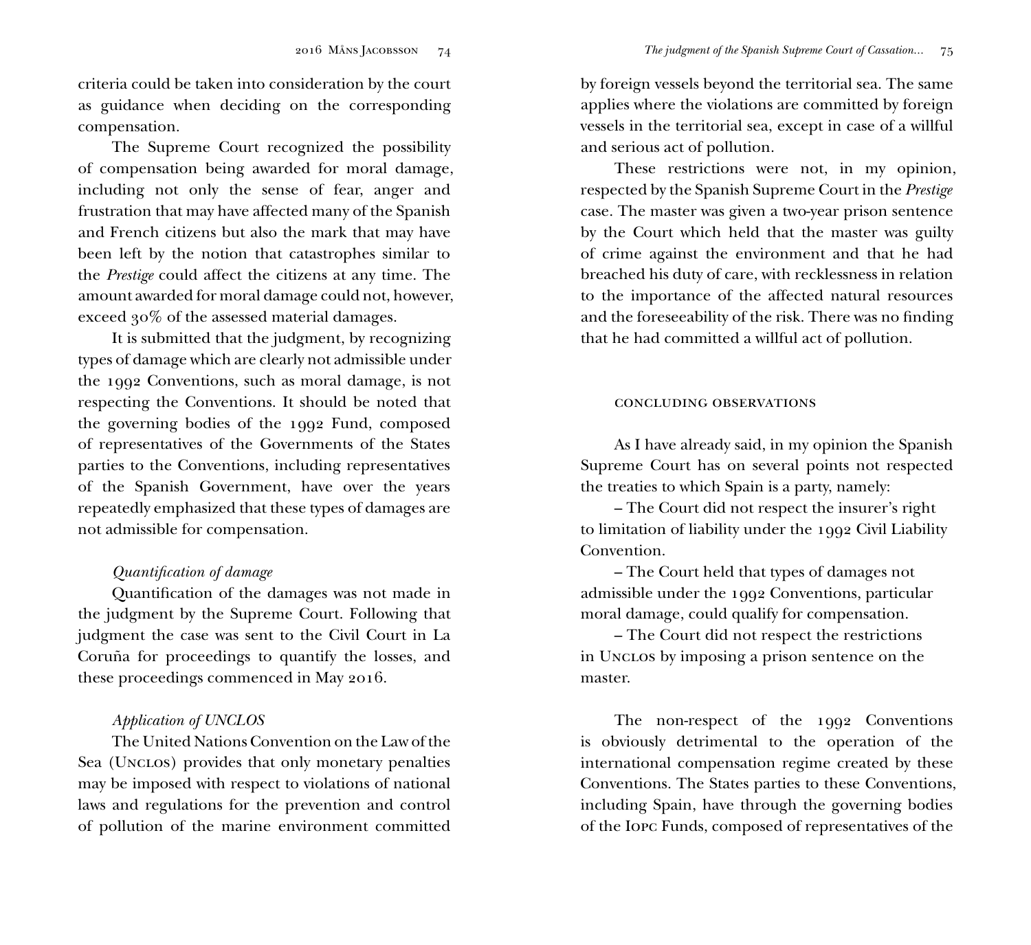criteria could be taken into consideration by the court as guidance when deciding on the corresponding compensation.

The Supreme Court recognized the possibility of compensation being awarded for moral damage, including not only the sense of fear, anger and frustration that may have affected many of the Spanish and French citizens but also the mark that may have been left by the notion that catastrophes similar to the *Prestige* could affect the citizens at any time. The amount awarded for moral damage could not, however, exceed 30% of the assessed material damages.

It is submitted that the judgment, by recognizing types of damage which are clearly not admissible under the 1992 Conventions, such as moral damage, is not respecting the Conventions. It should be noted that the governing bodies of the 1992 Fund, composed of representatives of the Governments of the States parties to the Conventions, including representatives of the Spanish Government, have over the years repeatedly emphasized that these types of damages are not admissible for compensation.

*Quantification of damage*

Quantification of the damages was not made in the judgment by the Supreme Court. Following that judgment the case was sent to the Civil Court in La Coruña for proceedings to quantify the losses, and these proceedings commenced in May 2016.

*Application of UNCLOS*

The United Nations Convention on the Law of the Sea (Unclos) provides that only monetary penalties may be imposed with respect to violations of national laws and regulations for the prevention and control of pollution of the marine environment committed by foreign vessels beyond the territorial sea. The same applies where the violations are committed by foreign vessels in the territorial sea, except in case of a willful and serious act of pollution.

These restrictions were not, in my opinion, respected by the Spanish Supreme Court in the *Prestige* case. The master was given a two-year prison sentence by the Court which held that the master was guilty of crime against the environment and that he had breached his duty of care, with recklessness in relation to the importance of the affected natural resources and the foreseeability of the risk. There was no finding that he had committed a willful act of pollution.

## Concluding observations

As I have already said, in my opinion the Spanish Supreme Court has on several points not respected the treaties to which Spain is a party, namely:

– The Court did not respect the insurer's right to limitation of liability under the 1992 Civil Liability Convention.

– The Court held that types of damages not admissible under the 1992 Conventions, particular moral damage, could qualify for compensation.

– The Court did not respect the restrictions in Unclos by imposing a prison sentence on the master.

The non-respect of the 1992 Conventions is obviously detrimental to the operation of the international compensation regime created by these Conventions. The States parties to these Conventions, including Spain, have through the governing bodies of the Iopc Funds, composed of representatives of the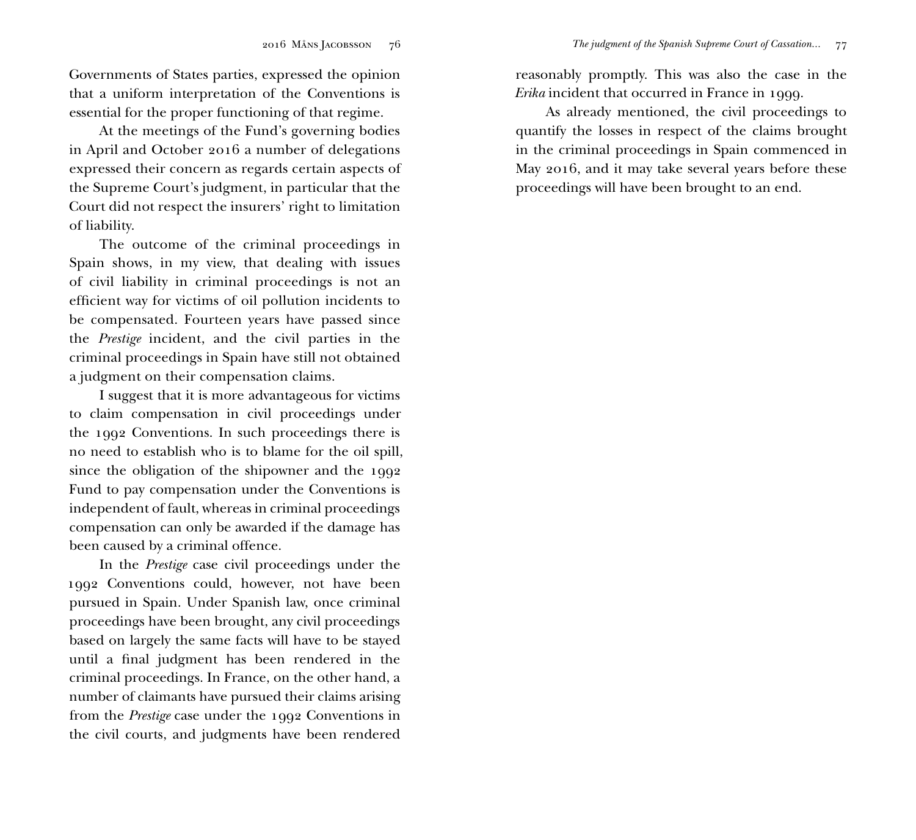Governments of States parties, expressed the opinion that a uniform interpretation of the Conventions is essential for the proper functioning of that regime.

At the meetings of the Fund's governing bodies in April and October 2016 a number of delegations expressed their concern as regards certain aspects of the Supreme Court's judgment, in particular that the Court did not respect the insurers' right to limitation of liability.

The outcome of the criminal proceedings in Spain shows, in my view, that dealing with issues of civil liability in criminal proceedings is not an efficient way for victims of oil pollution incidents to be compensated. Fourteen years have passed since the *Prestige* incident, and the civil parties in the criminal proceedings in Spain have still not obtained a judgment on their compensation claims.

I suggest that it is more advantageous for victims to claim compensation in civil proceedings under the 1992 Conventions. In such proceedings there is no need to establish who is to blame for the oil spill, since the obligation of the shipowner and the 1992 Fund to pay compensation under the Conventions is independent of fault, whereas in criminal proceedings compensation can only be awarded if the damage has been caused by a criminal offence.

In the *Prestige* case civil proceedings under the 1992 Conventions could, however, not have been pursued in Spain. Under Spanish law, once criminal proceedings have been brought, any civil proceedings based on largely the same facts will have to be stayed until a final judgment has been rendered in the criminal proceedings. In France, on the other hand, a number of claimants have pursued their claims arising from the *Prestige* case under the 1992 Conventions in the civil courts, and judgments have been rendered reasonably promptly. This was also the case in the *Erika* incident that occurred in France in 1999.

As already mentioned, the civil proceedings to quantify the losses in respect of the claims brought in the criminal proceedings in Spain commenced in May 2016, and it may take several years before these proceedings will have been brought to an end.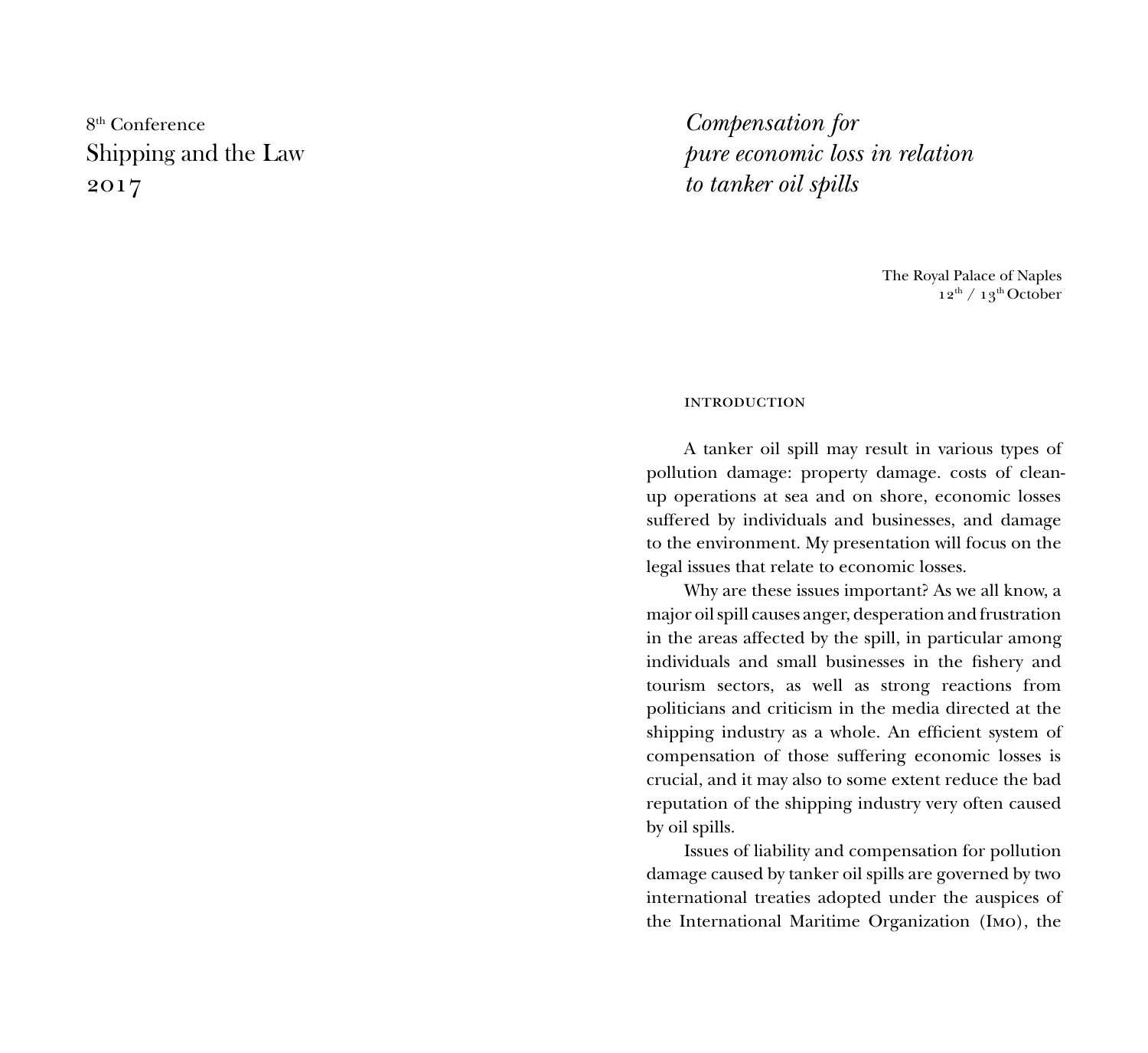8th Conference
Shipping and the Law
2017

# *Compensation for pure economic loss in relation to tanker oil spills*

The Royal Palace of Naples
12th / 13th October

## INTRODUCTION

A tanker oil spill may result in various types of pollution damage: property damage. costs of clean-up operations at sea and on shore, economic losses suffered by individuals and businesses, and damage to the environment. My presentation will focus on the legal issues that relate to economic losses.

Why are these issues important? As we all know, a major oil spill causes anger, desperation and frustration in the areas affected by the spill, in particular among individuals and small businesses in the fishery and tourism sectors, as well as strong reactions from politicians and criticism in the media directed at the shipping industry as a whole. An efficient system of compensation of those suffering economic losses is crucial, and it may also to some extent reduce the bad reputation of the shipping industry very often caused by oil spills.

Issues of liability and compensation for pollution damage caused by tanker oil spills are governed by two international treaties adopted under the auspices of the International Maritime Organization (IMO), the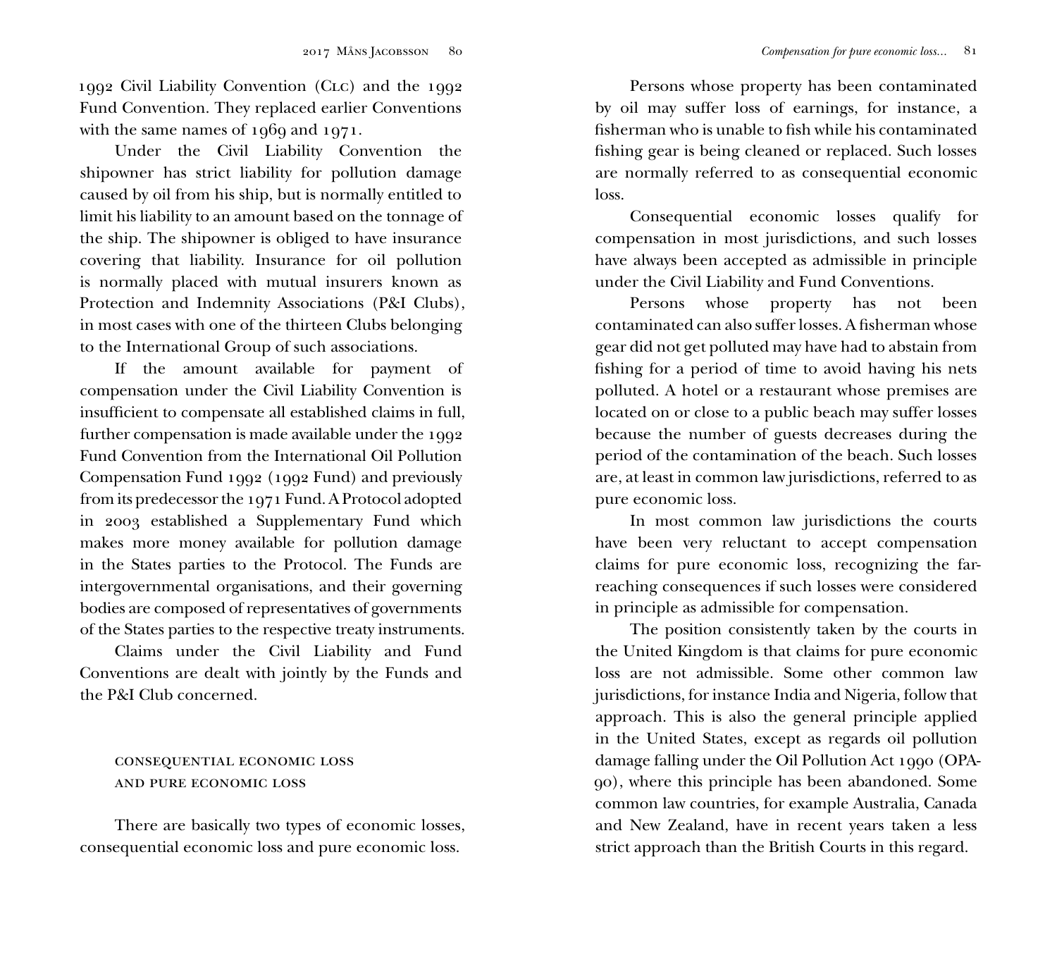1992 Civil Liability Convention (CLC) and the 1992 Fund Convention. They replaced earlier Conventions with the same names of 1969 and 1971.

Under the Civil Liability Convention the shipowner has strict liability for pollution damage caused by oil from his ship, but is normally entitled to limit his liability to an amount based on the tonnage of the ship. The shipowner is obliged to have insurance covering that liability. Insurance for oil pollution is normally placed with mutual insurers known as Protection and Indemnity Associations (P&I Clubs), in most cases with one of the thirteen Clubs belonging to the International Group of such associations.

If the amount available for payment of compensation under the Civil Liability Convention is insufficient to compensate all established claims in full, further compensation is made available under the 1992 Fund Convention from the International Oil Pollution Compensation Fund 1992 (1992 Fund) and previously from its predecessor the 1971 Fund. A Protocol adopted in 2003 established a Supplementary Fund which makes more money available for pollution damage in the States parties to the Protocol. The Funds are intergovernmental organisations, and their governing bodies are composed of representatives of governments of the States parties to the respective treaty instruments.

Claims under the Civil Liability and Fund Conventions are dealt with jointly by the Funds and the P&I Club concerned.

## Consequential economic loss and pure economic loss

There are basically two types of economic losses, consequential economic loss and pure economic loss.

Persons whose property has been contaminated by oil may suffer loss of earnings, for instance, a fisherman who is unable to fish while his contaminated fishing gear is being cleaned or replaced. Such losses are normally referred to as consequential economic loss.

Consequential economic losses qualify for compensation in most jurisdictions, and such losses have always been accepted as admissible in principle under the Civil Liability and Fund Conventions.

Persons whose property has not been contaminated can also suffer losses. A fisherman whose gear did not get polluted may have had to abstain from fishing for a period of time to avoid having his nets polluted. A hotel or a restaurant whose premises are located on or close to a public beach may suffer losses because the number of guests decreases during the period of the contamination of the beach. Such losses are, at least in common law jurisdictions, referred to as pure economic loss.

In most common law jurisdictions the courts have been very reluctant to accept compensation claims for pure economic loss, recognizing the far-reaching consequences if such losses were considered in principle as admissible for compensation.

The position consistently taken by the courts in the United Kingdom is that claims for pure economic loss are not admissible. Some other common law jurisdictions, for instance India and Nigeria, follow that approach. This is also the general principle applied in the United States, except as regards oil pollution damage falling under the Oil Pollution Act 1990 (OPA-90), where this principle has been abandoned. Some common law countries, for example Australia, Canada and New Zealand, have in recent years taken a less strict approach than the British Courts in this regard.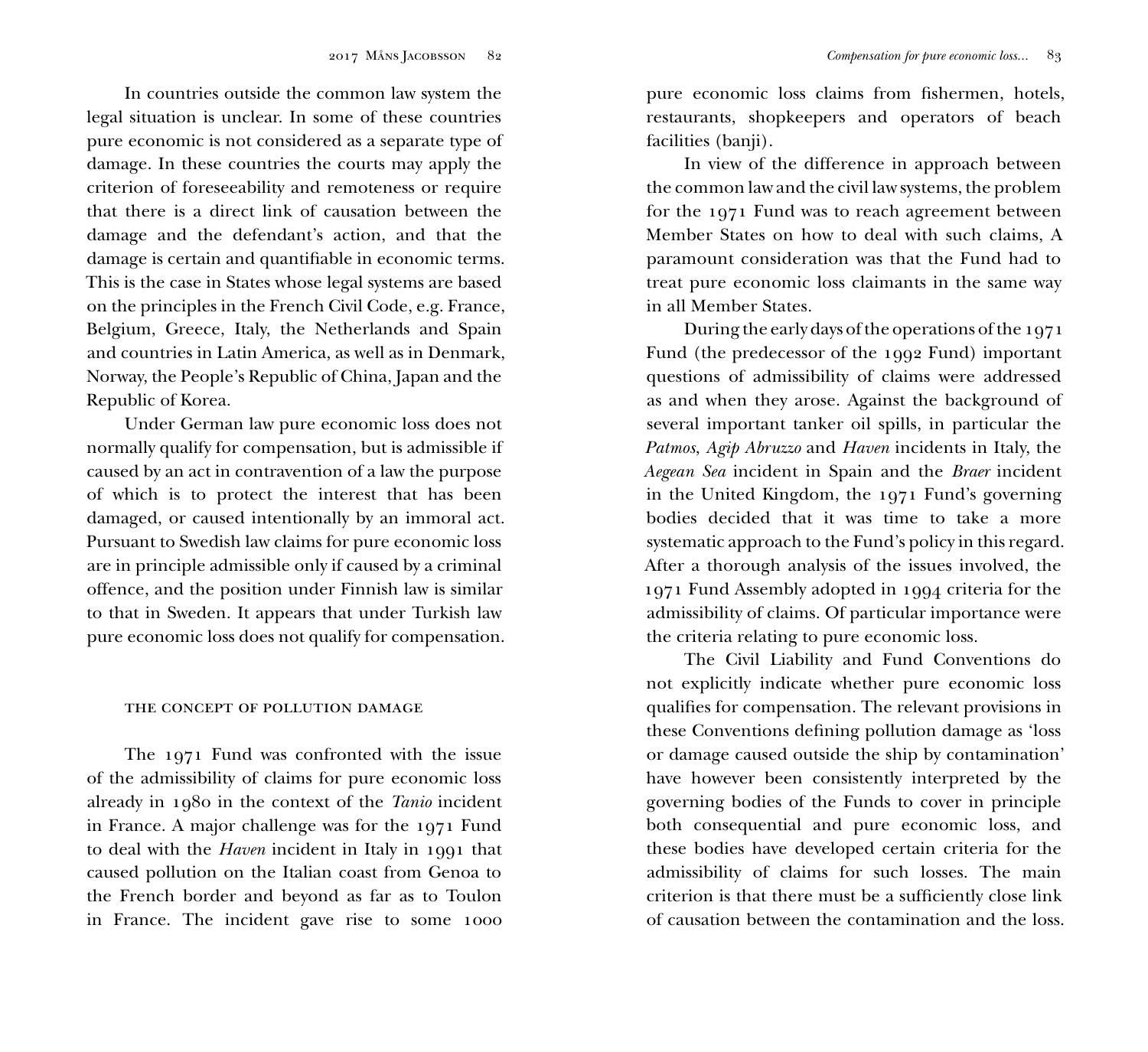In countries outside the common law system the legal situation is unclear. In some of these countries pure economic is not considered as a separate type of damage. In these countries the courts may apply the criterion of foreseeability and remoteness or require that there is a direct link of causation between the damage and the defendant's action, and that the damage is certain and quantifiable in economic terms. This is the case in States whose legal systems are based on the principles in the French Civil Code, e.g. France, Belgium, Greece, Italy, the Netherlands and Spain and countries in Latin America, as well as in Denmark, Norway, the People's Republic of China, Japan and the Republic of Korea.

Under German law pure economic loss does not normally qualify for compensation, but is admissible if caused by an act in contravention of a law the purpose of which is to protect the interest that has been damaged, or caused intentionally by an immoral act. Pursuant to Swedish law claims for pure economic loss are in principle admissible only if caused by a criminal offence, and the position under Finnish law is similar to that in Sweden. It appears that under Turkish law pure economic loss does not qualify for compensation.

## The concept of pollution damage

The 1971 Fund was confronted with the issue of the admissibility of claims for pure economic loss already in 1980 in the context of the *Tanio* incident in France. A major challenge was for the 1971 Fund to deal with the *Haven* incident in Italy in 1991 that caused pollution on the Italian coast from Genoa to the French border and beyond as far as to Toulon in France. The incident gave rise to some 1000 pure economic loss claims from fishermen, hotels, restaurants, shopkeepers and operators of beach facilities (banji).

In view of the difference in approach between the common law and the civil law systems, the problem for the 1971 Fund was to reach agreement between Member States on how to deal with such claims, A paramount consideration was that the Fund had to treat pure economic loss claimants in the same way in all Member States.

During the early days of the operations of the 1971 Fund (the predecessor of the 1992 Fund) important questions of admissibility of claims were addressed as and when they arose. Against the background of several important tanker oil spills, in particular the *Patmos*, *Agip Abruzzo* and *Haven* incidents in Italy, the *Aegean Sea* incident in Spain and the *Braer* incident in the United Kingdom, the 1971 Fund's governing bodies decided that it was time to take a more systematic approach to the Fund's policy in this regard. After a thorough analysis of the issues involved, the 1971 Fund Assembly adopted in 1994 criteria for the admissibility of claims. Of particular importance were the criteria relating to pure economic loss.

The Civil Liability and Fund Conventions do not explicitly indicate whether pure economic loss qualifies for compensation. The relevant provisions in these Conventions defining pollution damage as 'loss or damage caused outside the ship by contamination' have however been consistently interpreted by the governing bodies of the Funds to cover in principle both consequential and pure economic loss, and these bodies have developed certain criteria for the admissibility of claims for such losses. The main criterion is that there must be a sufficiently close link of causation between the contamination and the loss.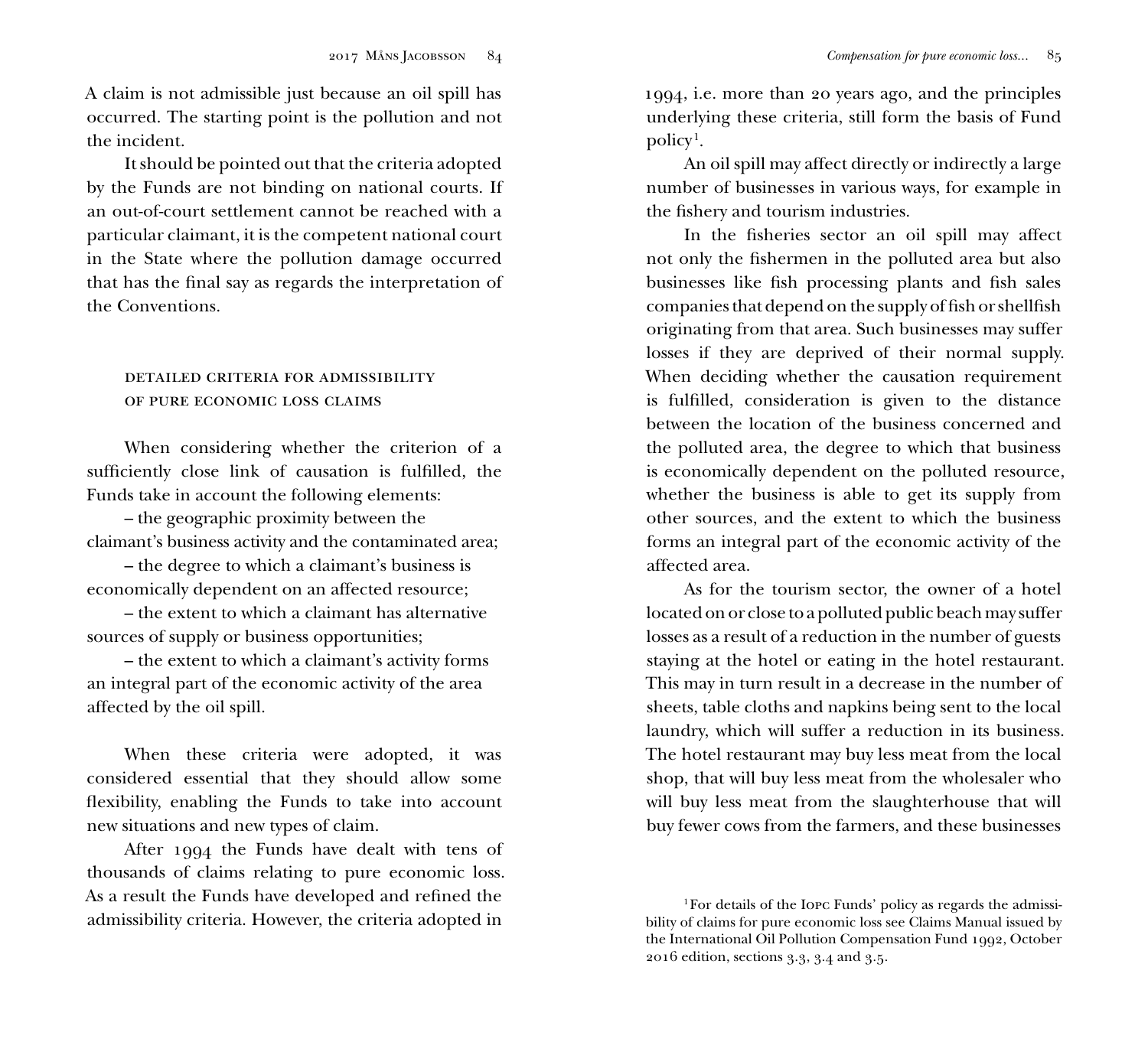A claim is not admissible just because an oil spill has occurred. The starting point is the pollution and not the incident.

It should be pointed out that the criteria adopted by the Funds are not binding on national courts. If an out-of-court settlement cannot be reached with a particular claimant, it is the competent national court in the State where the pollution damage occurred that has the final say as regards the interpretation of the Conventions.

## DETAILED CRITERIA FOR ADMISSIBILITY OF PURE ECONOMIC LOSS CLAIMS

When considering whether the criterion of a sufficiently close link of causation is fulfilled, the Funds take in account the following elements:

– the geographic proximity between the claimant's business activity and the contaminated area;

– the degree to which a claimant's business is economically dependent on an affected resource;

– the extent to which a claimant has alternative sources of supply or business opportunities;

– the extent to which a claimant's activity forms an integral part of the economic activity of the area affected by the oil spill.

When these criteria were adopted, it was considered essential that they should allow some flexibility, enabling the Funds to take into account new situations and new types of claim.

After 1994 the Funds have dealt with tens of thousands of claims relating to pure economic loss. As a result the Funds have developed and refined the admissibility criteria. However, the criteria adopted in 1994, i.e. more than 20 years ago, and the principles underlying these criteria, still form the basis of Fund policy[1].

An oil spill may affect directly or indirectly a large number of businesses in various ways, for example in the fishery and tourism industries.

In the fisheries sector an oil spill may affect not only the fishermen in the polluted area but also businesses like fish processing plants and fish sales companies that depend on the supply of fish or shellfish originating from that area. Such businesses may suffer losses if they are deprived of their normal supply. When deciding whether the causation requirement is fulfilled, consideration is given to the distance between the location of the business concerned and the polluted area, the degree to which that business is economically dependent on the polluted resource, whether the business is able to get its supply from other sources, and the extent to which the business forms an integral part of the economic activity of the affected area.

As for the tourism sector, the owner of a hotel located on or close to a polluted public beach may suffer losses as a result of a reduction in the number of guests staying at the hotel or eating in the hotel restaurant. This may in turn result in a decrease in the number of sheets, table cloths and napkins being sent to the local laundry, which will suffer a reduction in its business. The hotel restaurant may buy less meat from the local shop, that will buy less meat from the wholesaler who will buy less meat from the slaughterhouse that will buy fewer cows from the farmers, and these businesses

[1] For details of the IOPC Funds' policy as regards the admissibility of claims for pure economic loss see Claims Manual issued by the International Oil Pollution Compensation Fund 1992, October 2016 edition, sections 3.3, 3.4 and 3.5.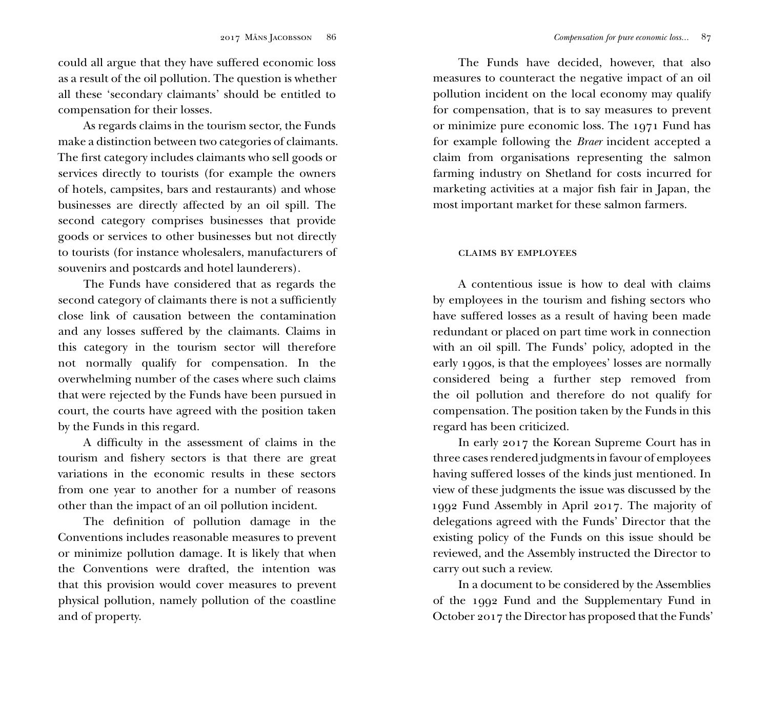could all argue that they have suffered economic loss as a result of the oil pollution. The question is whether all these 'secondary claimants' should be entitled to compensation for their losses.

As regards claims in the tourism sector, the Funds make a distinction between two categories of claimants. The first category includes claimants who sell goods or services directly to tourists (for example the owners of hotels, campsites, bars and restaurants) and whose businesses are directly affected by an oil spill. The second category comprises businesses that provide goods or services to other businesses but not directly to tourists (for instance wholesalers, manufacturers of souvenirs and postcards and hotel launderers).

The Funds have considered that as regards the second category of claimants there is not a sufficiently close link of causation between the contamination and any losses suffered by the claimants. Claims in this category in the tourism sector will therefore not normally qualify for compensation. In the overwhelming number of the cases where such claims that were rejected by the Funds have been pursued in court, the courts have agreed with the position taken by the Funds in this regard.

A difficulty in the assessment of claims in the tourism and fishery sectors is that there are great variations in the economic results in these sectors from one year to another for a number of reasons other than the impact of an oil pollution incident.

The definition of pollution damage in the Conventions includes reasonable measures to prevent or minimize pollution damage. It is likely that when the Conventions were drafted, the intention was that this provision would cover measures to prevent physical pollution, namely pollution of the coastline and of property.

The Funds have decided, however, that also measures to counteract the negative impact of an oil pollution incident on the local economy may qualify for compensation, that is to say measures to prevent or minimize pure economic loss. The 1971 Fund has for example following the *Braer* incident accepted a claim from organisations representing the salmon farming industry on Shetland for costs incurred for marketing activities at a major fish fair in Japan, the most important market for these salmon farmers.

## CLAIMS BY EMPLOYEES

A contentious issue is how to deal with claims by employees in the tourism and fishing sectors who have suffered losses as a result of having been made redundant or placed on part time work in connection with an oil spill. The Funds' policy, adopted in the early 1990s, is that the employees' losses are normally considered being a further step removed from the oil pollution and therefore do not qualify for compensation. The position taken by the Funds in this regard has been criticized.

In early 2017 the Korean Supreme Court has in three cases rendered judgments in favour of employees having suffered losses of the kinds just mentioned. In view of these judgments the issue was discussed by the 1992 Fund Assembly in April 2017. The majority of delegations agreed with the Funds' Director that the existing policy of the Funds on this issue should be reviewed, and the Assembly instructed the Director to carry out such a review.

In a document to be considered by the Assemblies of the 1992 Fund and the Supplementary Fund in October 2017 the Director has proposed that the Funds'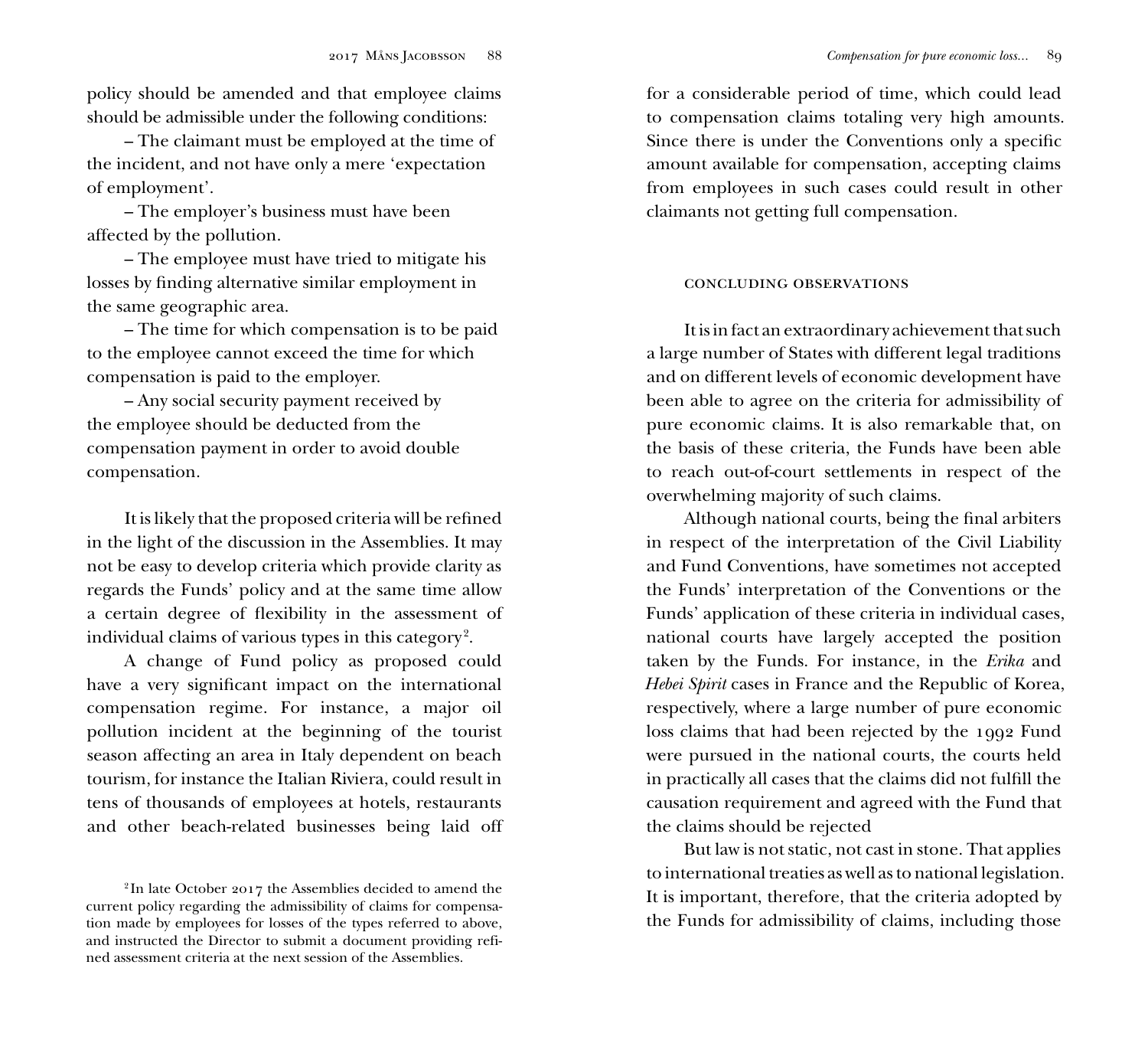policy should be amended and that employee claims should be admissible under the following conditions:

– The claimant must be employed at the time of the incident, and not have only a mere 'expectation of employment'.

– The employer's business must have been affected by the pollution.

– The employee must have tried to mitigate his losses by finding alternative similar employment in the same geographic area.

– The time for which compensation is to be paid to the employee cannot exceed the time for which compensation is paid to the employer.

– Any social security payment received by the employee should be deducted from the compensation payment in order to avoid double compensation.

It is likely that the proposed criteria will be refined in the light of the discussion in the Assemblies. It may not be easy to develop criteria which provide clarity as regards the Funds' policy and at the same time allow a certain degree of flexibility in the assessment of individual claims of various types in this category[2].

A change of Fund policy as proposed could have a very significant impact on the international compensation regime. For instance, a major oil pollution incident at the beginning of the tourist season affecting an area in Italy dependent on beach tourism, for instance the Italian Riviera, could result in tens of thousands of employees at hotels, restaurants and other beach-related businesses being laid off for a considerable period of time, which could lead to compensation claims totaling very high amounts. Since there is under the Conventions only a specific amount available for compensation, accepting claims from employees in such cases could result in other claimants not getting full compensation.

[2] In late October 2017 the Assemblies decided to amend the current policy regarding the admissibility of claims for compensation made by employees for losses of the types referred to above, and instructed the Director to submit a document providing refined assessment criteria at the next session of the Assemblies.

## Concluding observations

It is in fact an extraordinary achievement that such a large number of States with different legal traditions and on different levels of economic development have been able to agree on the criteria for admissibility of pure economic claims. It is also remarkable that, on the basis of these criteria, the Funds have been able to reach out-of-court settlements in respect of the overwhelming majority of such claims.

Although national courts, being the final arbiters in respect of the interpretation of the Civil Liability and Fund Conventions, have sometimes not accepted the Funds' interpretation of the Conventions or the Funds' application of these criteria in individual cases, national courts have largely accepted the position taken by the Funds. For instance, in the *Erika* and *Hebei Spirit* cases in France and the Republic of Korea, respectively, where a large number of pure economic loss claims that had been rejected by the 1992 Fund were pursued in the national courts, the courts held in practically all cases that the claims did not fulfill the causation requirement and agreed with the Fund that the claims should be rejected

But law is not static, not cast in stone. That applies to international treaties as well as to national legislation. It is important, therefore, that the criteria adopted by the Funds for admissibility of claims, including those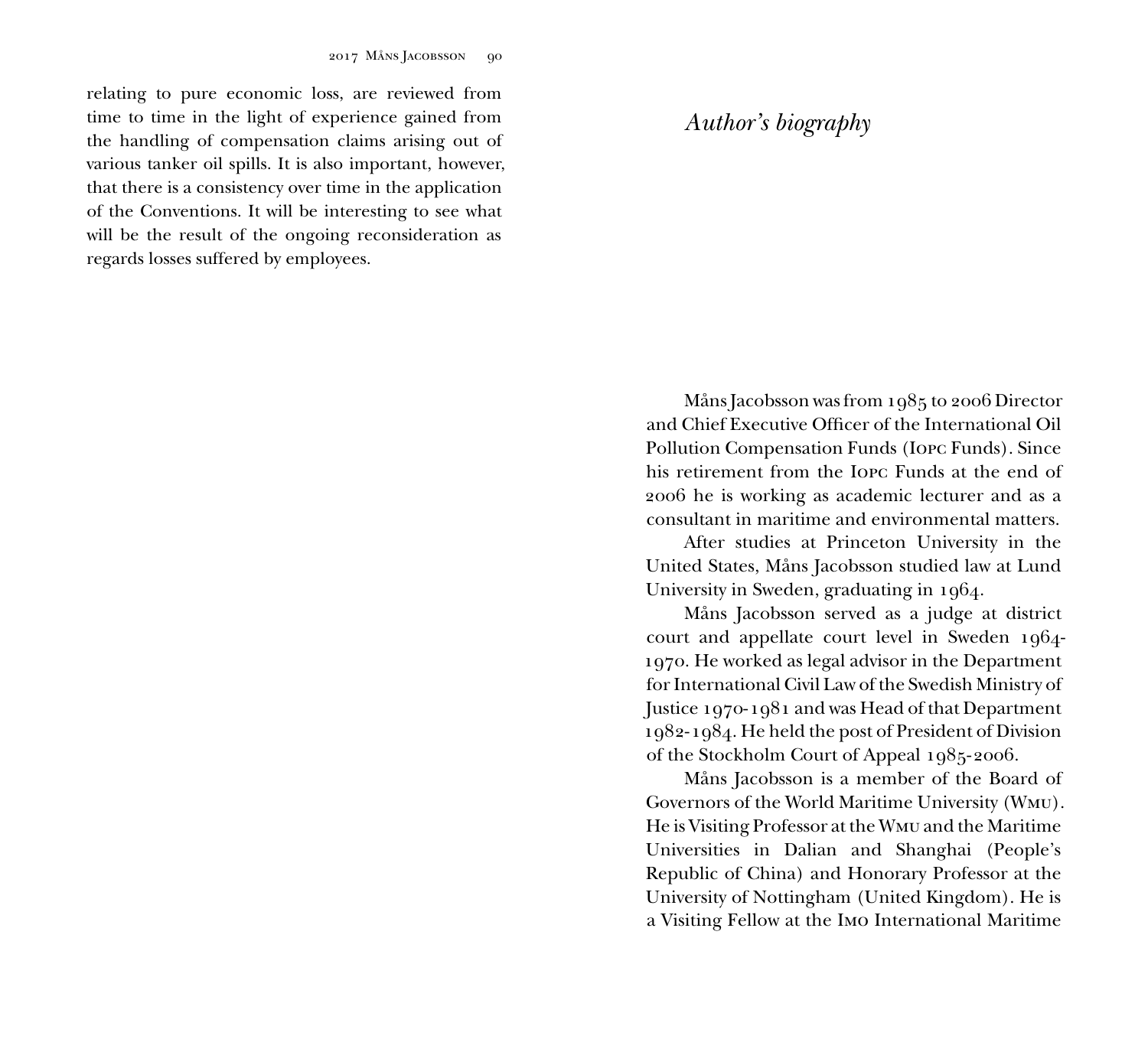relating to pure economic loss, are reviewed from time to time in the light of experience gained from the handling of compensation claims arising out of various tanker oil spills. It is also important, however, that there is a consistency over time in the application of the Conventions. It will be interesting to see what will be the result of the ongoing reconsideration as regards losses suffered by employees.

## *Author's biography*

Måns Jacobsson was from 1985 to 2006 Director and Chief Executive Officer of the International Oil Pollution Compensation Funds (IOPC Funds). Since his retirement from the IOPC Funds at the end of 2006 he is working as academic lecturer and as a consultant in maritime and environmental matters.

After studies at Princeton University in the United States, Måns Jacobsson studied law at Lund University in Sweden, graduating in 1964.

Måns Jacobsson served as a judge at district court and appellate court level in Sweden 1964-1970. He worked as legal advisor in the Department for International Civil Law of the Swedish Ministry of Justice 1970-1981 and was Head of that Department 1982-1984. He held the post of President of Division of the Stockholm Court of Appeal 1985-2006.

Måns Jacobsson is a member of the Board of Governors of the World Maritime University (WMU). He is Visiting Professor at the WMU and the Maritime Universities in Dalian and Shanghai (People's Republic of China) and Honorary Professor at the University of Nottingham (United Kingdom). He is a Visiting Fellow at the IMO International Maritime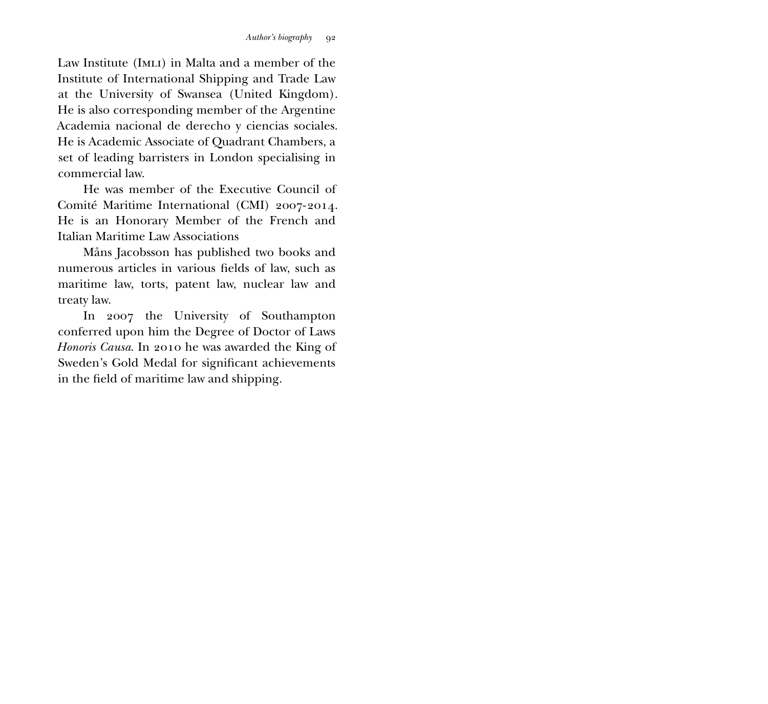Law Institute (IMLI) in Malta and a member of the Institute of International Shipping and Trade Law at the University of Swansea (United Kingdom). He is also corresponding member of the Argentine Academia nacional de derecho y ciencias sociales. He is Academic Associate of Quadrant Chambers, a set of leading barristers in London specialising in commercial law.

He was member of the Executive Council of Comité Maritime International (CMI) 2007-2014. He is an Honorary Member of the French and Italian Maritime Law Associations

Måns Jacobsson has published two books and numerous articles in various fields of law, such as maritime law, torts, patent law, nuclear law and treaty law.

In 2007 the University of Southampton conferred upon him the Degree of Doctor of Laws *Honoris Causa.* In 2010 he was awarded the King of Sweden's Gold Medal for significant achievements in the field of maritime law and shipping.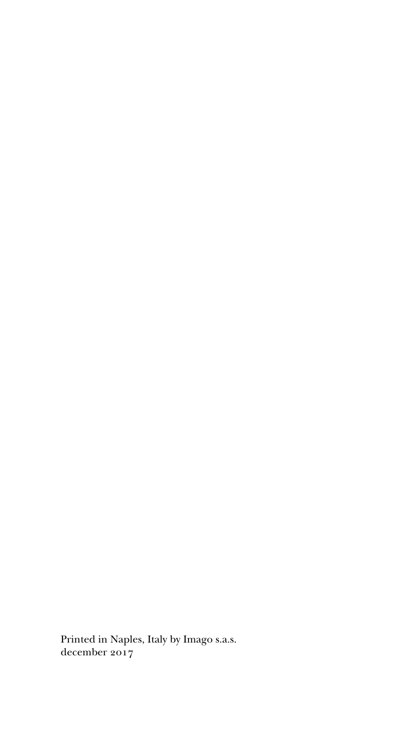Printed in Naples, Italy by Imago s.a.s.
december 2017